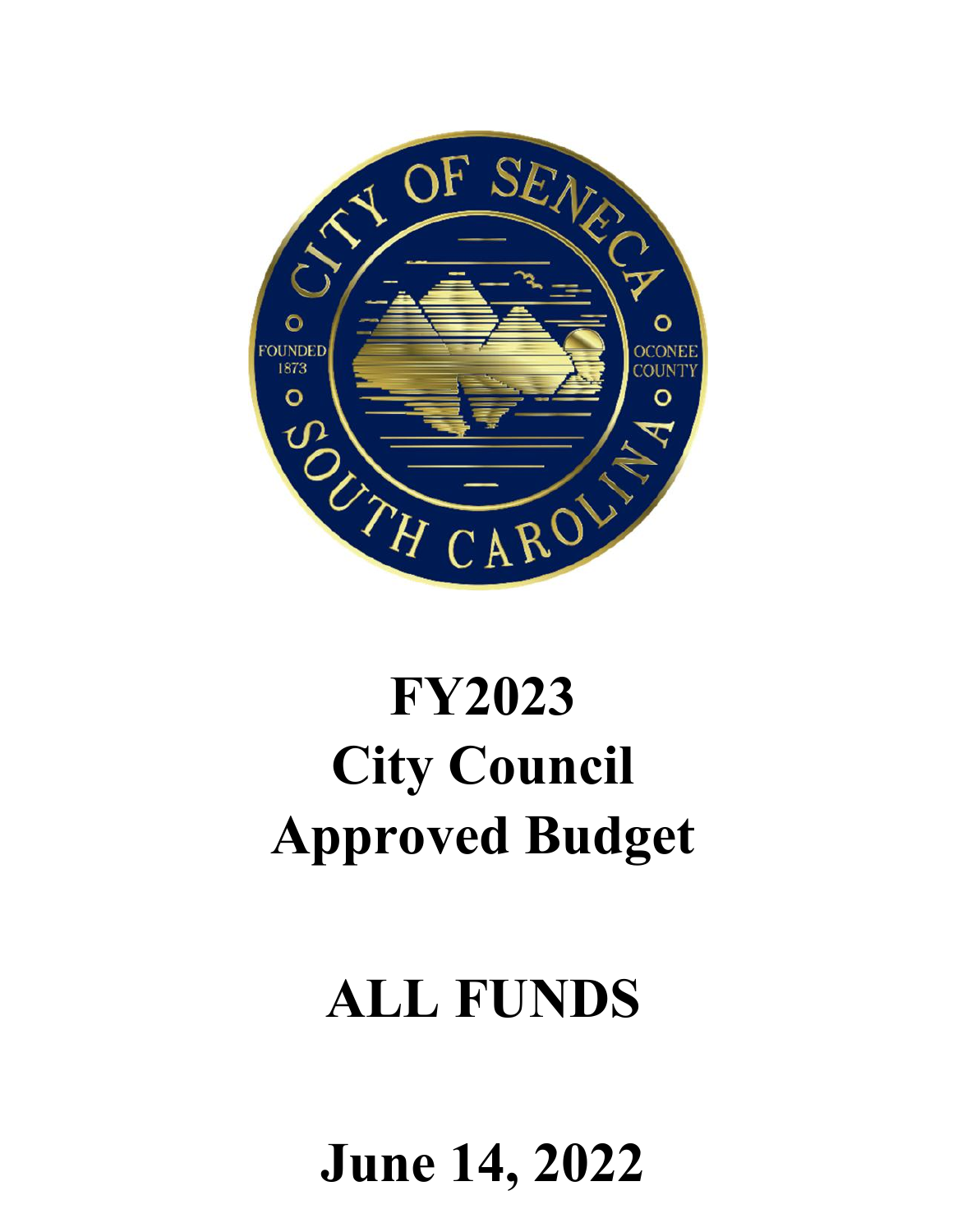# FY2023
# City Council
# Approved Budget

# ALL FUNDS

# June 14, 2022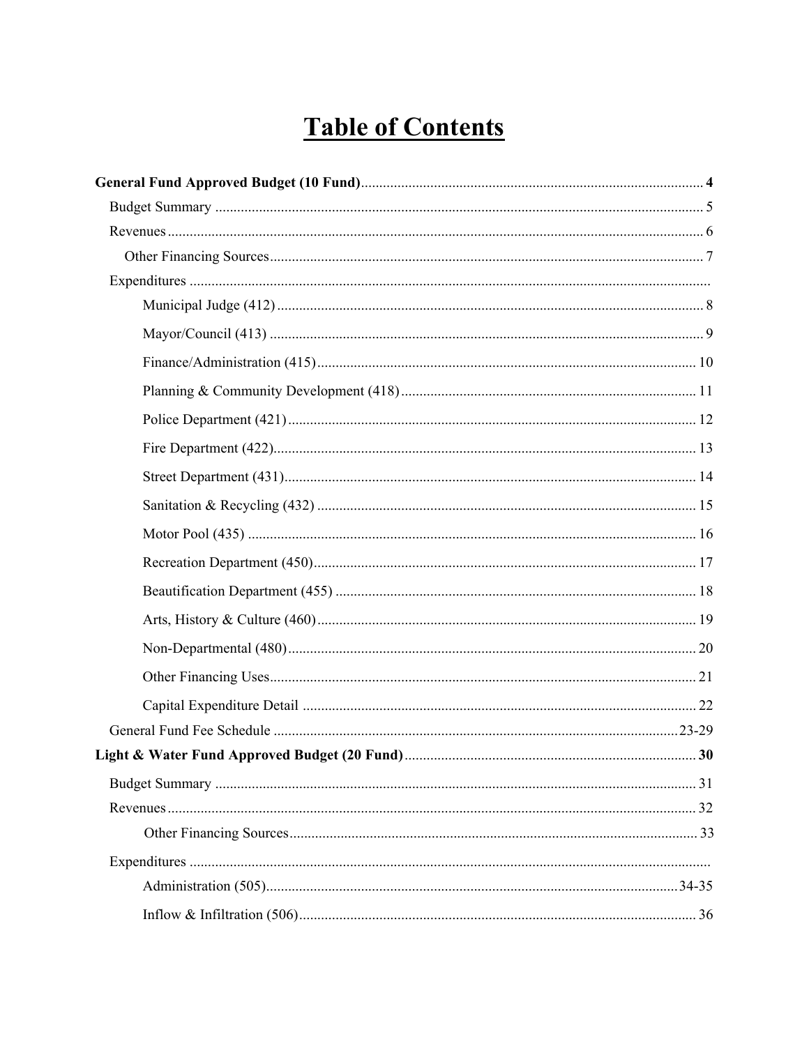# Table of Contents

**General Fund Approved Budget (10 Fund)** ..... **4**

- Budget Summary ..... 5
- Revenues ..... 6
  - Other Financing Sources ..... 7
- Expenditures
  - Municipal Judge (412) ..... 8
  - Mayor/Council (413) ..... 9
  - Finance/Administration (415) ..... 10
  - Planning & Community Development (418) ..... 11
  - Police Department (421) ..... 12
  - Fire Department (422) ..... 13
  - Street Department (431) ..... 14
  - Sanitation & Recycling (432) ..... 15
  - Motor Pool (435) ..... 16
  - Recreation Department (450) ..... 17
  - Beautification Department (455) ..... 18
  - Arts, History & Culture (460) ..... 19
  - Non-Departmental (480) ..... 20
  - Other Financing Uses ..... 21
  - Capital Expenditure Detail ..... 22
- General Fund Fee Schedule ..... 23-29

**Light & Water Fund Approved Budget (20 Fund)** ..... **30**

- Budget Summary ..... 31
- Revenues ..... 32
  - Other Financing Sources ..... 33
- Expenditures
  - Administration (505) ..... 34-35
  - Inflow & Infiltration (506) ..... 36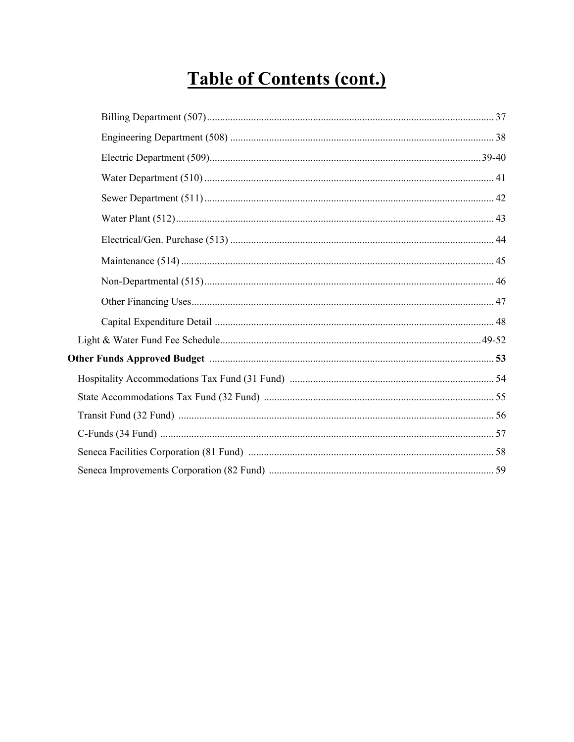# Table of Contents (cont.)

- Billing Department (507) .......... 37
- Engineering Department (508) .......... 38
- Electric Department (509) .......... 39-40
- Water Department (510) .......... 41
- Sewer Department (511) .......... 42
- Water Plant (512) .......... 43
- Electrical/Gen. Purchase (513) .......... 44
- Maintenance (514) .......... 45
- Non-Departmental (515) .......... 46
- Other Financing Uses .......... 47
- Capital Expenditure Detail .......... 48

Light & Water Fund Fee Schedule .......... 49-52

**Other Funds Approved Budget .......... 53**

- Hospitality Accommodations Tax Fund (31 Fund) .......... 54
- State Accommodations Tax Fund (32 Fund) .......... 55
- Transit Fund (32 Fund) .......... 56
- C-Funds (34 Fund) .......... 57
- Seneca Facilities Corporation (81 Fund) .......... 58
- Seneca Improvements Corporation (82 Fund) .......... 59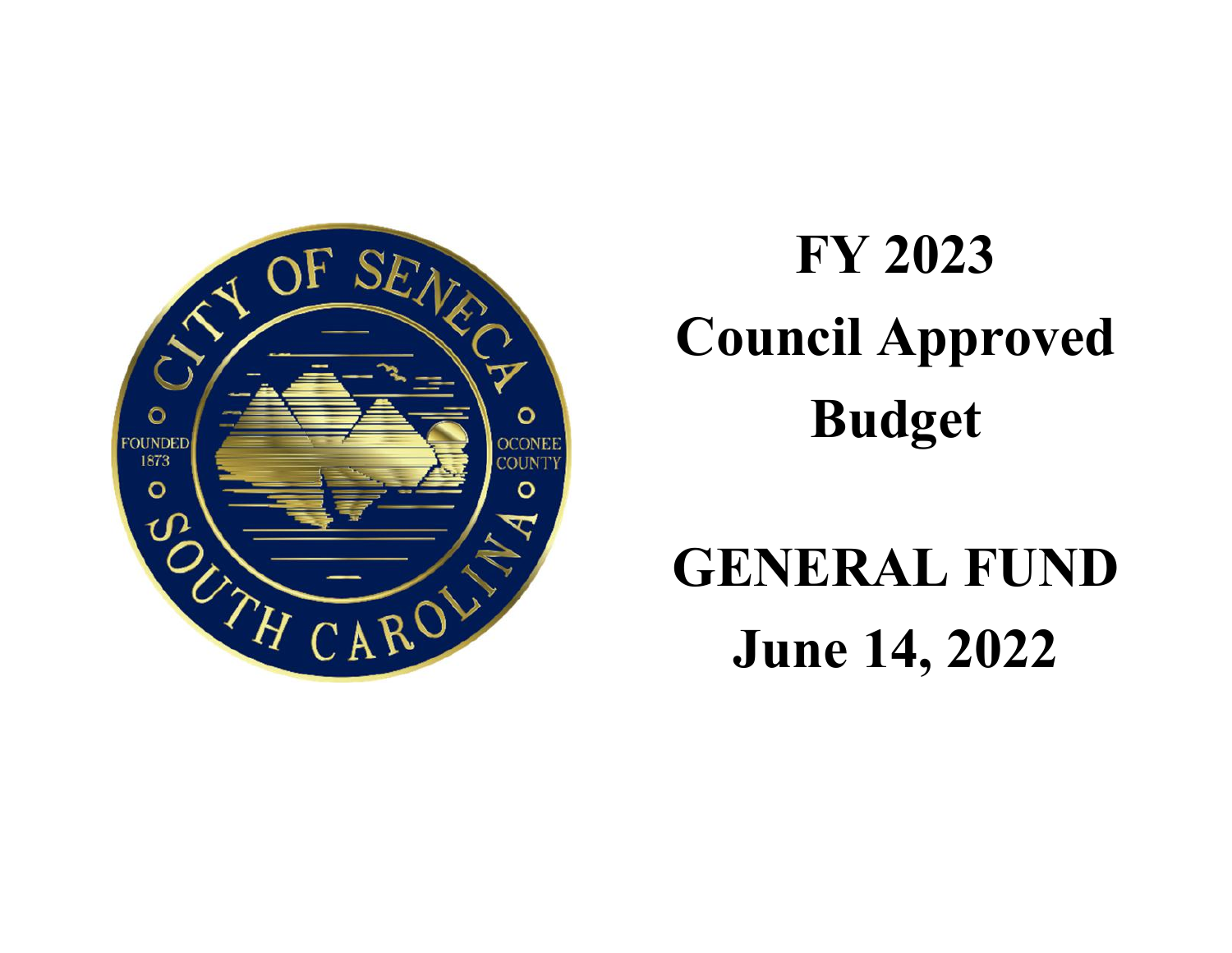# FY 2023

# Council Approved Budget

# GENERAL FUND

# June 14, 2022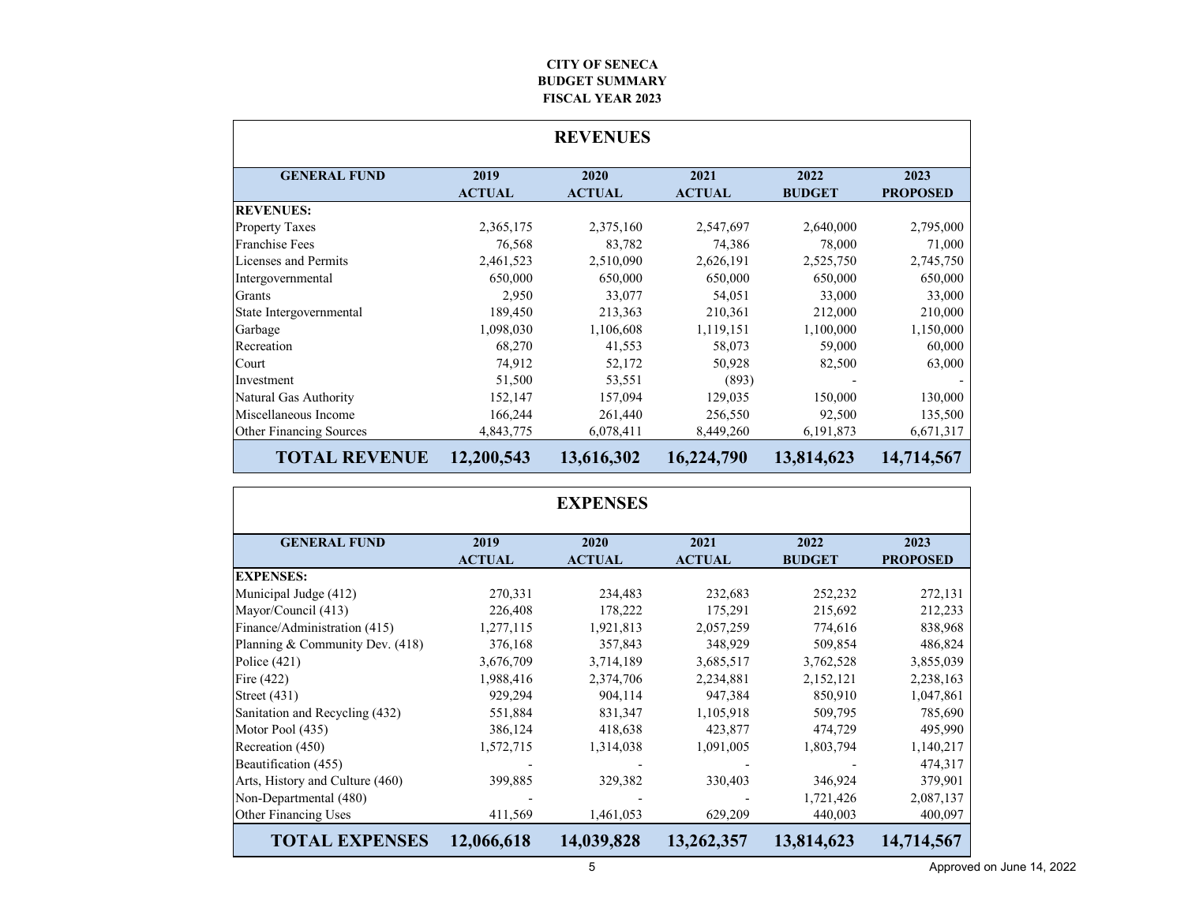**CITY OF SENECA**
**BUDGET SUMMARY**
**FISCAL YEAR 2023**

## REVENUES

| GENERAL FUND | 2019 ACTUAL | 2020 ACTUAL | 2021 ACTUAL | 2022 BUDGET | 2023 PROPOSED |
|---|---|---|---|---|---|
| **REVENUES:** | | | | | |
| Property Taxes | 2,365,175 | 2,375,160 | 2,547,697 | 2,640,000 | 2,795,000 |
| Franchise Fees | 76,568 | 83,782 | 74,386 | 78,000 | 71,000 |
| Licenses and Permits | 2,461,523 | 2,510,090 | 2,626,191 | 2,525,750 | 2,745,750 |
| Intergovernmental | 650,000 | 650,000 | 650,000 | 650,000 | 650,000 |
| Grants | 2,950 | 33,077 | 54,051 | 33,000 | 33,000 |
| State Intergovernmental | 189,450 | 213,363 | 210,361 | 212,000 | 210,000 |
| Garbage | 1,098,030 | 1,106,608 | 1,119,151 | 1,100,000 | 1,150,000 |
| Recreation | 68,270 | 41,553 | 58,073 | 59,000 | 60,000 |
| Court | 74,912 | 52,172 | 50,928 | 82,500 | 63,000 |
| Investment | 51,500 | 53,551 | (893) | - | - |
| Natural Gas Authority | 152,147 | 157,094 | 129,035 | 150,000 | 130,000 |
| Miscellaneous Income | 166,244 | 261,440 | 256,550 | 92,500 | 135,500 |
| Other Financing Sources | 4,843,775 | 6,078,411 | 8,449,260 | 6,191,873 | 6,671,317 |
| **TOTAL REVENUE** | **12,200,543** | **13,616,302** | **16,224,790** | **13,814,623** | **14,714,567** |

## EXPENSES

| GENERAL FUND | 2019 ACTUAL | 2020 ACTUAL | 2021 ACTUAL | 2022 BUDGET | 2023 PROPOSED |
|---|---|---|---|---|---|
| **EXPENSES:** | | | | | |
| Municipal Judge (412) | 270,331 | 234,483 | 232,683 | 252,232 | 272,131 |
| Mayor/Council (413) | 226,408 | 178,222 | 175,291 | 215,692 | 212,233 |
| Finance/Administration (415) | 1,277,115 | 1,921,813 | 2,057,259 | 774,616 | 838,968 |
| Planning & Community Dev. (418) | 376,168 | 357,843 | 348,929 | 509,854 | 486,824 |
| Police (421) | 3,676,709 | 3,714,189 | 3,685,517 | 3,762,528 | 3,855,039 |
| Fire (422) | 1,988,416 | 2,374,706 | 2,234,881 | 2,152,121 | 2,238,163 |
| Street (431) | 929,294 | 904,114 | 947,384 | 850,910 | 1,047,861 |
| Sanitation and Recycling (432) | 551,884 | 831,347 | 1,105,918 | 509,795 | 785,690 |
| Motor Pool (435) | 386,124 | 418,638 | 423,877 | 474,729 | 495,990 |
| Recreation (450) | 1,572,715 | 1,314,038 | 1,091,005 | 1,803,794 | 1,140,217 |
| Beautification (455) | - | - | - | - | 474,317 |
| Arts, History and Culture (460) | 399,885 | 329,382 | 330,403 | 346,924 | 379,901 |
| Non-Departmental (480) | - | - | - | 1,721,426 | 2,087,137 |
| Other Financing Uses | 411,569 | 1,461,053 | 629,209 | 440,003 | 400,097 |
| **TOTAL EXPENSES** | **12,066,618** | **14,039,828** | **13,262,357** | **13,814,623** | **14,714,567** |

Approved on June 14, 2022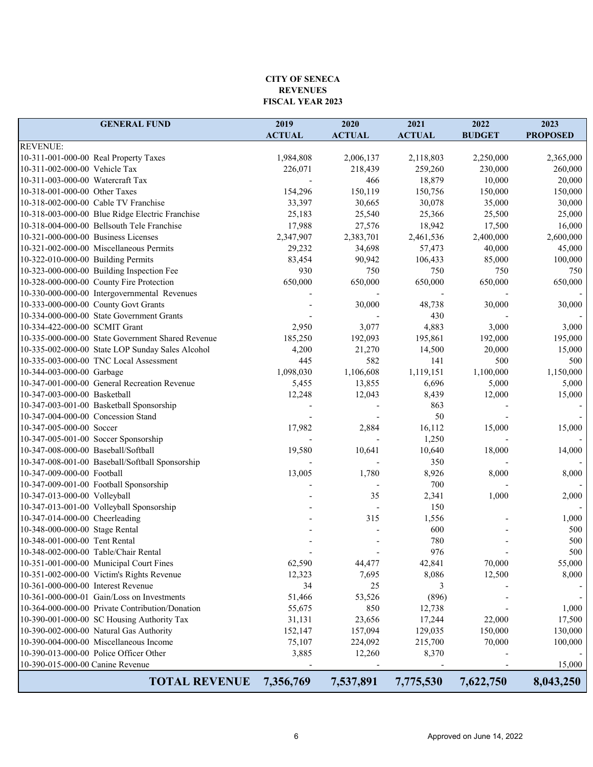**CITY OF SENECA**
**REVENUES**
**FISCAL YEAR 2023**

| GENERAL FUND | 2019 ACTUAL | 2020 ACTUAL | 2021 ACTUAL | 2022 BUDGET | 2023 PROPOSED |
|---|---|---|---|---|---|
| REVENUE: | | | | | |
| 10-311-001-000-00 Real Property Taxes | 1,984,808 | 2,006,137 | 2,118,803 | 2,250,000 | 2,365,000 |
| 10-311-002-000-00 Vehicle Tax | 226,071 | 218,439 | 259,260 | 230,000 | 260,000 |
| 10-311-003-000-00 Watercraft Tax | - | 466 | 18,879 | 10,000 | 20,000 |
| 10-318-001-000-00 Other Taxes | 154,296 | 150,119 | 150,756 | 150,000 | 150,000 |
| 10-318-002-000-00 Cable TV Franchise | 33,397 | 30,665 | 30,078 | 35,000 | 30,000 |
| 10-318-003-000-00 Blue Ridge Electric Franchise | 25,183 | 25,540 | 25,366 | 25,500 | 25,000 |
| 10-318-004-000-00 Bellsouth Tele Franchise | 17,988 | 27,576 | 18,942 | 17,500 | 16,000 |
| 10-321-000-000-00 Business Licenses | 2,347,907 | 2,383,701 | 2,461,536 | 2,400,000 | 2,600,000 |
| 10-321-002-000-00 Miscellaneous Permits | 29,232 | 34,698 | 57,473 | 40,000 | 45,000 |
| 10-322-010-000-00 Building Permits | 83,454 | 90,942 | 106,433 | 85,000 | 100,000 |
| 10-323-000-000-00 Building Inspection Fee | 930 | 750 | 750 | 750 | 750 |
| 10-328-000-000-00 County Fire Protection | 650,000 | 650,000 | 650,000 | 650,000 | 650,000 |
| 10-330-000-000-00 Intergovernmental Revenues | - | - | - | - | - |
| 10-333-000-000-00 County Govt Grants | - | 30,000 | 48,738 | 30,000 | 30,000 |
| 10-334-000-000-00 State Government Grants | - | - | 430 | - | - |
| 10-334-422-000-00 SCMIT Grant | 2,950 | 3,077 | 4,883 | 3,000 | 3,000 |
| 10-335-000-000-00 State Government Shared Revenue | 185,250 | 192,093 | 195,861 | 192,000 | 195,000 |
| 10-335-002-000-00 State LOP Sunday Sales Alcohol | 4,200 | 21,270 | 14,500 | 20,000 | 15,000 |
| 10-335-003-000-00 TNC Local Assessment | 445 | 582 | 141 | 500 | 500 |
| 10-344-003-000-00 Garbage | 1,098,030 | 1,106,608 | 1,119,151 | 1,100,000 | 1,150,000 |
| 10-347-001-000-00 General Recreation Revenue | 5,455 | 13,855 | 6,696 | 5,000 | 5,000 |
| 10-347-003-000-00 Basketball | 12,248 | 12,043 | 8,439 | 12,000 | 15,000 |
| 10-347-003-001-00 Basketball Sponsorship | - | - | 863 | - | - |
| 10-347-004-000-00 Concession Stand | - | - | 50 | - | - |
| 10-347-005-000-00 Soccer | 17,982 | 2,884 | 16,112 | 15,000 | 15,000 |
| 10-347-005-001-00 Soccer Sponsorship | - | - | 1,250 | - | - |
| 10-347-008-000-00 Baseball/Softball | 19,580 | 10,641 | 10,640 | 18,000 | 14,000 |
| 10-347-008-001-00 Baseball/Softball Sponsorship | - | - | 350 | - | - |
| 10-347-009-000-00 Football | 13,005 | 1,780 | 8,926 | 8,000 | 8,000 |
| 10-347-009-001-00 Football Sponsorship | - | - | 700 | - | - |
| 10-347-013-000-00 Volleyball | - | 35 | 2,341 | 1,000 | 2,000 |
| 10-347-013-001-00 Volleyball Sponsorship | - | - | 150 | | - |
| 10-347-014-000-00 Cheerleading | - | 315 | 1,556 | - | 1,000 |
| 10-348-000-000-00 Stage Rental | - | - | 600 | - | 500 |
| 10-348-001-000-00 Tent Rental | - | - | 780 | - | 500 |
| 10-348-002-000-00 Table/Chair Rental | - | - | 976 | - | 500 |
| 10-351-001-000-00 Municipal Court Fines | 62,590 | 44,477 | 42,841 | 70,000 | 55,000 |
| 10-351-002-000-00 Victim's Rights Revenue | 12,323 | 7,695 | 8,086 | 12,500 | 8,000 |
| 10-361-000-000-00 Interest Revenue | 34 | 25 | 3 | - | - |
| 10-361-000-000-01 Gain/Loss on Investments | 51,466 | 53,526 | (896) | - | - |
| 10-364-000-000-00 Private Contribution/Donation | 55,675 | 850 | 12,738 | - | 1,000 |
| 10-390-001-000-00 SC Housing Authority Tax | 31,131 | 23,656 | 17,244 | 22,000 | 17,500 |
| 10-390-002-000-00 Natural Gas Authority | 152,147 | 157,094 | 129,035 | 150,000 | 130,000 |
| 10-390-004-000-00 Miscellaneous Income | 75,107 | 224,092 | 215,700 | 70,000 | 100,000 |
| 10-390-013-000-00 Police Officer Other | 3,885 | 12,260 | 8,370 | - | - |
| 10-390-015-000-00 Canine Revenue | - | - | - | - | 15,000 |
| **TOTAL REVENUE** | **7,356,769** | **7,537,891** | **7,775,530** | **7,622,750** | **8,043,250** |

Approved on June 14, 2022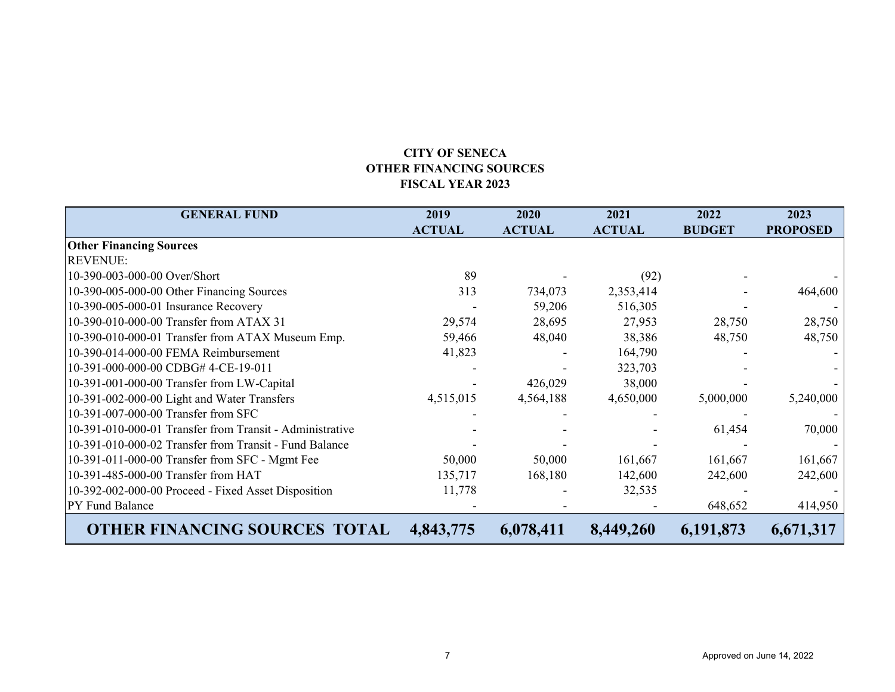**CITY OF SENECA**
**OTHER FINANCING SOURCES**
**FISCAL YEAR 2023**

| GENERAL FUND | 2019 ACTUAL | 2020 ACTUAL | 2021 ACTUAL | 2022 BUDGET | 2023 PROPOSED |
|---|---|---|---|---|---|
| **Other Financing Sources** | | | | | |
| REVENUE: | | | | | |
| 10-390-003-000-00 Over/Short | 89 | - | (92) | - | - |
| 10-390-005-000-00 Other Financing Sources | 313 | 734,073 | 2,353,414 | - | 464,600 |
| 10-390-005-000-01 Insurance Recovery | - | 59,206 | 516,305 | - | - |
| 10-390-010-000-00 Transfer from ATAX 31 | 29,574 | 28,695 | 27,953 | 28,750 | 28,750 |
| 10-390-010-000-01 Transfer from ATAX Museum Emp. | 59,466 | 48,040 | 38,386 | 48,750 | 48,750 |
| 10-390-014-000-00 FEMA Reimbursement | 41,823 | - | 164,790 | - | - |
| 10-391-000-000-00 CDBG# 4-CE-19-011 | - | - | 323,703 | - | - |
| 10-391-001-000-00 Transfer from LW-Capital | - | 426,029 | 38,000 | - | - |
| 10-391-002-000-00 Light and Water Transfers | 4,515,015 | 4,564,188 | 4,650,000 | 5,000,000 | 5,240,000 |
| 10-391-007-000-00 Transfer from SFC | - | - | - | - | - |
| 10-391-010-000-01 Transfer from Transit - Administrative | - | - | - | 61,454 | 70,000 |
| 10-391-010-000-02 Transfer from Transit - Fund Balance | - | - | - | - | - |
| 10-391-011-000-00 Transfer from SFC - Mgmt Fee | 50,000 | 50,000 | 161,667 | 161,667 | 161,667 |
| 10-391-485-000-00 Transfer from HAT | 135,717 | 168,180 | 142,600 | 242,600 | 242,600 |
| 10-392-002-000-00 Proceed - Fixed Asset Disposition | 11,778 | - | 32,535 | - | - |
| PY Fund Balance | - | - | - | 648,652 | 414,950 |
| **OTHER FINANCING SOURCES TOTAL** | **4,843,775** | **6,078,411** | **8,449,260** | **6,191,873** | **6,671,317** |

Approved on June 14, 2022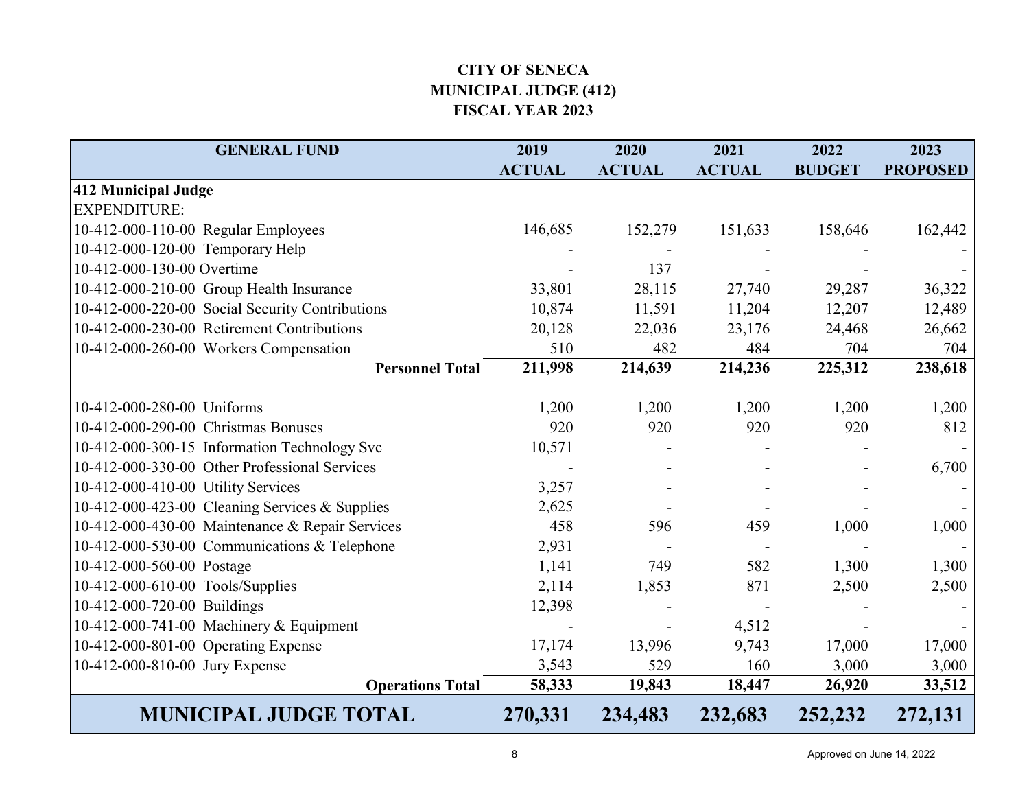# CITY OF SENECA
## MUNICIPAL JUDGE (412)
## FISCAL YEAR 2023

| GENERAL FUND | 2019 ACTUAL | 2020 ACTUAL | 2021 ACTUAL | 2022 BUDGET | 2023 PROPOSED |
|---|---|---|---|---|---|
| **412 Municipal Judge** | | | | | |
| EXPENDITURE: | | | | | |
| 10-412-000-110-00 Regular Employees | 146,685 | 152,279 | 151,633 | 158,646 | 162,442 |
| 10-412-000-120-00 Temporary Help | - | - | - | - | - |
| 10-412-000-130-00 Overtime | - | 137 | - | - | - |
| 10-412-000-210-00 Group Health Insurance | 33,801 | 28,115 | 27,740 | 29,287 | 36,322 |
| 10-412-000-220-00 Social Security Contributions | 10,874 | 11,591 | 11,204 | 12,207 | 12,489 |
| 10-412-000-230-00 Retirement Contributions | 20,128 | 22,036 | 23,176 | 24,468 | 26,662 |
| 10-412-000-260-00 Workers Compensation | 510 | 482 | 484 | 704 | 704 |
| **Personnel Total** | **211,998** | **214,639** | **214,236** | **225,312** | **238,618** |
| | | | | | |
| 10-412-000-280-00 Uniforms | 1,200 | 1,200 | 1,200 | 1,200 | 1,200 |
| 10-412-000-290-00 Christmas Bonuses | 920 | 920 | 920 | 920 | 812 |
| 10-412-000-300-15 Information Technology Svc | 10,571 | - | - | - | - |
| 10-412-000-330-00 Other Professional Services | - | - | - | - | 6,700 |
| 10-412-000-410-00 Utility Services | 3,257 | - | - | - | - |
| 10-412-000-423-00 Cleaning Services & Supplies | 2,625 | - | - | - | - |
| 10-412-000-430-00 Maintenance & Repair Services | 458 | 596 | 459 | 1,000 | 1,000 |
| 10-412-000-530-00 Communications & Telephone | 2,931 | - | - | - | - |
| 10-412-000-560-00 Postage | 1,141 | 749 | 582 | 1,300 | 1,300 |
| 10-412-000-610-00 Tools/Supplies | 2,114 | 1,853 | 871 | 2,500 | 2,500 |
| 10-412-000-720-00 Buildings | 12,398 | - | - | - | - |
| 10-412-000-741-00 Machinery & Equipment | - | - | 4,512 | - | - |
| 10-412-000-801-00 Operating Expense | 17,174 | 13,996 | 9,743 | 17,000 | 17,000 |
| 10-412-000-810-00 Jury Expense | 3,543 | 529 | 160 | 3,000 | 3,000 |
| **Operations Total** | **58,333** | **19,843** | **18,447** | **26,920** | **33,512** |
| **MUNICIPAL JUDGE TOTAL** | **270,331** | **234,483** | **232,683** | **252,232** | **272,131** |

Approved on June 14, 2022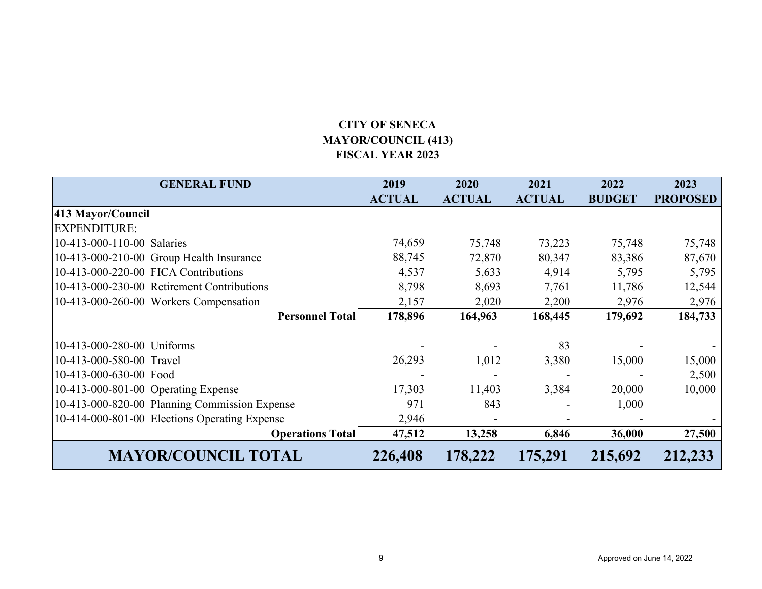# CITY OF SENECA
## MAYOR/COUNCIL (413)
## FISCAL YEAR 2023

| GENERAL FUND | 2019 ACTUAL | 2020 ACTUAL | 2021 ACTUAL | 2022 BUDGET | 2023 PROPOSED |
|---|---|---|---|---|---|
| **413 Mayor/Council** | | | | | |
| EXPENDITURE: | | | | | |
| 10-413-000-110-00 Salaries | 74,659 | 75,748 | 73,223 | 75,748 | 75,748 |
| 10-413-000-210-00 Group Health Insurance | 88,745 | 72,870 | 80,347 | 83,386 | 87,670 |
| 10-413-000-220-00 FICA Contributions | 4,537 | 5,633 | 4,914 | 5,795 | 5,795 |
| 10-413-000-230-00 Retirement Contributions | 8,798 | 8,693 | 7,761 | 11,786 | 12,544 |
| 10-413-000-260-00 Workers Compensation | 2,157 | 2,020 | 2,200 | 2,976 | 2,976 |
| **Personnel Total** | **178,896** | **164,963** | **168,445** | **179,692** | **184,733** |
| | | | | | |
| 10-413-000-280-00 Uniforms | - | - | 83 | - | - |
| 10-413-000-580-00 Travel | 26,293 | 1,012 | 3,380 | 15,000 | 15,000 |
| 10-413-000-630-00 Food | - | - | - | - | 2,500 |
| 10-413-000-801-00 Operating Expense | 17,303 | 11,403 | 3,384 | 20,000 | 10,000 |
| 10-413-000-820-00 Planning Commission Expense | 971 | 843 | - | 1,000 | |
| 10-414-000-801-00 Elections Operating Expense | 2,946 | - | - | - | - |
| **Operations Total** | **47,512** | **13,258** | **6,846** | **36,000** | **27,500** |
| **MAYOR/COUNCIL TOTAL** | **226,408** | **178,222** | **175,291** | **215,692** | **212,233** |

Approved on June 14, 2022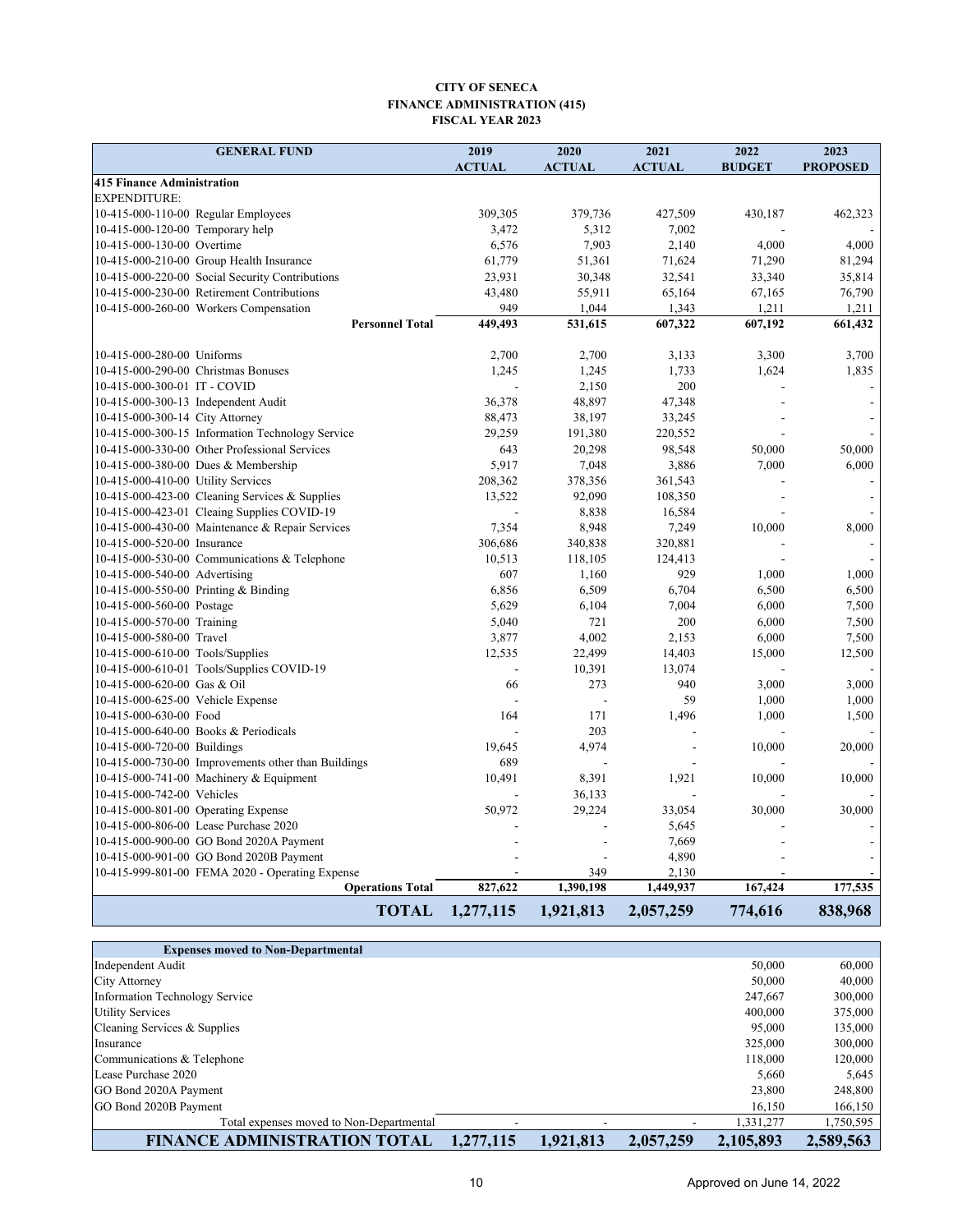**CITY OF SENECA**
**FINANCE ADMINISTRATION (415)**
**FISCAL YEAR 2023**

| GENERAL FUND | 2019 ACTUAL | 2020 ACTUAL | 2021 ACTUAL | 2022 BUDGET | 2023 PROPOSED |
|---|---|---|---|---|---|
| **415 Finance Administration** | | | | | |
| EXPENDITURE: | | | | | |
| 10-415-000-110-00 Regular Employees | 309,305 | 379,736 | 427,509 | 430,187 | 462,323 |
| 10-415-000-120-00 Temporary help | 3,472 | 5,312 | 7,002 | - | - |
| 10-415-000-130-00 Overtime | 6,576 | 7,903 | 2,140 | 4,000 | 4,000 |
| 10-415-000-210-00 Group Health Insurance | 61,779 | 51,361 | 71,624 | 71,290 | 81,294 |
| 10-415-000-220-00 Social Security Contributions | 23,931 | 30,348 | 32,541 | 33,340 | 35,814 |
| 10-415-000-230-00 Retirement Contributions | 43,480 | 55,911 | 65,164 | 67,165 | 76,790 |
| 10-415-000-260-00 Workers Compensation | 949 | 1,044 | 1,343 | 1,211 | 1,211 |
| **Personnel Total** | **449,493** | **531,615** | **607,322** | **607,192** | **661,432** |
| 10-415-000-280-00 Uniforms | 2,700 | 2,700 | 3,133 | 3,300 | 3,700 |
| 10-415-000-290-00 Christmas Bonuses | 1,245 | 1,245 | 1,733 | 1,624 | 1,835 |
| 10-415-000-300-01 IT - COVID | - | 2,150 | 200 | - | - |
| 10-415-000-300-13 Independent Audit | 36,378 | 48,897 | 47,348 | - | - |
| 10-415-000-300-14 City Attorney | 88,473 | 38,197 | 33,245 | - | - |
| 10-415-000-300-15 Information Technology Service | 29,259 | 191,380 | 220,552 | - | - |
| 10-415-000-330-00 Other Professional Services | 643 | 20,298 | 98,548 | 50,000 | 50,000 |
| 10-415-000-380-00 Dues & Membership | 5,917 | 7,048 | 3,886 | 7,000 | 6,000 |
| 10-415-000-410-00 Utility Services | 208,362 | 378,356 | 361,543 | - | - |
| 10-415-000-423-00 Cleaning Services & Supplies | 13,522 | 92,090 | 108,350 | - | - |
| 10-415-000-423-01 Cleaing Supplies COVID-19 | - | 8,838 | 16,584 | - | - |
| 10-415-000-430-00 Maintenance & Repair Services | 7,354 | 8,948 | 7,249 | 10,000 | 8,000 |
| 10-415-000-520-00 Insurance | 306,686 | 340,838 | 320,881 | - | - |
| 10-415-000-530-00 Communications & Telephone | 10,513 | 118,105 | 124,413 | - | - |
| 10-415-000-540-00 Advertising | 607 | 1,160 | 929 | 1,000 | 1,000 |
| 10-415-000-550-00 Printing & Binding | 6,856 | 6,509 | 6,704 | 6,500 | 6,500 |
| 10-415-000-560-00 Postage | 5,629 | 6,104 | 7,004 | 6,000 | 7,500 |
| 10-415-000-570-00 Training | 5,040 | 721 | 200 | 6,000 | 7,500 |
| 10-415-000-580-00 Travel | 3,877 | 4,002 | 2,153 | 6,000 | 7,500 |
| 10-415-000-610-00 Tools/Supplies | 12,535 | 22,499 | 14,403 | 15,000 | 12,500 |
| 10-415-000-610-01 Tools/Supplies COVID-19 | - | 10,391 | 13,074 | - | - |
| 10-415-000-620-00 Gas & Oil | 66 | 273 | 940 | 3,000 | 3,000 |
| 10-415-000-625-00 Vehicle Expense | - | - | 59 | 1,000 | 1,000 |
| 10-415-000-630-00 Food | 164 | 171 | 1,496 | 1,000 | 1,500 |
| 10-415-000-640-00 Books & Periodicals | - | 203 | - | - | - |
| 10-415-000-720-00 Buildings | 19,645 | 4,974 | - | 10,000 | 20,000 |
| 10-415-000-730-00 Improvements other than Buildings | 689 | - | - | - | - |
| 10-415-000-741-00 Machinery & Equipment | 10,491 | 8,391 | 1,921 | 10,000 | 10,000 |
| 10-415-000-742-00 Vehicles | - | 36,133 | - | - | - |
| 10-415-000-801-00 Operating Expense | 50,972 | 29,224 | 33,054 | 30,000 | 30,000 |
| 10-415-000-806-00 Lease Purchase 2020 | - | - | 5,645 | - | - |
| 10-415-000-900-00 GO Bond 2020A Payment | - | - | 7,669 | - | - |
| 10-415-000-901-00 GO Bond 2020B Payment | - | - | 4,890 | - | - |
| 10-415-999-801-00 FEMA 2020 - Operating Expense | - | 349 | 2,130 | - | - |
| **Operations Total** | **827,622** | **1,390,198** | **1,449,937** | **167,424** | **177,535** |
| **TOTAL** | **1,277,115** | **1,921,813** | **2,057,259** | **774,616** | **838,968** |

| Expenses moved to Non-Departmental | | | | | |
|---|---|---|---|---|---|
| Independent Audit | | | | 50,000 | 60,000 |
| City Attorney | | | | 50,000 | 40,000 |
| Information Technology Service | | | | 247,667 | 300,000 |
| Utility Services | | | | 400,000 | 375,000 |
| Cleaning Services & Supplies | | | | 95,000 | 135,000 |
| Insurance | | | | 325,000 | 300,000 |
| Communications & Telephone | | | | 118,000 | 120,000 |
| Lease Purchase 2020 | | | | 5,660 | 5,645 |
| GO Bond 2020A Payment | | | | 23,800 | 248,800 |
| GO Bond 2020B Payment | | | | 16,150 | 166,150 |
| Total expenses moved to Non-Departmental | - | - | - | 1,331,277 | 1,750,595 |
| **FINANCE ADMINISTRATION TOTAL** | **1,277,115** | **1,921,813** | **2,057,259** | **2,105,893** | **2,589,563** |

Approved on June 14, 2022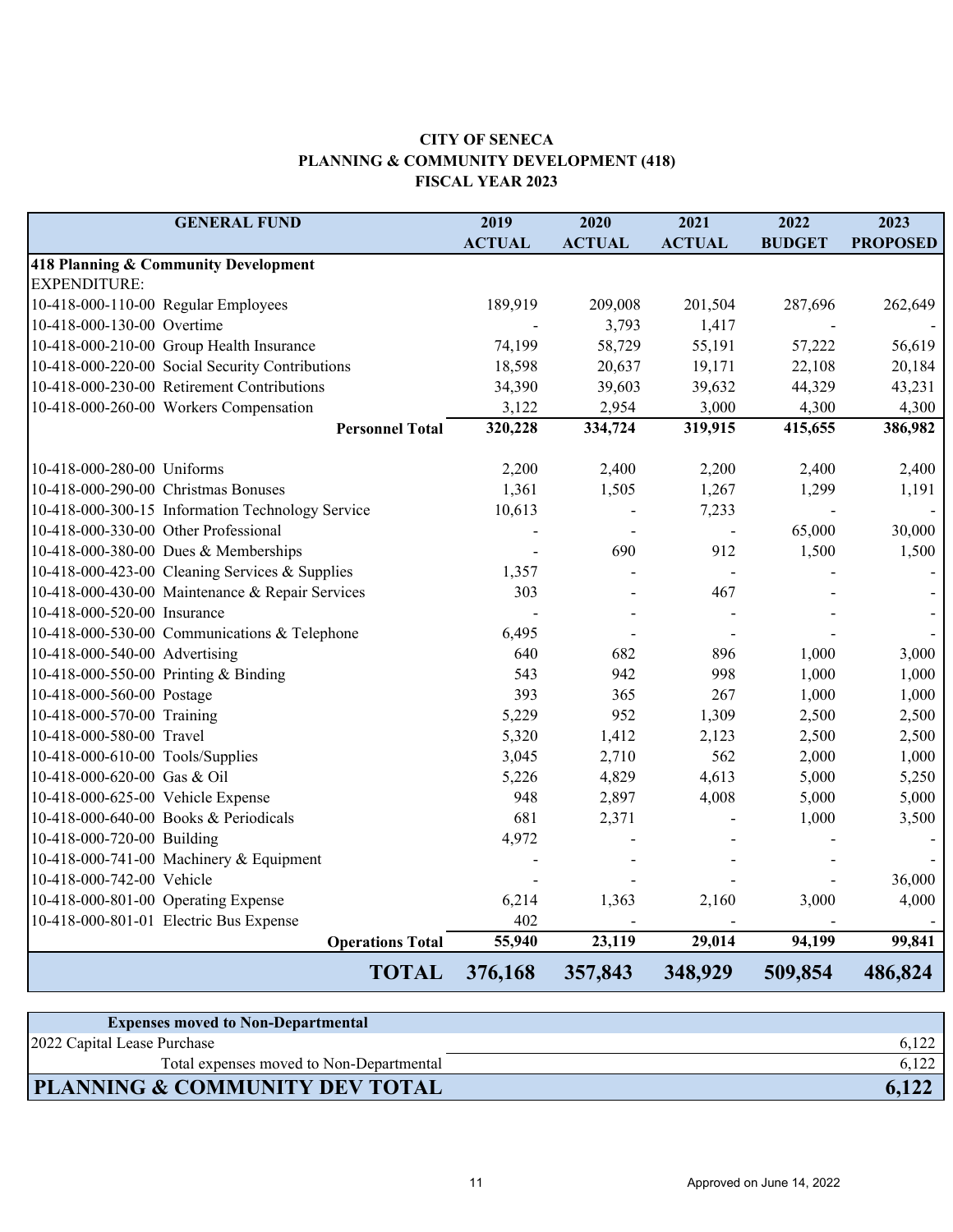**CITY OF SENECA**
**PLANNING & COMMUNITY DEVELOPMENT (418)**
**FISCAL YEAR 2023**

| GENERAL FUND | | 2019 ACTUAL | 2020 ACTUAL | 2021 ACTUAL | 2022 BUDGET | 2023 PROPOSED |
|---|---|---|---|---|---|---|
| **418 Planning & Community Development** | | | | | | |
| EXPENDITURE: | | | | | | |
| 10-418-000-110-00 | Regular Employees | 189,919 | 209,008 | 201,504 | 287,696 | 262,649 |
| 10-418-000-130-00 | Overtime | - | 3,793 | 1,417 | - | - |
| 10-418-000-210-00 | Group Health Insurance | 74,199 | 58,729 | 55,191 | 57,222 | 56,619 |
| 10-418-000-220-00 | Social Security Contributions | 18,598 | 20,637 | 19,171 | 22,108 | 20,184 |
| 10-418-000-230-00 | Retirement Contributions | 34,390 | 39,603 | 39,632 | 44,329 | 43,231 |
| 10-418-000-260-00 | Workers Compensation | 3,122 | 2,954 | 3,000 | 4,300 | 4,300 |
| | **Personnel Total** | **320,228** | **334,724** | **319,915** | **415,655** | **386,982** |
| 10-418-000-280-00 | Uniforms | 2,200 | 2,400 | 2,200 | 2,400 | 2,400 |
| 10-418-000-290-00 | Christmas Bonuses | 1,361 | 1,505 | 1,267 | 1,299 | 1,191 |
| 10-418-000-300-15 | Information Technology Service | 10,613 | - | 7,233 | - | - |
| 10-418-000-330-00 | Other Professional | - | - | - | 65,000 | 30,000 |
| 10-418-000-380-00 | Dues & Memberships | - | 690 | 912 | 1,500 | 1,500 |
| 10-418-000-423-00 | Cleaning Services & Supplies | 1,357 | - | - | - | - |
| 10-418-000-430-00 | Maintenance & Repair Services | 303 | - | 467 | - | - |
| 10-418-000-520-00 | Insurance | - | - | - | - | - |
| 10-418-000-530-00 | Communications & Telephone | 6,495 | - | - | - | - |
| 10-418-000-540-00 | Advertising | 640 | 682 | 896 | 1,000 | 3,000 |
| 10-418-000-550-00 | Printing & Binding | 543 | 942 | 998 | 1,000 | 1,000 |
| 10-418-000-560-00 | Postage | 393 | 365 | 267 | 1,000 | 1,000 |
| 10-418-000-570-00 | Training | 5,229 | 952 | 1,309 | 2,500 | 2,500 |
| 10-418-000-580-00 | Travel | 5,320 | 1,412 | 2,123 | 2,500 | 2,500 |
| 10-418-000-610-00 | Tools/Supplies | 3,045 | 2,710 | 562 | 2,000 | 1,000 |
| 10-418-000-620-00 | Gas & Oil | 5,226 | 4,829 | 4,613 | 5,000 | 5,250 |
| 10-418-000-625-00 | Vehicle Expense | 948 | 2,897 | 4,008 | 5,000 | 5,000 |
| 10-418-000-640-00 | Books & Periodicals | 681 | 2,371 | - | 1,000 | 3,500 |
| 10-418-000-720-00 | Building | 4,972 | - | - | - | - |
| 10-418-000-741-00 | Machinery & Equipment | - | - | - | - | - |
| 10-418-000-742-00 | Vehicle | - | - | - | - | 36,000 |
| 10-418-000-801-00 | Operating Expense | 6,214 | 1,363 | 2,160 | 3,000 | 4,000 |
| 10-418-000-801-01 | Electric Bus Expense | 402 | - | - | - | - |
| | **Operations Total** | **55,940** | **23,119** | **29,014** | **94,199** | **99,841** |
| | **TOTAL** | **376,168** | **357,843** | **348,929** | **509,854** | **486,824** |

| **Expenses moved to Non-Departmental** | |
|---|---|
| 2022 Capital Lease Purchase | 6,122 |
| Total expenses moved to Non-Departmental | 6,122 |
| **PLANNING & COMMUNITY DEV TOTAL** | **6,122** |

Approved on June 14, 2022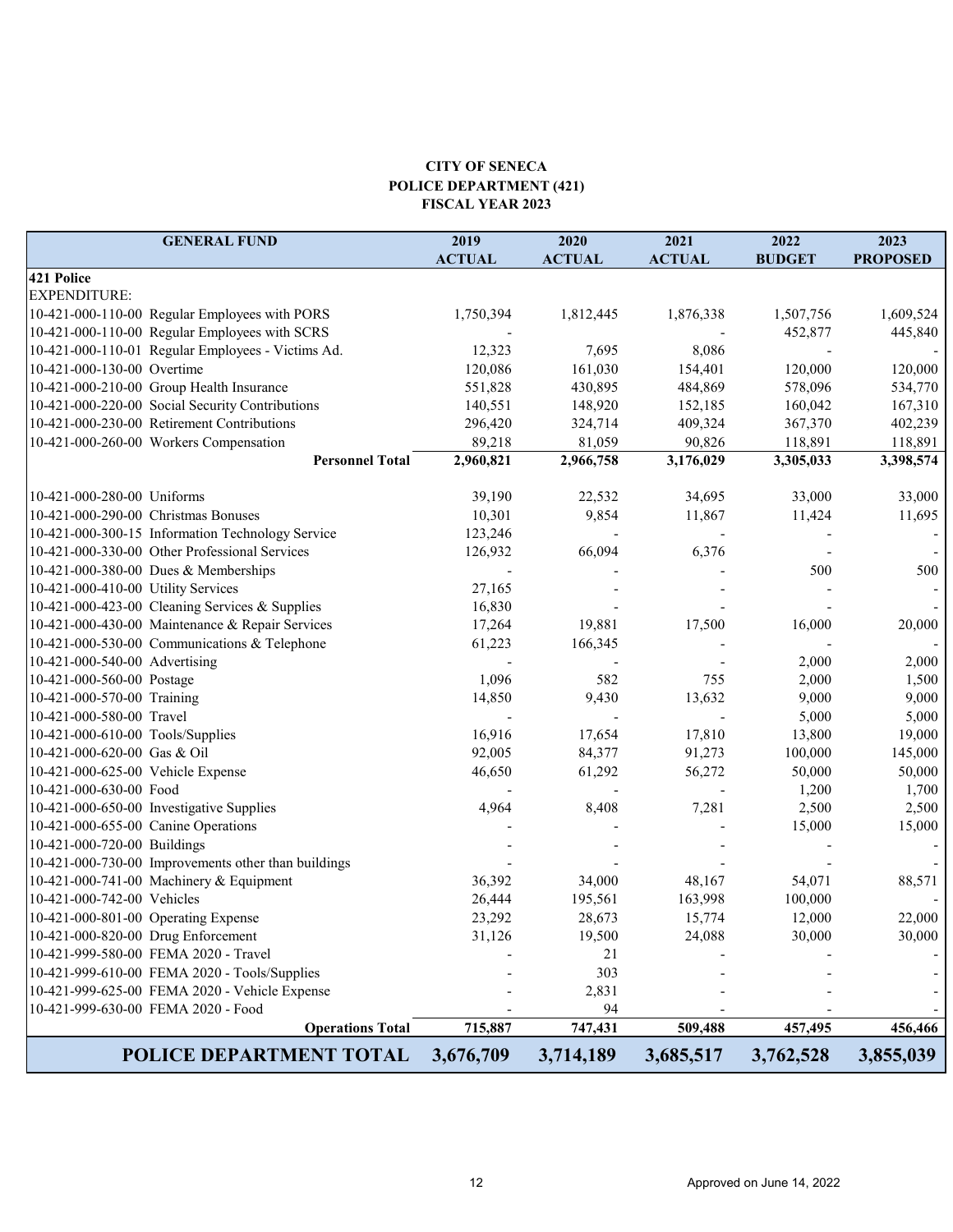**CITY OF SENECA**
**POLICE DEPARTMENT (421)**
**FISCAL YEAR 2023**

| GENERAL FUND | 2019 ACTUAL | 2020 ACTUAL | 2021 ACTUAL | 2022 BUDGET | 2023 PROPOSED |
|---|---|---|---|---|---|
| **421 Police** | | | | | |
| EXPENDITURE: | | | | | |
| 10-421-000-110-00 Regular Employees with PORS | 1,750,394 | 1,812,445 | 1,876,338 | 1,507,756 | 1,609,524 |
| 10-421-000-110-00 Regular Employees with SCRS | - | | - | 452,877 | 445,840 |
| 10-421-000-110-01 Regular Employees - Victims Ad. | 12,323 | 7,695 | 8,086 | - | - |
| 10-421-000-130-00 Overtime | 120,086 | 161,030 | 154,401 | 120,000 | 120,000 |
| 10-421-000-210-00 Group Health Insurance | 551,828 | 430,895 | 484,869 | 578,096 | 534,770 |
| 10-421-000-220-00 Social Security Contributions | 140,551 | 148,920 | 152,185 | 160,042 | 167,310 |
| 10-421-000-230-00 Retirement Contributions | 296,420 | 324,714 | 409,324 | 367,370 | 402,239 |
| 10-421-000-260-00 Workers Compensation | 89,218 | 81,059 | 90,826 | 118,891 | 118,891 |
| **Personnel Total** | **2,960,821** | **2,966,758** | **3,176,029** | **3,305,033** | **3,398,574** |
| | | | | | |
| 10-421-000-280-00 Uniforms | 39,190 | 22,532 | 34,695 | 33,000 | 33,000 |
| 10-421-000-290-00 Christmas Bonuses | 10,301 | 9,854 | 11,867 | 11,424 | 11,695 |
| 10-421-000-300-15 Information Technology Service | 123,246 | - | - | - | - |
| 10-421-000-330-00 Other Professional Services | 126,932 | 66,094 | 6,376 | - | - |
| 10-421-000-380-00 Dues & Memberships | - | - | - | 500 | 500 |
| 10-421-000-410-00 Utility Services | 27,165 | - | - | - | - |
| 10-421-000-423-00 Cleaning Services & Supplies | 16,830 | - | - | - | - |
| 10-421-000-430-00 Maintenance & Repair Services | 17,264 | 19,881 | 17,500 | 16,000 | 20,000 |
| 10-421-000-530-00 Communications & Telephone | 61,223 | 166,345 | - | - | - |
| 10-421-000-540-00 Advertising | - | - | - | 2,000 | 2,000 |
| 10-421-000-560-00 Postage | 1,096 | 582 | 755 | 2,000 | 1,500 |
| 10-421-000-570-00 Training | 14,850 | 9,430 | 13,632 | 9,000 | 9,000 |
| 10-421-000-580-00 Travel | - | - | - | 5,000 | 5,000 |
| 10-421-000-610-00 Tools/Supplies | 16,916 | 17,654 | 17,810 | 13,800 | 19,000 |
| 10-421-000-620-00 Gas & Oil | 92,005 | 84,377 | 91,273 | 100,000 | 145,000 |
| 10-421-000-625-00 Vehicle Expense | 46,650 | 61,292 | 56,272 | 50,000 | 50,000 |
| 10-421-000-630-00 Food | - | - | - | 1,200 | 1,700 |
| 10-421-000-650-00 Investigative Supplies | 4,964 | 8,408 | 7,281 | 2,500 | 2,500 |
| 10-421-000-655-00 Canine Operations | - | - | - | 15,000 | 15,000 |
| 10-421-000-720-00 Buildings | - | - | - | - | - |
| 10-421-000-730-00 Improvements other than buildings | - | - | - | - | - |
| 10-421-000-741-00 Machinery & Equipment | 36,392 | 34,000 | 48,167 | 54,071 | 88,571 |
| 10-421-000-742-00 Vehicles | 26,444 | 195,561 | 163,998 | 100,000 | - |
| 10-421-000-801-00 Operating Expense | 23,292 | 28,673 | 15,774 | 12,000 | 22,000 |
| 10-421-000-820-00 Drug Enforcement | 31,126 | 19,500 | 24,088 | 30,000 | 30,000 |
| 10-421-999-580-00 FEMA 2020 - Travel | - | 21 | - | - | - |
| 10-421-999-610-00 FEMA 2020 - Tools/Supplies | - | 303 | - | - | - |
| 10-421-999-625-00 FEMA 2020 - Vehicle Expense | - | 2,831 | - | - | - |
| 10-421-999-630-00 FEMA 2020 - Food | - | 94 | - | - | - |
| **Operations Total** | **715,887** | **747,431** | **509,488** | **457,495** | **456,466** |
| **POLICE DEPARTMENT TOTAL** | **3,676,709** | **3,714,189** | **3,685,517** | **3,762,528** | **3,855,039** |

Approved on June 14, 2022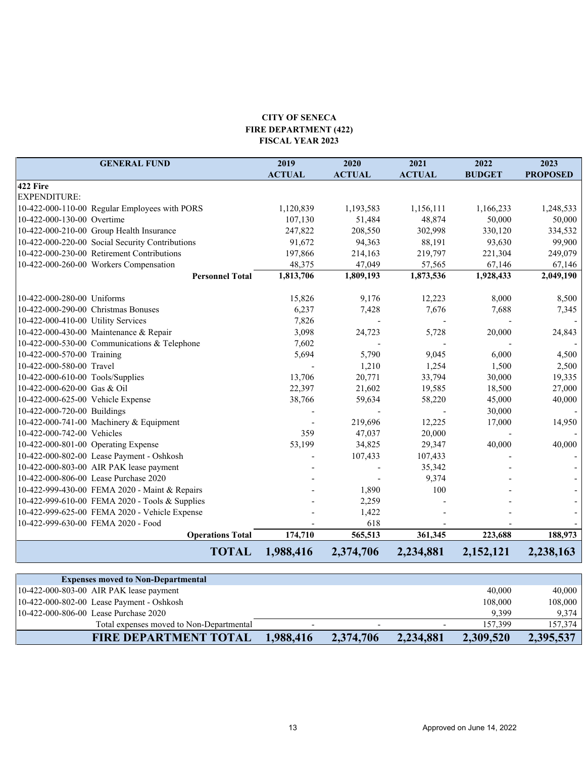**CITY OF SENECA**
**FIRE DEPARTMENT (422)**
**FISCAL YEAR 2023**

| GENERAL FUND | 2019 ACTUAL | 2020 ACTUAL | 2021 ACTUAL | 2022 BUDGET | 2023 PROPOSED |
|---|---|---|---|---|---|
| **422 Fire** | | | | | |
| EXPENDITURE: | | | | | |
| 10-422-000-110-00 Regular Employees with PORS | 1,120,839 | 1,193,583 | 1,156,111 | 1,166,233 | 1,248,533 |
| 10-422-000-130-00 Overtime | 107,130 | 51,484 | 48,874 | 50,000 | 50,000 |
| 10-422-000-210-00 Group Health Insurance | 247,822 | 208,550 | 302,998 | 330,120 | 334,532 |
| 10-422-000-220-00 Social Security Contributions | 91,672 | 94,363 | 88,191 | 93,630 | 99,900 |
| 10-422-000-230-00 Retirement Contributions | 197,866 | 214,163 | 219,797 | 221,304 | 249,079 |
| 10-422-000-260-00 Workers Compensation | 48,375 | 47,049 | 57,565 | 67,146 | 67,146 |
| **Personnel Total** | **1,813,706** | **1,809,193** | **1,873,536** | **1,928,433** | **2,049,190** |
| 10-422-000-280-00 Uniforms | 15,826 | 9,176 | 12,223 | 8,000 | 8,500 |
| 10-422-000-290-00 Christmas Bonuses | 6,237 | 7,428 | 7,676 | 7,688 | 7,345 |
| 10-422-000-410-00 Utility Services | 7,826 | - | - | - | - |
| 10-422-000-430-00 Maintenance & Repair | 3,098 | 24,723 | 5,728 | 20,000 | 24,843 |
| 10-422-000-530-00 Communications & Telephone | 7,602 | - | - | - | - |
| 10-422-000-570-00 Training | 5,694 | 5,790 | 9,045 | 6,000 | 4,500 |
| 10-422-000-580-00 Travel | - | 1,210 | 1,254 | 1,500 | 2,500 |
| 10-422-000-610-00 Tools/Supplies | 13,706 | 20,771 | 33,794 | 30,000 | 19,335 |
| 10-422-000-620-00 Gas & Oil | 22,397 | 21,602 | 19,585 | 18,500 | 27,000 |
| 10-422-000-625-00 Vehicle Expense | 38,766 | 59,634 | 58,220 | 45,000 | 40,000 |
| 10-422-000-720-00 Buildings | - | - | - | 30,000 | - |
| 10-422-000-741-00 Machinery & Equipment | - | 219,696 | 12,225 | 17,000 | 14,950 |
| 10-422-000-742-00 Vehicles | 359 | 47,037 | 20,000 | - | - |
| 10-422-000-801-00 Operating Expense | 53,199 | 34,825 | 29,347 | 40,000 | 40,000 |
| 10-422-000-802-00 Lease Payment - Oshkosh | - | 107,433 | 107,433 | - | - |
| 10-422-000-803-00 AIR PAK lease payment | - | - | 35,342 | - | - |
| 10-422-000-806-00 Lease Purchase 2020 | - | - | 9,374 | - | - |
| 10-422-999-430-00 FEMA 2020 - Maint & Repairs | - | 1,890 | 100 | - | - |
| 10-422-999-610-00 FEMA 2020 - Tools & Supplies | - | 2,259 | - | - | - |
| 10-422-999-625-00 FEMA 2020 - Vehicle Expense | - | 1,422 | - | - | - |
| 10-422-999-630-00 FEMA 2020 - Food | - | 618 | - | - | - |
| **Operations Total** | **174,710** | **565,513** | **361,345** | **223,688** | **188,973** |
| **TOTAL** | **1,988,416** | **2,374,706** | **2,234,881** | **2,152,121** | **2,238,163** |

| **Expenses moved to Non-Departmental** | | | | | |
|---|---|---|---|---|---|
| 10-422-000-803-00 AIR PAK lease payment | | | | 40,000 | 40,000 |
| 10-422-000-802-00 Lease Payment - Oshkosh | | | | 108,000 | 108,000 |
| 10-422-000-806-00 Lease Purchase 2020 | | | | 9,399 | 9,374 |
| Total expenses moved to Non-Departmental | - | - | - | 157,399 | 157,374 |
| **FIRE DEPARTMENT TOTAL** | **1,988,416** | **2,374,706** | **2,234,881** | **2,309,520** | **2,395,537** |

Approved on June 14, 2022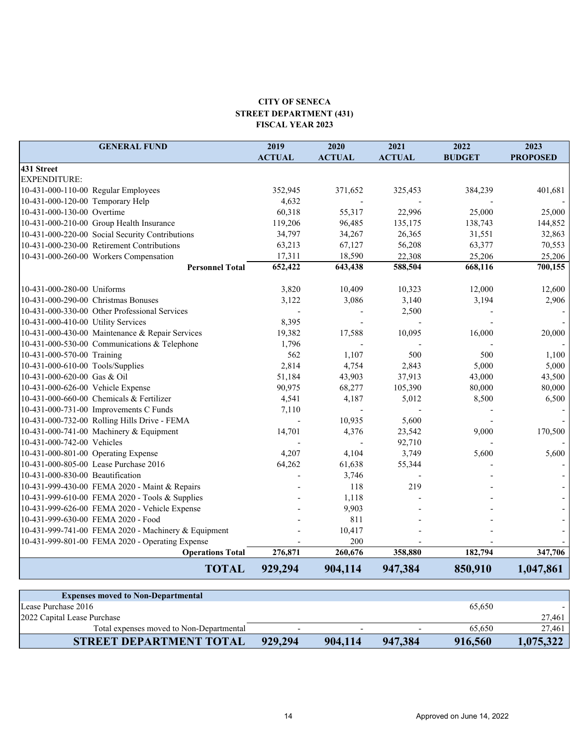**CITY OF SENECA**
**STREET DEPARTMENT (431)**
**FISCAL YEAR 2023**

| GENERAL FUND | 2019 ACTUAL | 2020 ACTUAL | 2021 ACTUAL | 2022 BUDGET | 2023 PROPOSED |
|---|---|---|---|---|---|
| **431 Street** | | | | | |
| EXPENDITURE: | | | | | |
| 10-431-000-110-00 Regular Employees | 352,945 | 371,652 | 325,453 | 384,239 | 401,681 |
| 10-431-000-120-00 Temporary Help | 4,632 | - | - | - | - |
| 10-431-000-130-00 Overtime | 60,318 | 55,317 | 22,996 | 25,000 | 25,000 |
| 10-431-000-210-00 Group Health Insurance | 119,206 | 96,485 | 135,175 | 138,743 | 144,852 |
| 10-431-000-220-00 Social Security Contributions | 34,797 | 34,267 | 26,365 | 31,551 | 32,863 |
| 10-431-000-230-00 Retirement Contributions | 63,213 | 67,127 | 56,208 | 63,377 | 70,553 |
| 10-431-000-260-00 Workers Compensation | 17,311 | 18,590 | 22,308 | 25,206 | 25,206 |
| **Personnel Total** | **652,422** | **643,438** | **588,504** | **668,116** | **700,155** |
| 10-431-000-280-00 Uniforms | 3,820 | 10,409 | 10,323 | 12,000 | 12,600 |
| 10-431-000-290-00 Christmas Bonuses | 3,122 | 3,086 | 3,140 | 3,194 | 2,906 |
| 10-431-000-330-00 Other Professional Services | - | - | 2,500 | - | - |
| 10-431-000-410-00 Utility Services | 8,395 | - | - | - | - |
| 10-431-000-430-00 Maintenance & Repair Services | 19,382 | 17,588 | 10,095 | 16,000 | 20,000 |
| 10-431-000-530-00 Communications & Telephone | 1,796 | - | - | - | - |
| 10-431-000-570-00 Training | 562 | 1,107 | 500 | 500 | 1,100 |
| 10-431-000-610-00 Tools/Supplies | 2,814 | 4,754 | 2,843 | 5,000 | 5,000 |
| 10-431-000-620-00 Gas & Oil | 51,184 | 43,903 | 37,913 | 43,000 | 43,500 |
| 10-431-000-626-00 Vehicle Expense | 90,975 | 68,277 | 105,390 | 80,000 | 80,000 |
| 10-431-000-660-00 Chemicals & Fertilizer | 4,541 | 4,187 | 5,012 | 8,500 | 6,500 |
| 10-431-000-731-00 Improvements C Funds | 7,110 | - | - | - | - |
| 10-431-000-732-00 Rolling Hills Drive - FEMA | - | 10,935 | 5,600 | - | - |
| 10-431-000-741-00 Machinery & Equipment | 14,701 | 4,376 | 23,542 | 9,000 | 170,500 |
| 10-431-000-742-00 Vehicles | - | - | 92,710 | - | - |
| 10-431-000-801-00 Operating Expense | 4,207 | 4,104 | 3,749 | 5,600 | 5,600 |
| 10-431-000-805-00 Lease Purchase 2016 | 64,262 | 61,638 | 55,344 | - | - |
| 10-431-000-830-00 Beautification | - | 3,746 | - | - | - |
| 10-431-999-430-00 FEMA 2020 - Maint & Repairs | - | 118 | 219 | - | - |
| 10-431-999-610-00 FEMA 2020 - Tools & Supplies | - | 1,118 | - | - | - |
| 10-431-999-626-00 FEMA 2020 - Vehicle Expense | - | 9,903 | - | - | - |
| 10-431-999-630-00 FEMA 2020 - Food | - | 811 | - | - | - |
| 10-431-999-741-00 FEMA 2020 - Machinery & Equipment | - | 10,417 | - | - | - |
| 10-431-999-801-00 FEMA 2020 - Operating Expense | - | 200 | - | - | - |
| **Operations Total** | **276,871** | **260,676** | **358,880** | **182,794** | **347,706** |
| **TOTAL** | **929,294** | **904,114** | **947,384** | **850,910** | **1,047,861** |

| **Expenses moved to Non-Departmental** | | | | | |
|---|---|---|---|---|---|
| Lease Purchase 2016 | | | | 65,650 | - |
| 2022 Capital Lease Purchase | | | | | 27,461 |
| Total expenses moved to Non-Departmental | - | - | - | 65,650 | 27,461 |
| **STREET DEPARTMENT TOTAL** | **929,294** | **904,114** | **947,384** | **916,560** | **1,075,322** |

Approved on June 14, 2022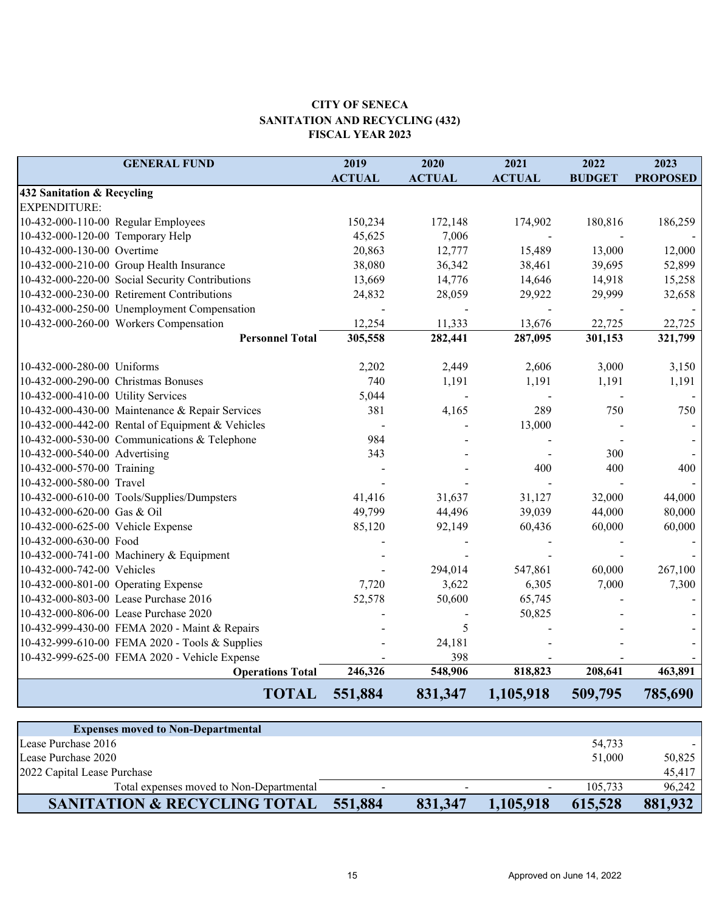# CITY OF SENECA
## SANITATION AND RECYCLING (432)
## FISCAL YEAR 2023

| GENERAL FUND | 2019 ACTUAL | 2020 ACTUAL | 2021 ACTUAL | 2022 BUDGET | 2023 PROPOSED |
|---|---|---|---|---|---|
| **432 Sanitation & Recycling** | | | | | |
| EXPENDITURE: | | | | | |
| 10-432-000-110-00 Regular Employees | 150,234 | 172,148 | 174,902 | 180,816 | 186,259 |
| 10-432-000-120-00 Temporary Help | 45,625 | 7,006 | - | - | - |
| 10-432-000-130-00 Overtime | 20,863 | 12,777 | 15,489 | 13,000 | 12,000 |
| 10-432-000-210-00 Group Health Insurance | 38,080 | 36,342 | 38,461 | 39,695 | 52,899 |
| 10-432-000-220-00 Social Security Contributions | 13,669 | 14,776 | 14,646 | 14,918 | 15,258 |
| 10-432-000-230-00 Retirement Contributions | 24,832 | 28,059 | 29,922 | 29,999 | 32,658 |
| 10-432-000-250-00 Unemployment Compensation | - | - | - | - | - |
| 10-432-000-260-00 Workers Compensation | 12,254 | 11,333 | 13,676 | 22,725 | 22,725 |
| **Personnel Total** | **305,558** | **282,441** | **287,095** | **301,153** | **321,799** |
| 10-432-000-280-00 Uniforms | 2,202 | 2,449 | 2,606 | 3,000 | 3,150 |
| 10-432-000-290-00 Christmas Bonuses | 740 | 1,191 | 1,191 | 1,191 | 1,191 |
| 10-432-000-410-00 Utility Services | 5,044 | - | - | - | - |
| 10-432-000-430-00 Maintenance & Repair Services | 381 | 4,165 | 289 | 750 | 750 |
| 10-432-000-442-00 Rental of Equipment & Vehicles | - | - | 13,000 | - | - |
| 10-432-000-530-00 Communications & Telephone | 984 | - | - | - | - |
| 10-432-000-540-00 Advertising | 343 | - | - | 300 | - |
| 10-432-000-570-00 Training | - | - | 400 | 400 | 400 |
| 10-432-000-580-00 Travel | - | - | - | - | - |
| 10-432-000-610-00 Tools/Supplies/Dumpsters | 41,416 | 31,637 | 31,127 | 32,000 | 44,000 |
| 10-432-000-620-00 Gas & Oil | 49,799 | 44,496 | 39,039 | 44,000 | 80,000 |
| 10-432-000-625-00 Vehicle Expense | 85,120 | 92,149 | 60,436 | 60,000 | 60,000 |
| 10-432-000-630-00 Food | - | - | - | - | - |
| 10-432-000-741-00 Machinery & Equipment | - | - | - | - | - |
| 10-432-000-742-00 Vehicles | - | 294,014 | 547,861 | 60,000 | 267,100 |
| 10-432-000-801-00 Operating Expense | 7,720 | 3,622 | 6,305 | 7,000 | 7,300 |
| 10-432-000-803-00 Lease Purchase 2016 | 52,578 | 50,600 | 65,745 | - | - |
| 10-432-000-806-00 Lease Purchase 2020 | - | - | 50,825 | - | - |
| 10-432-999-430-00 FEMA 2020 - Maint & Repairs | - | 5 | - | - | - |
| 10-432-999-610-00 FEMA 2020 - Tools & Supplies | - | 24,181 | - | - | - |
| 10-432-999-625-00 FEMA 2020 - Vehicle Expense | - | 398 | - | - | - |
| **Operations Total** | **246,326** | **548,906** | **818,823** | **208,641** | **463,891** |
| **TOTAL** | **551,884** | **831,347** | **1,105,918** | **509,795** | **785,690** |

| **Expenses moved to Non-Departmental** | | | | | |
|---|---|---|---|---|---|
| Lease Purchase 2016 | | | | 54,733 | - |
| Lease Purchase 2020 | | | | 51,000 | 50,825 |
| 2022 Capital Lease Purchase | | | | | 45,417 |
| Total expenses moved to Non-Departmental | - | - | - | 105,733 | 96,242 |
| **SANITATION & RECYCLING TOTAL** | **551,884** | **831,347** | **1,105,918** | **615,528** | **881,932** |

Approved on June 14, 2022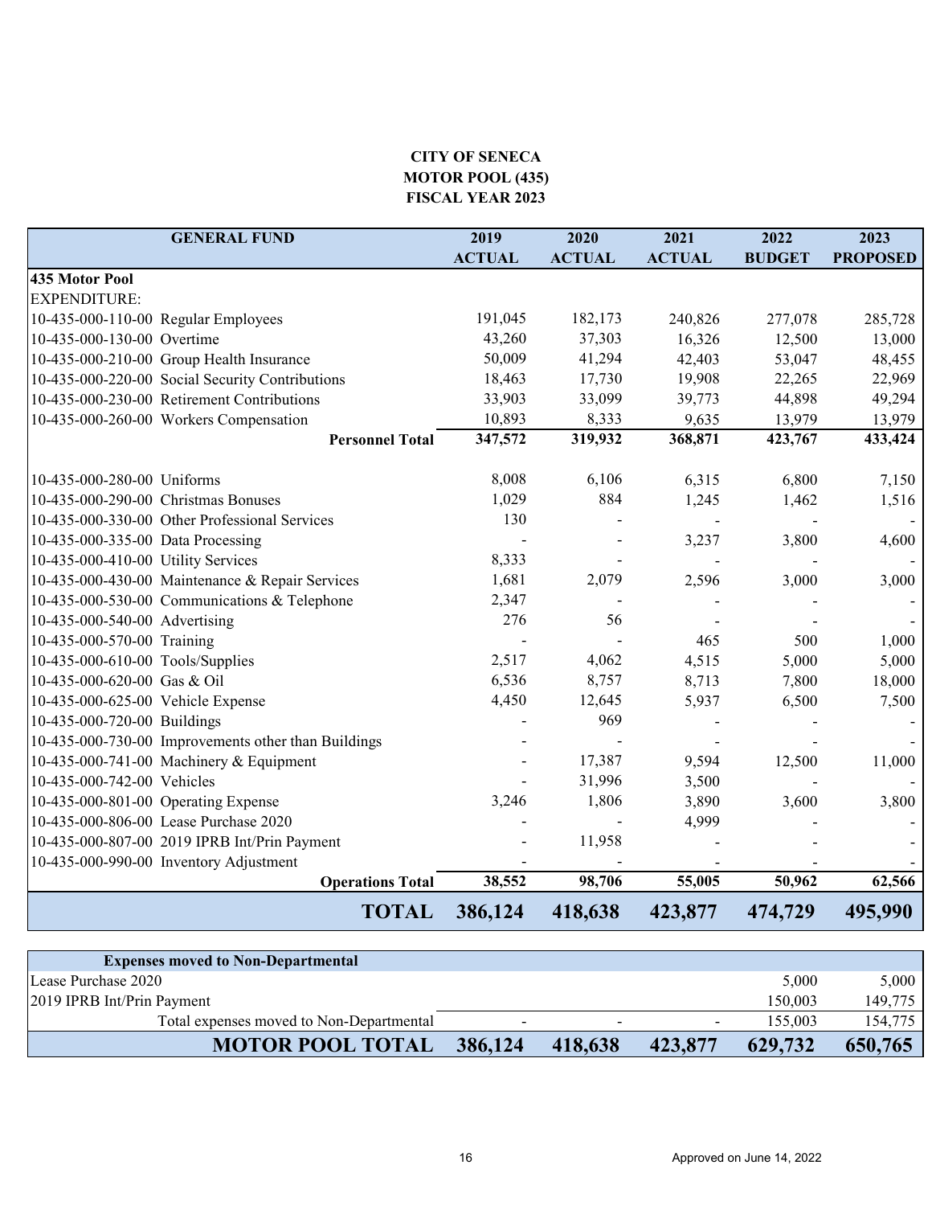**CITY OF SENECA**
**MOTOR POOL (435)**
**FISCAL YEAR 2023**

| GENERAL FUND | | 2019 ACTUAL | 2020 ACTUAL | 2021 ACTUAL | 2022 BUDGET | 2023 PROPOSED |
|---|---|---|---|---|---|---|
| **435 Motor Pool** | | | | | | |
| EXPENDITURE: | | | | | | |
| 10-435-000-110-00 | Regular Employees | 191,045 | 182,173 | 240,826 | 277,078 | 285,728 |
| 10-435-000-130-00 | Overtime | 43,260 | 37,303 | 16,326 | 12,500 | 13,000 |
| 10-435-000-210-00 | Group Health Insurance | 50,009 | 41,294 | 42,403 | 53,047 | 48,455 |
| 10-435-000-220-00 | Social Security Contributions | 18,463 | 17,730 | 19,908 | 22,265 | 22,969 |
| 10-435-000-230-00 | Retirement Contributions | 33,903 | 33,099 | 39,773 | 44,898 | 49,294 |
| 10-435-000-260-00 | Workers Compensation | 10,893 | 8,333 | 9,635 | 13,979 | 13,979 |
| | **Personnel Total** | **347,572** | **319,932** | **368,871** | **423,767** | **433,424** |
| 10-435-000-280-00 | Uniforms | 8,008 | 6,106 | 6,315 | 6,800 | 7,150 |
| 10-435-000-290-00 | Christmas Bonuses | 1,029 | 884 | 1,245 | 1,462 | 1,516 |
| 10-435-000-330-00 | Other Professional Services | 130 | - | - | - | - |
| 10-435-000-335-00 | Data Processing | - | - | 3,237 | 3,800 | 4,600 |
| 10-435-000-410-00 | Utility Services | 8,333 | - | - | - | - |
| 10-435-000-430-00 | Maintenance & Repair Services | 1,681 | 2,079 | 2,596 | 3,000 | 3,000 |
| 10-435-000-530-00 | Communications & Telephone | 2,347 | - | - | - | - |
| 10-435-000-540-00 | Advertising | 276 | 56 | - | - | - |
| 10-435-000-570-00 | Training | - | - | 465 | 500 | 1,000 |
| 10-435-000-610-00 | Tools/Supplies | 2,517 | 4,062 | 4,515 | 5,000 | 5,000 |
| 10-435-000-620-00 | Gas & Oil | 6,536 | 8,757 | 8,713 | 7,800 | 18,000 |
| 10-435-000-625-00 | Vehicle Expense | 4,450 | 12,645 | 5,937 | 6,500 | 7,500 |
| 10-435-000-720-00 | Buildings | - | 969 | - | - | - |
| 10-435-000-730-00 | Improvements other than Buildings | - | - | - | - | - |
| 10-435-000-741-00 | Machinery & Equipment | - | 17,387 | 9,594 | 12,500 | 11,000 |
| 10-435-000-742-00 | Vehicles | - | 31,996 | 3,500 | - | - |
| 10-435-000-801-00 | Operating Expense | 3,246 | 1,806 | 3,890 | 3,600 | 3,800 |
| 10-435-000-806-00 | Lease Purchase 2020 | - | - | 4,999 | - | - |
| 10-435-000-807-00 | 2019 IPRB Int/Prin Payment | - | 11,958 | - | - | - |
| 10-435-000-990-00 | Inventory Adjustment | - | - | - | - | - |
| | **Operations Total** | **38,552** | **98,706** | **55,005** | **50,962** | **62,566** |
| | **TOTAL** | **386,124** | **418,638** | **423,877** | **474,729** | **495,990** |

| Expenses moved to Non-Departmental | | | | | |
|---|---|---|---|---|---|
| Lease Purchase 2020 | | | | 5,000 | 5,000 |
| 2019 IPRB Int/Prin Payment | | | | 150,003 | 149,775 |
| Total expenses moved to Non-Departmental | - | - | - | 155,003 | 154,775 |
| **MOTOR POOL TOTAL** | **386,124** | **418,638** | **423,877** | **629,732** | **650,765** |

Approved on June 14, 2022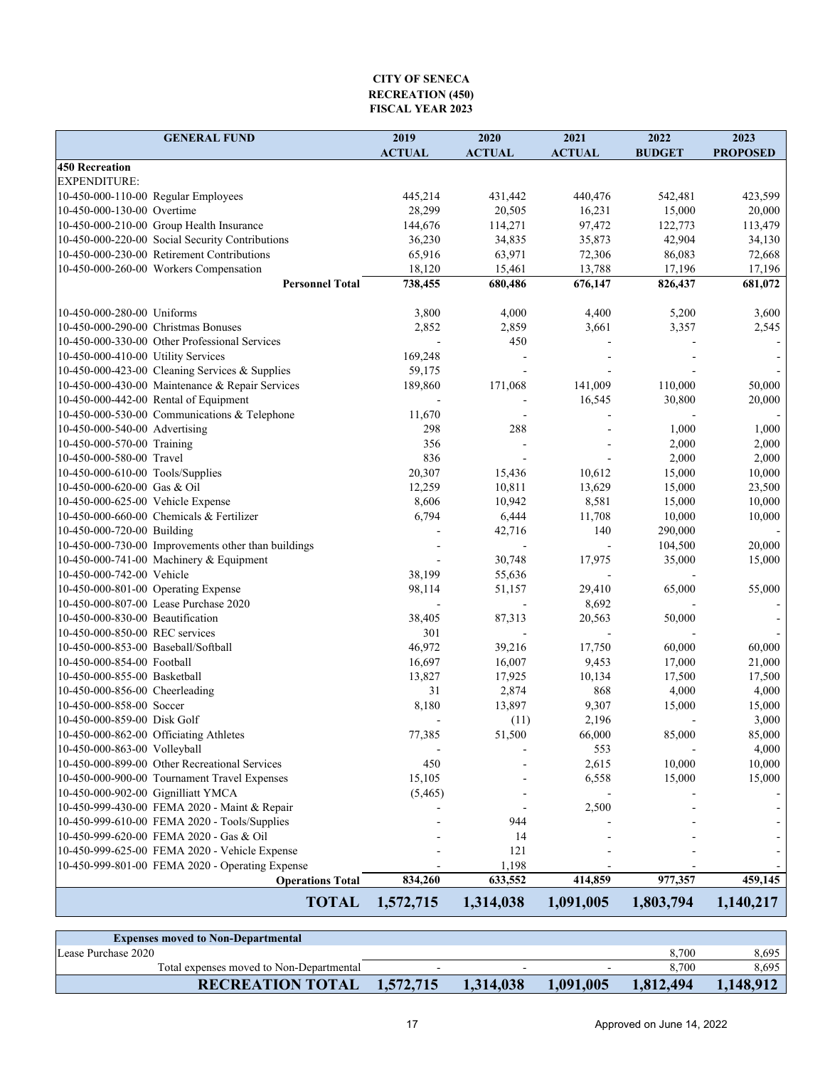**CITY OF SENECA**
**RECREATION (450)**
**FISCAL YEAR 2023**

| GENERAL FUND | 2019 ACTUAL | 2020 ACTUAL | 2021 ACTUAL | 2022 BUDGET | 2023 PROPOSED |
|---|---|---|---|---|---|
| **450 Recreation** | | | | | |
| EXPENDITURE: | | | | | |
| 10-450-000-110-00 Regular Employees | 445,214 | 431,442 | 440,476 | 542,481 | 423,599 |
| 10-450-000-130-00 Overtime | 28,299 | 20,505 | 16,231 | 15,000 | 20,000 |
| 10-450-000-210-00 Group Health Insurance | 144,676 | 114,271 | 97,472 | 122,773 | 113,479 |
| 10-450-000-220-00 Social Security Contributions | 36,230 | 34,835 | 35,873 | 42,904 | 34,130 |
| 10-450-000-230-00 Retirement Contributions | 65,916 | 63,971 | 72,306 | 86,083 | 72,668 |
| 10-450-000-260-00 Workers Compensation | 18,120 | 15,461 | 13,788 | 17,196 | 17,196 |
| **Personnel Total** | **738,455** | **680,486** | **676,147** | **826,437** | **681,072** |
| 10-450-000-280-00 Uniforms | 3,800 | 4,000 | 4,400 | 5,200 | 3,600 |
| 10-450-000-290-00 Christmas Bonuses | 2,852 | 2,859 | 3,661 | 3,357 | 2,545 |
| 10-450-000-330-00 Other Professional Services | - | 450 | - | - | - |
| 10-450-000-410-00 Utility Services | 169,248 | - | - | - | - |
| 10-450-000-423-00 Cleaning Services & Supplies | 59,175 | - | - | - | - |
| 10-450-000-430-00 Maintenance & Repair Services | 189,860 | 171,068 | 141,009 | 110,000 | 50,000 |
| 10-450-000-442-00 Rental of Equipment | - | - | 16,545 | 30,800 | 20,000 |
| 10-450-000-530-00 Communications & Telephone | 11,670 | - | - | - | - |
| 10-450-000-540-00 Advertising | 298 | 288 | - | 1,000 | 1,000 |
| 10-450-000-570-00 Training | 356 | - | - | 2,000 | 2,000 |
| 10-450-000-580-00 Travel | 836 | - | - | 2,000 | 2,000 |
| 10-450-000-610-00 Tools/Supplies | 20,307 | 15,436 | 10,612 | 15,000 | 10,000 |
| 10-450-000-620-00 Gas & Oil | 12,259 | 10,811 | 13,629 | 15,000 | 23,500 |
| 10-450-000-625-00 Vehicle Expense | 8,606 | 10,942 | 8,581 | 15,000 | 10,000 |
| 10-450-000-660-00 Chemicals & Fertilizer | 6,794 | 6,444 | 11,708 | 10,000 | 10,000 |
| 10-450-000-720-00 Building | - | 42,716 | 140 | 290,000 | - |
| 10-450-000-730-00 Improvements other than buildings | - | - | - | 104,500 | 20,000 |
| 10-450-000-741-00 Machinery & Equipment | - | 30,748 | 17,975 | 35,000 | 15,000 |
| 10-450-000-742-00 Vehicle | 38,199 | 55,636 | - | - | |
| 10-450-000-801-00 Operating Expense | 98,114 | 51,157 | 29,410 | 65,000 | 55,000 |
| 10-450-000-807-00 Lease Purchase 2020 | - | - | 8,692 | - | - |
| 10-450-000-830-00 Beautification | 38,405 | 87,313 | 20,563 | 50,000 | - |
| 10-450-000-850-00 REC services | 301 | - | - | - | - |
| 10-450-000-853-00 Baseball/Softball | 46,972 | 39,216 | 17,750 | 60,000 | 60,000 |
| 10-450-000-854-00 Football | 16,697 | 16,007 | 9,453 | 17,000 | 21,000 |
| 10-450-000-855-00 Basketball | 13,827 | 17,925 | 10,134 | 17,500 | 17,500 |
| 10-450-000-856-00 Cheerleading | 31 | 2,874 | 868 | 4,000 | 4,000 |
| 10-450-000-858-00 Soccer | 8,180 | 13,897 | 9,307 | 15,000 | 15,000 |
| 10-450-000-859-00 Disk Golf | - | (11) | 2,196 | - | 3,000 |
| 10-450-000-862-00 Officiating Athletes | 77,385 | 51,500 | 66,000 | 85,000 | 85,000 |
| 10-450-000-863-00 Volleyball | - | - | 553 | - | 4,000 |
| 10-450-000-899-00 Other Recreational Services | 450 | - | 2,615 | 10,000 | 10,000 |
| 10-450-000-900-00 Tournament Travel Expenses | 15,105 | - | 6,558 | 15,000 | 15,000 |
| 10-450-000-902-00 Gignilliatt YMCA | (5,465) | - | - | - | - |
| 10-450-999-430-00 FEMA 2020 - Maint & Repair | - | - | 2,500 | - | - |
| 10-450-999-610-00 FEMA 2020 - Tools/Supplies | - | 944 | - | - | - |
| 10-450-999-620-00 FEMA 2020 - Gas & Oil | - | 14 | - | - | - |
| 10-450-999-625-00 FEMA 2020 - Vehicle Expense | - | 121 | - | - | - |
| 10-450-999-801-00 FEMA 2020 - Operating Expense | - | 1,198 | - | - | - |
| **Operations Total** | **834,260** | **633,552** | **414,859** | **977,357** | **459,145** |
| **TOTAL** | **1,572,715** | **1,314,038** | **1,091,005** | **1,803,794** | **1,140,217** |

| Expenses moved to Non-Departmental | | | | | |
|---|---|---|---|---|---|
| Lease Purchase 2020 | | | | 8,700 | 8,695 |
| Total expenses moved to Non-Departmental | - | - | - | 8,700 | 8,695 |
| **RECREATION TOTAL** | **1,572,715** | **1,314,038** | **1,091,005** | **1,812,494** | **1,148,912** |

Approved on June 14, 2022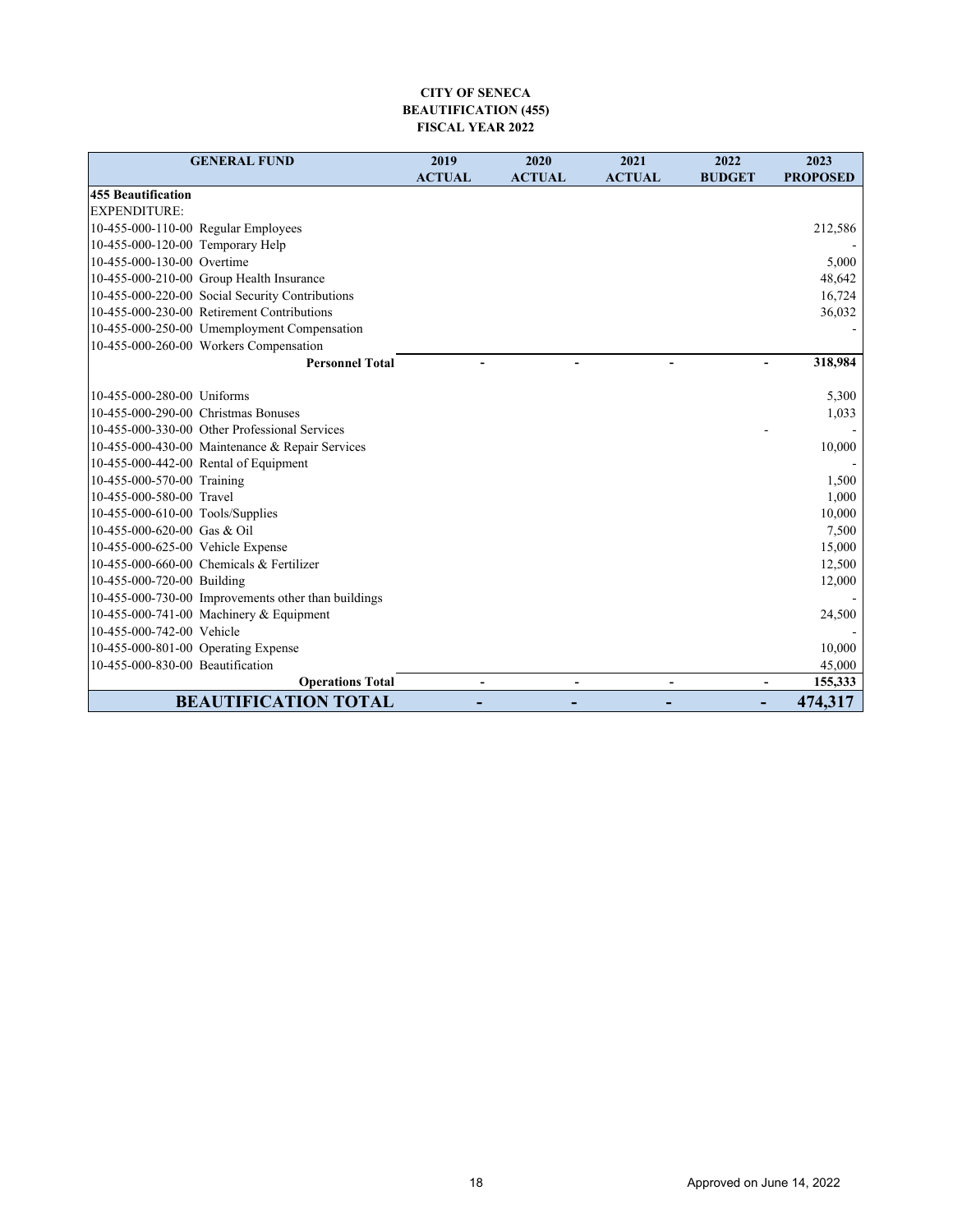**CITY OF SENECA**
**BEAUTIFICATION (455)**
**FISCAL YEAR 2022**

| GENERAL FUND | 2019 ACTUAL | 2020 ACTUAL | 2021 ACTUAL | 2022 BUDGET | 2023 PROPOSED |
|---|---|---|---|---|---|
| **455 Beautification** | | | | | |
| EXPENDITURE: | | | | | |
| 10-455-000-110-00 Regular Employees | | | | | 212,586 |
| 10-455-000-120-00 Temporary Help | | | | | - |
| 10-455-000-130-00 Overtime | | | | | 5,000 |
| 10-455-000-210-00 Group Health Insurance | | | | | 48,642 |
| 10-455-000-220-00 Social Security Contributions | | | | | 16,724 |
| 10-455-000-230-00 Retirement Contributions | | | | | 36,032 |
| 10-455-000-250-00 Umemployment Compensation | | | | | - |
| 10-455-000-260-00 Workers Compensation | | | | | |
| **Personnel Total** | - | - | - | - | **318,984** |
| 10-455-000-280-00 Uniforms | | | | | 5,300 |
| 10-455-000-290-00 Christmas Bonuses | | | | | 1,033 |
| 10-455-000-330-00 Other Professional Services | | | | - | - |
| 10-455-000-430-00 Maintenance & Repair Services | | | | | 10,000 |
| 10-455-000-442-00 Rental of Equipment | | | | | - |
| 10-455-000-570-00 Training | | | | | 1,500 |
| 10-455-000-580-00 Travel | | | | | 1,000 |
| 10-455-000-610-00 Tools/Supplies | | | | | 10,000 |
| 10-455-000-620-00 Gas & Oil | | | | | 7,500 |
| 10-455-000-625-00 Vehicle Expense | | | | | 15,000 |
| 10-455-000-660-00 Chemicals & Fertilizer | | | | | 12,500 |
| 10-455-000-720-00 Building | | | | | 12,000 |
| 10-455-000-730-00 Improvements other than buildings | | | | | - |
| 10-455-000-741-00 Machinery & Equipment | | | | | 24,500 |
| 10-455-000-742-00 Vehicle | | | | | - |
| 10-455-000-801-00 Operating Expense | | | | | 10,000 |
| 10-455-000-830-00 Beautification | | | | | 45,000 |
| **Operations Total** | - | - | - | - | **155,333** |
| **BEAUTIFICATION TOTAL** | **-** | **-** | **-** | **-** | **474,317** |

Approved on June 14, 2022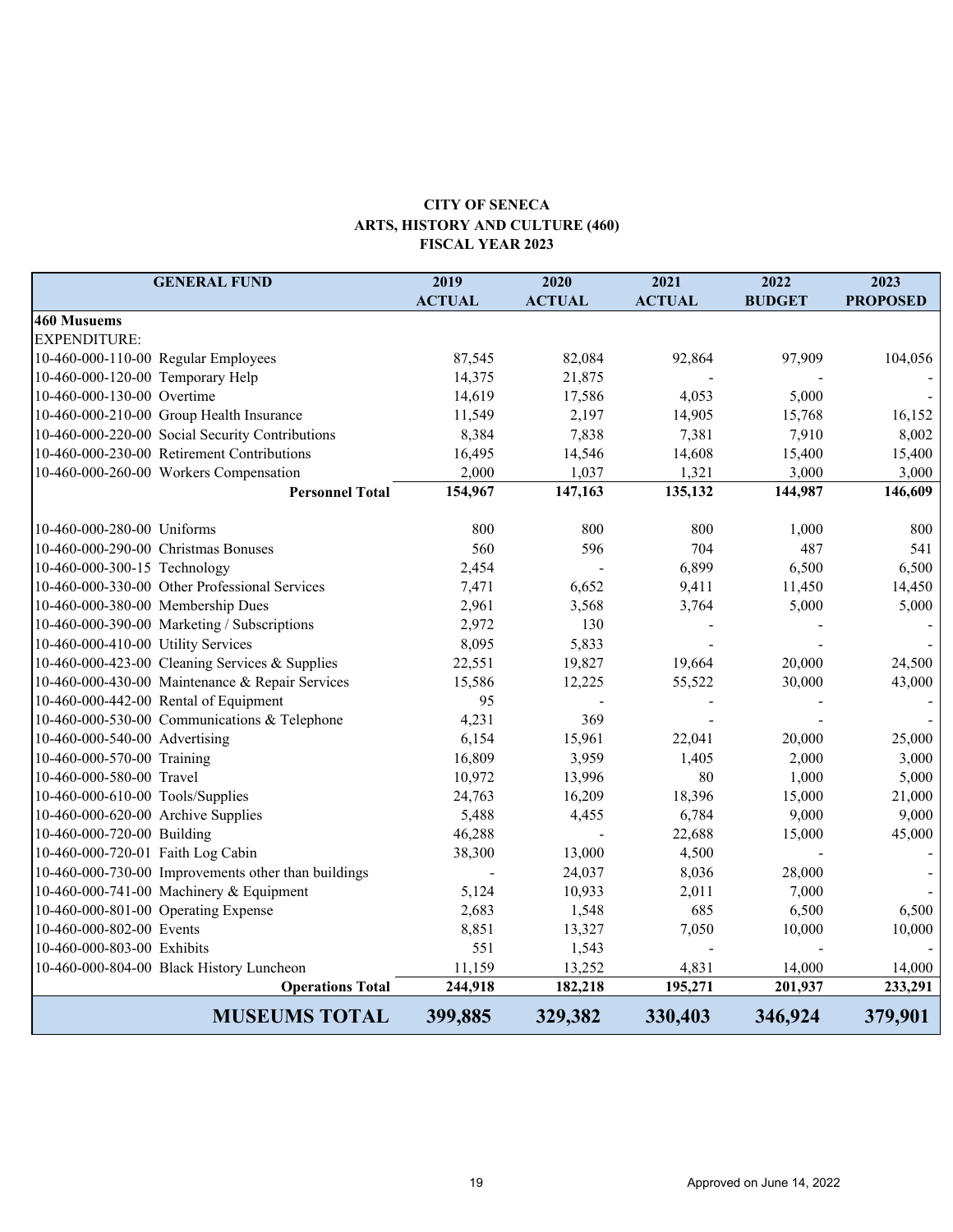**CITY OF SENECA**
**ARTS, HISTORY AND CULTURE (460)**
**FISCAL YEAR 2023**

| GENERAL FUND | | 2019 ACTUAL | 2020 ACTUAL | 2021 ACTUAL | 2022 BUDGET | 2023 PROPOSED |
|---|---|---|---|---|---|---|
| **460 Musuems** | | | | | | |
| EXPENDITURE: | | | | | | |
| 10-460-000-110-00 | Regular Employees | 87,545 | 82,084 | 92,864 | 97,909 | 104,056 |
| 10-460-000-120-00 | Temporary Help | 14,375 | 21,875 | - | - | - |
| 10-460-000-130-00 | Overtime | 14,619 | 17,586 | 4,053 | 5,000 | - |
| 10-460-000-210-00 | Group Health Insurance | 11,549 | 2,197 | 14,905 | 15,768 | 16,152 |
| 10-460-000-220-00 | Social Security Contributions | 8,384 | 7,838 | 7,381 | 7,910 | 8,002 |
| 10-460-000-230-00 | Retirement Contributions | 16,495 | 14,546 | 14,608 | 15,400 | 15,400 |
| 10-460-000-260-00 | Workers Compensation | 2,000 | 1,037 | 1,321 | 3,000 | 3,000 |
| | **Personnel Total** | **154,967** | **147,163** | **135,132** | **144,987** | **146,609** |
| 10-460-000-280-00 | Uniforms | 800 | 800 | 800 | 1,000 | 800 |
| 10-460-000-290-00 | Christmas Bonuses | 560 | 596 | 704 | 487 | 541 |
| 10-460-000-300-15 | Technology | 2,454 | - | 6,899 | 6,500 | 6,500 |
| 10-460-000-330-00 | Other Professional Services | 7,471 | 6,652 | 9,411 | 11,450 | 14,450 |
| 10-460-000-380-00 | Membership Dues | 2,961 | 3,568 | 3,764 | 5,000 | 5,000 |
| 10-460-000-390-00 | Marketing / Subscriptions | 2,972 | 130 | - | - | - |
| 10-460-000-410-00 | Utility Services | 8,095 | 5,833 | - | - | - |
| 10-460-000-423-00 | Cleaning Services & Supplies | 22,551 | 19,827 | 19,664 | 20,000 | 24,500 |
| 10-460-000-430-00 | Maintenance & Repair Services | 15,586 | 12,225 | 55,522 | 30,000 | 43,000 |
| 10-460-000-442-00 | Rental of Equipment | 95 | - | - | - | - |
| 10-460-000-530-00 | Communications & Telephone | 4,231 | 369 | - | - | - |
| 10-460-000-540-00 | Advertising | 6,154 | 15,961 | 22,041 | 20,000 | 25,000 |
| 10-460-000-570-00 | Training | 16,809 | 3,959 | 1,405 | 2,000 | 3,000 |
| 10-460-000-580-00 | Travel | 10,972 | 13,996 | 80 | 1,000 | 5,000 |
| 10-460-000-610-00 | Tools/Supplies | 24,763 | 16,209 | 18,396 | 15,000 | 21,000 |
| 10-460-000-620-00 | Archive Supplies | 5,488 | 4,455 | 6,784 | 9,000 | 9,000 |
| 10-460-000-720-00 | Building | 46,288 | - | 22,688 | 15,000 | 45,000 |
| 10-460-000-720-01 | Faith Log Cabin | 38,300 | 13,000 | 4,500 | - | - |
| 10-460-000-730-00 | Improvements other than buildings | - | 24,037 | 8,036 | 28,000 | - |
| 10-460-000-741-00 | Machinery & Equipment | 5,124 | 10,933 | 2,011 | 7,000 | - |
| 10-460-000-801-00 | Operating Expense | 2,683 | 1,548 | 685 | 6,500 | 6,500 |
| 10-460-000-802-00 | Events | 8,851 | 13,327 | 7,050 | 10,000 | 10,000 |
| 10-460-000-803-00 | Exhibits | 551 | 1,543 | - | - | - |
| 10-460-000-804-00 | Black History Luncheon | 11,159 | 13,252 | 4,831 | 14,000 | 14,000 |
| | **Operations Total** | **244,918** | **182,218** | **195,271** | **201,937** | **233,291** |
| | **MUSEUMS TOTAL** | **399,885** | **329,382** | **330,403** | **346,924** | **379,901** |

Approved on June 14, 2022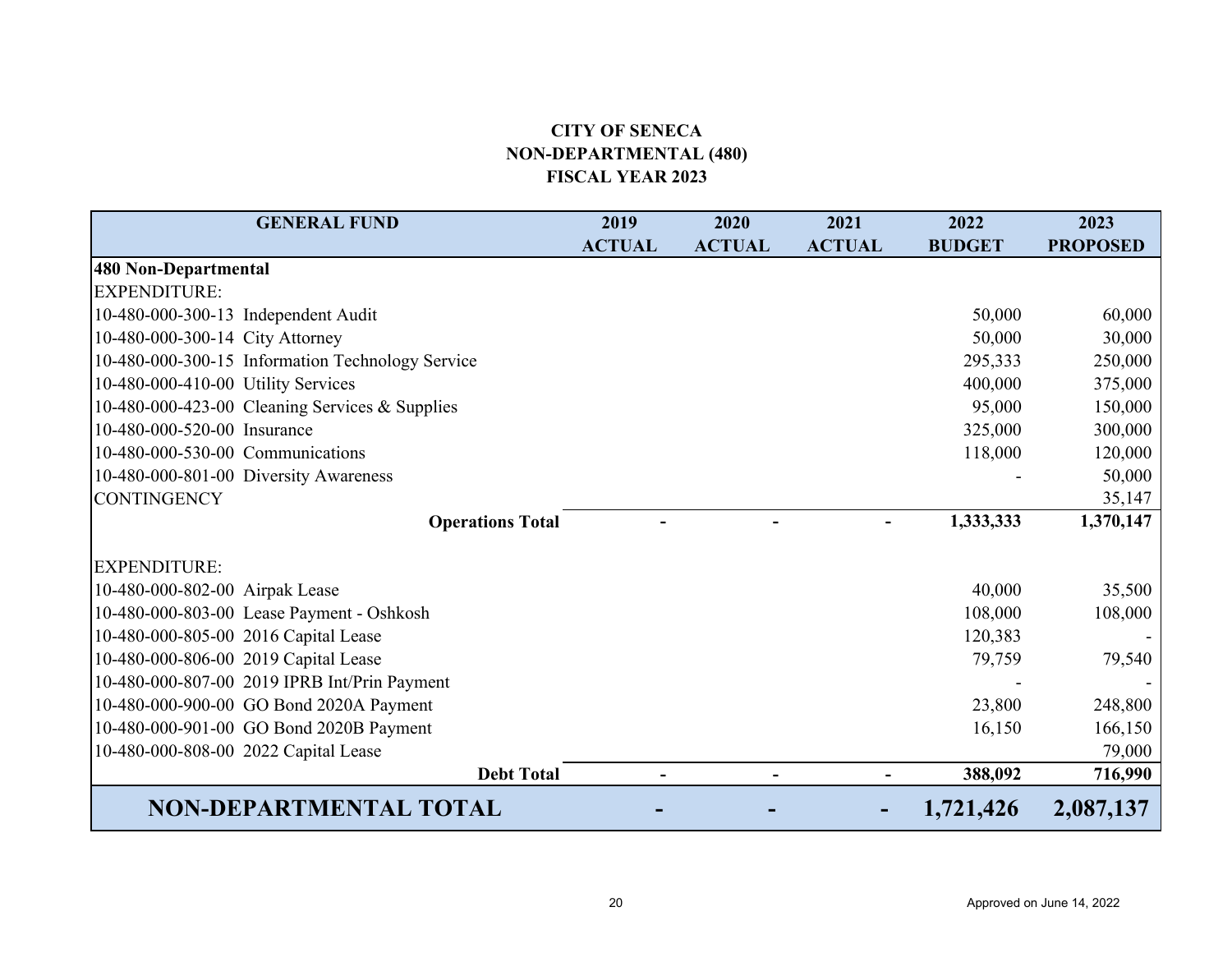**CITY OF SENECA**
**NON-DEPARTMENTAL (480)**
**FISCAL YEAR 2023**

| GENERAL FUND | 2019 ACTUAL | 2020 ACTUAL | 2021 ACTUAL | 2022 BUDGET | 2023 PROPOSED |
|---|---|---|---|---|---|
| **480 Non-Departmental** | | | | | |
| EXPENDITURE: | | | | | |
| 10-480-000-300-13 Independent Audit | | | | 50,000 | 60,000 |
| 10-480-000-300-14 City Attorney | | | | 50,000 | 30,000 |
| 10-480-000-300-15 Information Technology Service | | | | 295,333 | 250,000 |
| 10-480-000-410-00 Utility Services | | | | 400,000 | 375,000 |
| 10-480-000-423-00 Cleaning Services & Supplies | | | | 95,000 | 150,000 |
| 10-480-000-520-00 Insurance | | | | 325,000 | 300,000 |
| 10-480-000-530-00 Communications | | | | 118,000 | 120,000 |
| 10-480-000-801-00 Diversity Awareness | | | | - | 50,000 |
| CONTINGENCY | | | | | 35,147 |
| **Operations Total** | **-** | **-** | **-** | **1,333,333** | **1,370,147** |
| EXPENDITURE: | | | | | |
| 10-480-000-802-00 Airpak Lease | | | | 40,000 | 35,500 |
| 10-480-000-803-00 Lease Payment - Oshkosh | | | | 108,000 | 108,000 |
| 10-480-000-805-00 2016 Capital Lease | | | | 120,383 | - |
| 10-480-000-806-00 2019 Capital Lease | | | | 79,759 | 79,540 |
| 10-480-000-807-00 2019 IPRB Int/Prin Payment | | | | - | - |
| 10-480-000-900-00 GO Bond 2020A Payment | | | | 23,800 | 248,800 |
| 10-480-000-901-00 GO Bond 2020B Payment | | | | 16,150 | 166,150 |
| 10-480-000-808-00 2022 Capital Lease | | | | | 79,000 |
| **Debt Total** | **-** | **-** | **-** | **388,092** | **716,990** |
| **NON-DEPARTMENTAL TOTAL** | **-** | **-** | **-** | **1,721,426** | **2,087,137** |

Approved on June 14, 2022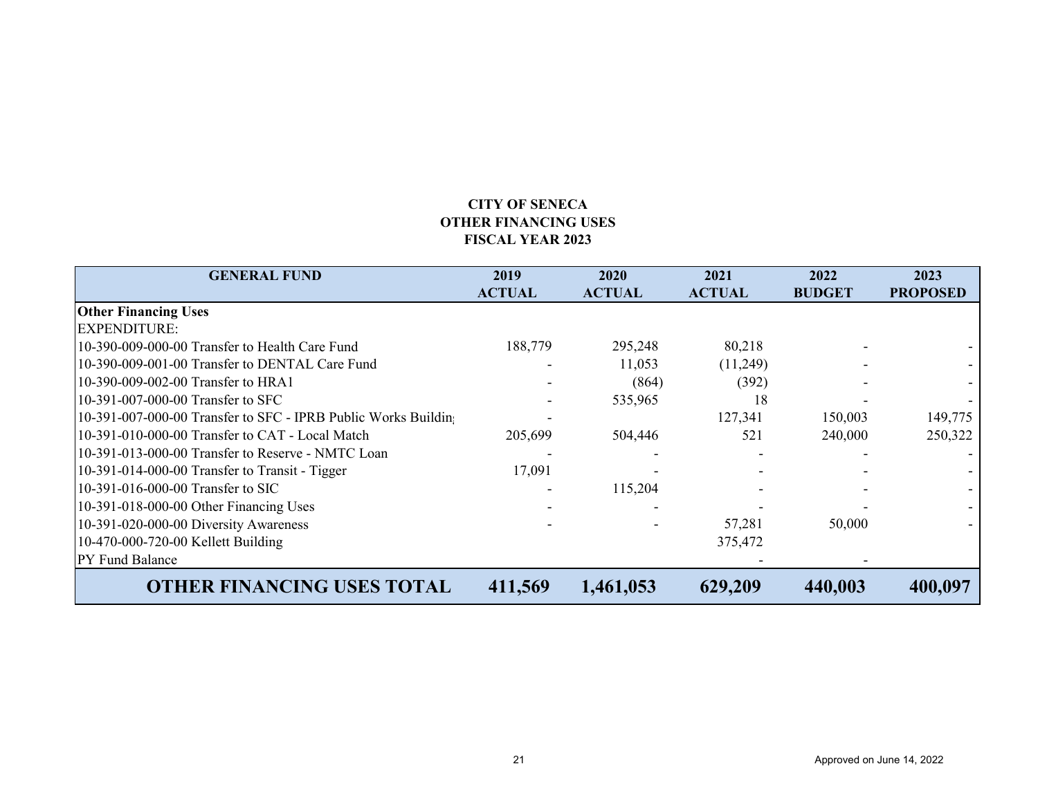**CITY OF SENECA**
**OTHER FINANCING USES**
**FISCAL YEAR 2023**

| GENERAL FUND | 2019 ACTUAL | 2020 ACTUAL | 2021 ACTUAL | 2022 BUDGET | 2023 PROPOSED |
|---|---|---|---|---|---|
| **Other Financing Uses** | | | | | |
| EXPENDITURE: | | | | | |
| 10-390-009-000-00 Transfer to Health Care Fund | 188,779 | 295,248 | 80,218 | - | - |
| 10-390-009-001-00 Transfer to DENTAL Care Fund | - | 11,053 | (11,249) | - | - |
| 10-390-009-002-00 Transfer to HRA1 | - | (864) | (392) | - | - |
| 10-391-007-000-00 Transfer to SFC | - | 535,965 | 18 | - | - |
| 10-391-007-000-00 Transfer to SFC - IPRB Public Works Buildin | - | | 127,341 | 150,003 | 149,775 |
| 10-391-010-000-00 Transfer to CAT - Local Match | 205,699 | 504,446 | 521 | 240,000 | 250,322 |
| 10-391-013-000-00 Transfer to Reserve - NMTC Loan | - | - | - | - | - |
| 10-391-014-000-00 Transfer to Transit - Tigger | 17,091 | - | - | - | - |
| 10-391-016-000-00 Transfer to SIC | - | 115,204 | - | - | - |
| 10-391-018-000-00 Other Financing Uses | - | - | - | - | - |
| 10-391-020-000-00 Diversity Awareness | - | - | 57,281 | 50,000 | - |
| 10-470-000-720-00 Kellett Building | | | 375,472 | | |
| PY Fund Balance | | | - | - | |
| **OTHER FINANCING USES TOTAL** | **411,569** | **1,461,053** | **629,209** | **440,003** | **400,097** |

Approved on June 14, 2022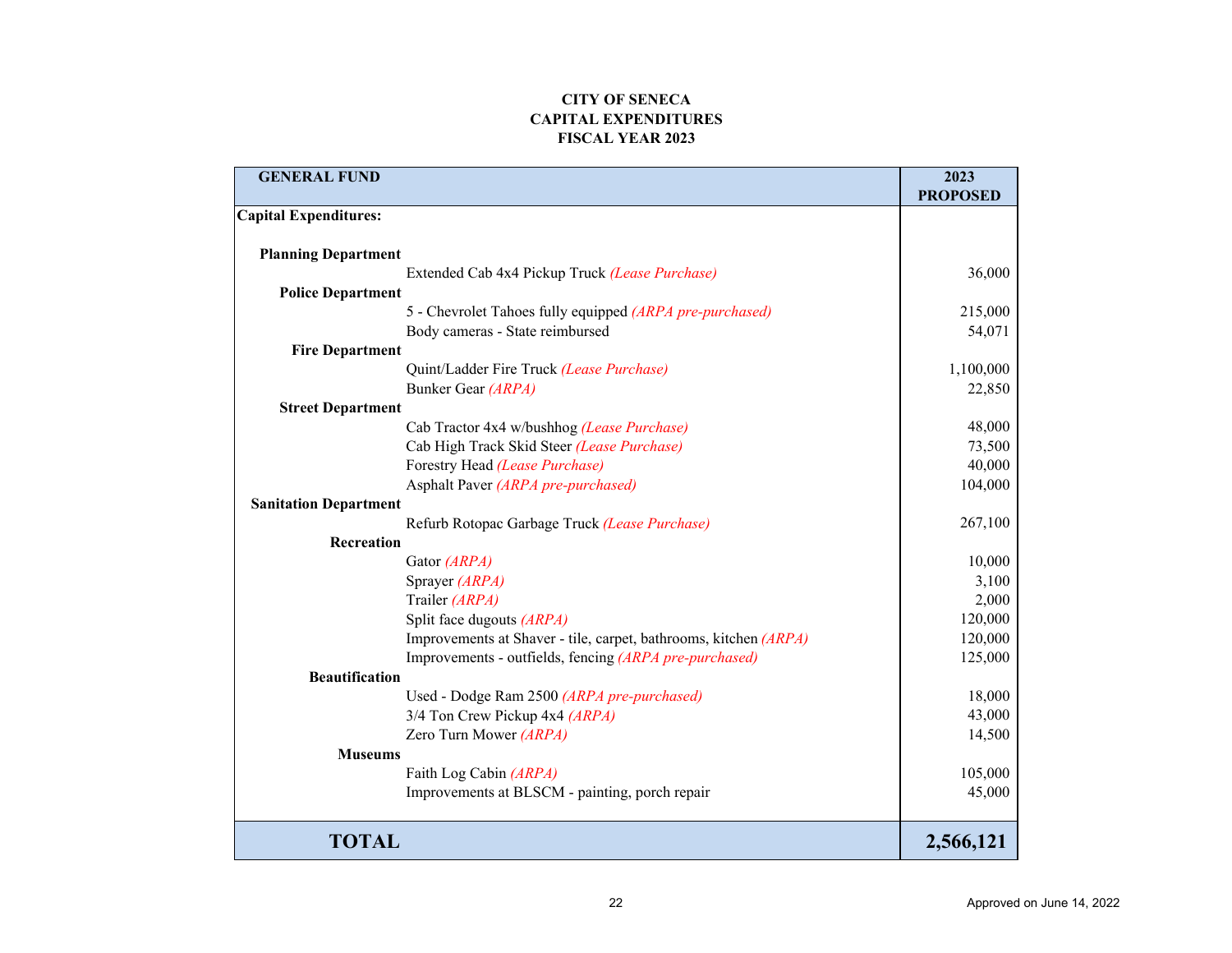**CITY OF SENECA**
**CAPITAL EXPENDITURES**
**FISCAL YEAR 2023**

| GENERAL FUND | | 2023 PROPOSED |
|---|---|---|
| **Capital Expenditures:** | | |
| **Planning Department** | | |
| | Extended Cab 4x4 Pickup Truck *(Lease Purchase)* | 36,000 |
| **Police Department** | | |
| | 5 - Chevrolet Tahoes fully equipped *(ARPA pre-purchased)* | 215,000 |
| | Body cameras - State reimbursed | 54,071 |
| **Fire Department** | | |
| | Quint/Ladder Fire Truck *(Lease Purchase)* | 1,100,000 |
| | Bunker Gear *(ARPA)* | 22,850 |
| **Street Department** | | |
| | Cab Tractor 4x4 w/bushhog *(Lease Purchase)* | 48,000 |
| | Cab High Track Skid Steer *(Lease Purchase)* | 73,500 |
| | Forestry Head *(Lease Purchase)* | 40,000 |
| | Asphalt Paver *(ARPA pre-purchased)* | 104,000 |
| **Sanitation Department** | | |
| | Refurb Rotopac Garbage Truck *(Lease Purchase)* | 267,100 |
| **Recreation** | | |
| | Gator *(ARPA)* | 10,000 |
| | Sprayer *(ARPA)* | 3,100 |
| | Trailer *(ARPA)* | 2,000 |
| | Split face dugouts *(ARPA)* | 120,000 |
| | Improvements at Shaver - tile, carpet, bathrooms, kitchen *(ARPA)* | 120,000 |
| | Improvements - outfields, fencing *(ARPA pre-purchased)* | 125,000 |
| **Beautification** | | |
| | Used - Dodge Ram 2500 *(ARPA pre-purchased)* | 18,000 |
| | 3/4 Ton Crew Pickup 4x4 *(ARPA)* | 43,000 |
| | Zero Turn Mower *(ARPA)* | 14,500 |
| **Museums** | | |
| | Faith Log Cabin *(ARPA)* | 105,000 |
| | Improvements at BLSCM - painting, porch repair | 45,000 |
| **TOTAL** | | **2,566,121** |

Approved on June 14, 2022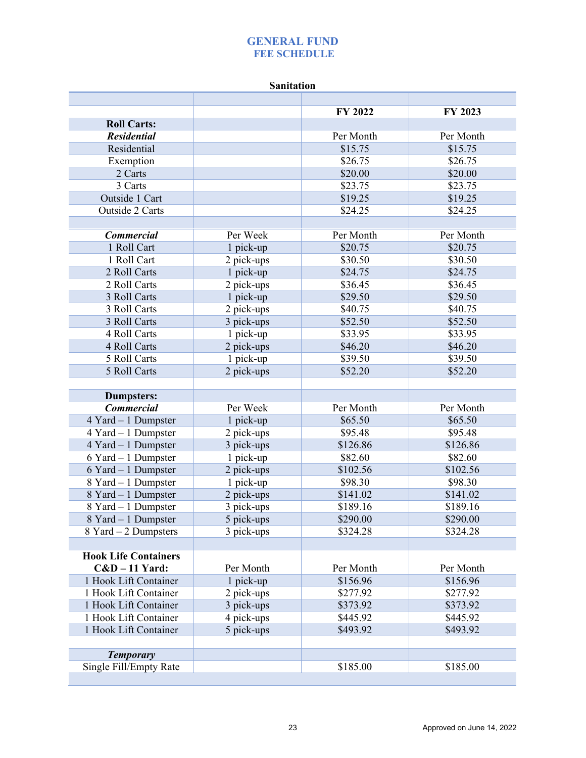# GENERAL FUND
## FEE SCHEDULE

**Sanitation**

| | | FY 2022 | FY 2023 |
|---|---|---|---|
| **Roll Carts:** | | | |
| ***Residential*** | | Per Month | Per Month |
| Residential | | $15.75 | $15.75 |
| Exemption | | $26.75 | $26.75 |
| 2 Carts | | $20.00 | $20.00 |
| 3 Carts | | $23.75 | $23.75 |
| Outside 1 Cart | | $19.25 | $19.25 |
| Outside 2 Carts | | $24.25 | $24.25 |
| | | | |
| ***Commercial*** | Per Week | Per Month | Per Month |
| 1 Roll Cart | 1 pick-up | $20.75 | $20.75 |
| 1 Roll Cart | 2 pick-ups | $30.50 | $30.50 |
| 2 Roll Carts | 1 pick-up | $24.75 | $24.75 |
| 2 Roll Carts | 2 pick-ups | $36.45 | $36.45 |
| 3 Roll Carts | 1 pick-up | $29.50 | $29.50 |
| 3 Roll Carts | 2 pick-ups | $40.75 | $40.75 |
| 3 Roll Carts | 3 pick-ups | $52.50 | $52.50 |
| 4 Roll Carts | 1 pick-up | $33.95 | $33.95 |
| 4 Roll Carts | 2 pick-ups | $46.20 | $46.20 |
| 5 Roll Carts | 1 pick-up | $39.50 | $39.50 |
| 5 Roll Carts | 2 pick-ups | $52.20 | $52.20 |
| | | | |
| **Dumpsters:** | | | |
| ***Commercial*** | Per Week | Per Month | Per Month |
| 4 Yard – 1 Dumpster | 1 pick-up | $65.50 | $65.50 |
| 4 Yard – 1 Dumpster | 2 pick-ups | $95.48 | $95.48 |
| 4 Yard – 1 Dumpster | 3 pick-ups | $126.86 | $126.86 |
| 6 Yard – 1 Dumpster | 1 pick-up | $82.60 | $82.60 |
| 6 Yard – 1 Dumpster | 2 pick-ups | $102.56 | $102.56 |
| 8 Yard – 1 Dumpster | 1 pick-up | $98.30 | $98.30 |
| 8 Yard – 1 Dumpster | 2 pick-ups | $141.02 | $141.02 |
| 8 Yard – 1 Dumpster | 3 pick-ups | $189.16 | $189.16 |
| 8 Yard – 1 Dumpster | 5 pick-ups | $290.00 | $290.00 |
| 8 Yard – 2 Dumpsters | 3 pick-ups | $324.28 | $324.28 |
| | | | |
| **Hook Life Containers C&D – 11 Yard:** | Per Month | Per Month | Per Month |
| 1 Hook Lift Container | 1 pick-up | $156.96 | $156.96 |
| 1 Hook Lift Container | 2 pick-ups | $277.92 | $277.92 |
| 1 Hook Lift Container | 3 pick-ups | $373.92 | $373.92 |
| 1 Hook Lift Container | 4 pick-ups | $445.92 | $445.92 |
| 1 Hook Lift Container | 5 pick-ups | $493.92 | $493.92 |
| | | | |
| ***Temporary*** | | | |
| Single Fill/Empty Rate | | $185.00 | $185.00 |

Approved on June 14, 2022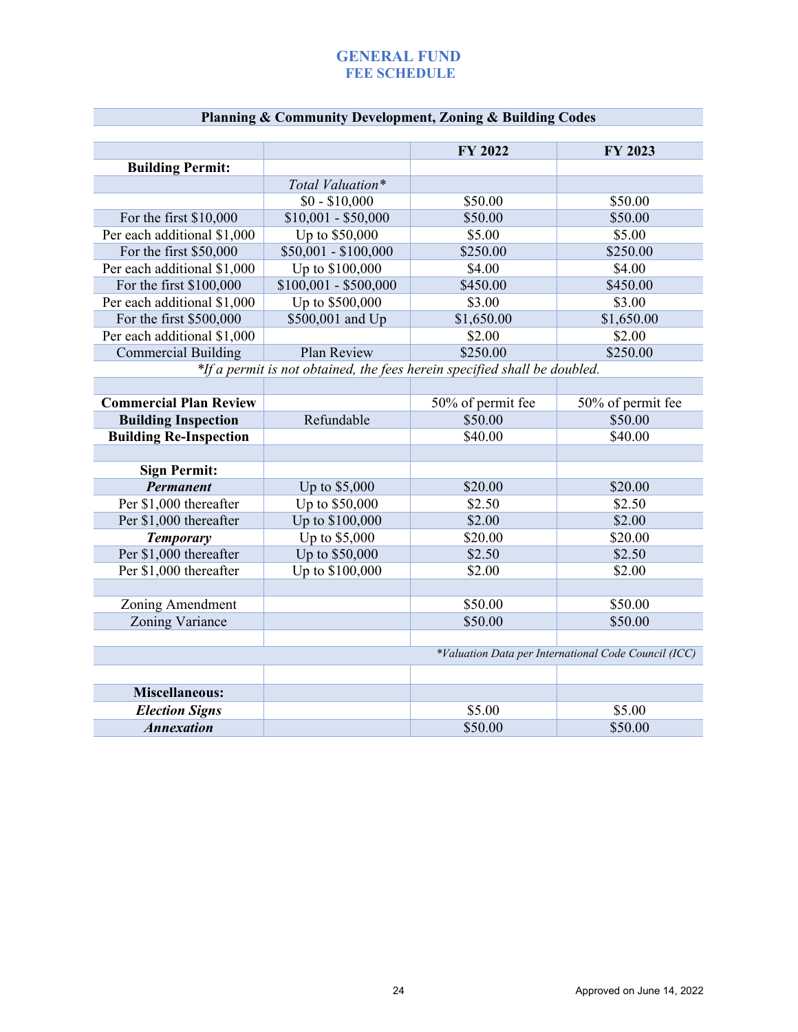# GENERAL FUND
## FEE SCHEDULE

| Planning & Community Development, Zoning & Building Codes | | | |
|---|---|---|---|
| | | **FY 2022** | **FY 2023** |
| **Building Permit:** | | | |
| | *Total Valuation\** | | |
| | $0 - $10,000 | $50.00 | $50.00 |
| For the first $10,000 | $10,001 - $50,000 | $50.00 | $50.00 |
| Per each additional $1,000 | Up to $50,000 | $5.00 | $5.00 |
| For the first $50,000 | $50,001 - $100,000 | $250.00 | $250.00 |
| Per each additional $1,000 | Up to $100,000 | $4.00 | $4.00 |
| For the first $100,000 | $100,001 - $500,000 | $450.00 | $450.00 |
| Per each additional $1,000 | Up to $500,000 | $3.00 | $3.00 |
| For the first $500,000 | $500,001 and Up | $1,650.00 | $1,650.00 |
| Per each additional $1,000 | | $2.00 | $2.00 |
| Commercial Building | Plan Review | $250.00 | $250.00 |
| *\*If a permit is not obtained, the fees herein specified shall be doubled.* | | | |
| | | | |
| **Commercial Plan Review** | | 50% of permit fee | 50% of permit fee |
| **Building Inspection** | Refundable | $50.00 | $50.00 |
| **Building Re-Inspection** | | $40.00 | $40.00 |
| | | | |
| **Sign Permit:** | | | |
| ***Permanent*** | Up to $5,000 | $20.00 | $20.00 |
| Per $1,000 thereafter | Up to $50,000 | $2.50 | $2.50 |
| Per $1,000 thereafter | Up to $100,000 | $2.00 | $2.00 |
| ***Temporary*** | Up to $5,000 | $20.00 | $20.00 |
| Per $1,000 thereafter | Up to $50,000 | $2.50 | $2.50 |
| Per $1,000 thereafter | Up to $100,000 | $2.00 | $2.00 |
| | | | |
| Zoning Amendment | | $50.00 | $50.00 |
| Zoning Variance | | $50.00 | $50.00 |
| | | | |
| *\*Valuation Data per International Code Council (ICC)* | | | |
| | | | |
| **Miscellaneous:** | | | |
| ***Election Signs*** | | $5.00 | $5.00 |
| ***Annexation*** | | $50.00 | $50.00 |

Approved on June 14, 2022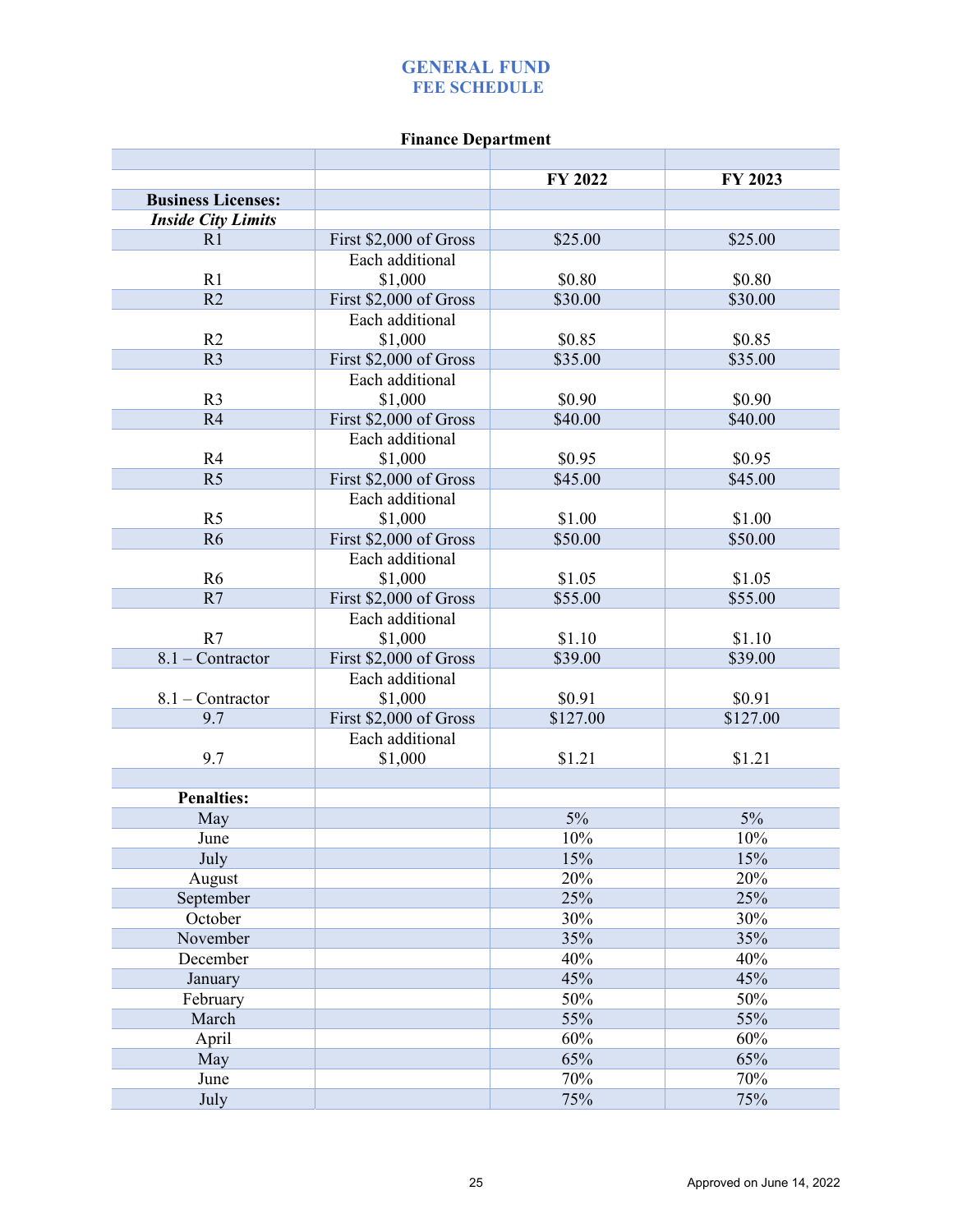# GENERAL FUND
## FEE SCHEDULE

### Finance Department

| | | FY 2022 | FY 2023 |
|---|---|---|---|
| **Business Licenses:** | | | |
| ***Inside City Limits*** | | | |
| R1 | First $2,000 of Gross | $25.00 | $25.00 |
| R1 | Each additional $1,000 | $0.80 | $0.80 |
| R2 | First $2,000 of Gross | $30.00 | $30.00 |
| R2 | Each additional $1,000 | $0.85 | $0.85 |
| R3 | First $2,000 of Gross | $35.00 | $35.00 |
| R3 | Each additional $1,000 | $0.90 | $0.90 |
| R4 | First $2,000 of Gross | $40.00 | $40.00 |
| R4 | Each additional $1,000 | $0.95 | $0.95 |
| R5 | First $2,000 of Gross | $45.00 | $45.00 |
| R5 | Each additional $1,000 | $1.00 | $1.00 |
| R6 | First $2,000 of Gross | $50.00 | $50.00 |
| R6 | Each additional $1,000 | $1.05 | $1.05 |
| R7 | First $2,000 of Gross | $55.00 | $55.00 |
| R7 | Each additional $1,000 | $1.10 | $1.10 |
| 8.1 – Contractor | First $2,000 of Gross | $39.00 | $39.00 |
| 8.1 – Contractor | Each additional $1,000 | $0.91 | $0.91 |
| 9.7 | First $2,000 of Gross | $127.00 | $127.00 |
| 9.7 | Each additional $1,000 | $1.21 | $1.21 |
| | | | |
| **Penalties:** | | | |
| May | | 5% | 5% |
| June | | 10% | 10% |
| July | | 15% | 15% |
| August | | 20% | 20% |
| September | | 25% | 25% |
| October | | 30% | 30% |
| November | | 35% | 35% |
| December | | 40% | 40% |
| January | | 45% | 45% |
| February | | 50% | 50% |
| March | | 55% | 55% |
| April | | 60% | 60% |
| May | | 65% | 65% |
| June | | 70% | 70% |
| July | | 75% | 75% |

Approved on June 14, 2022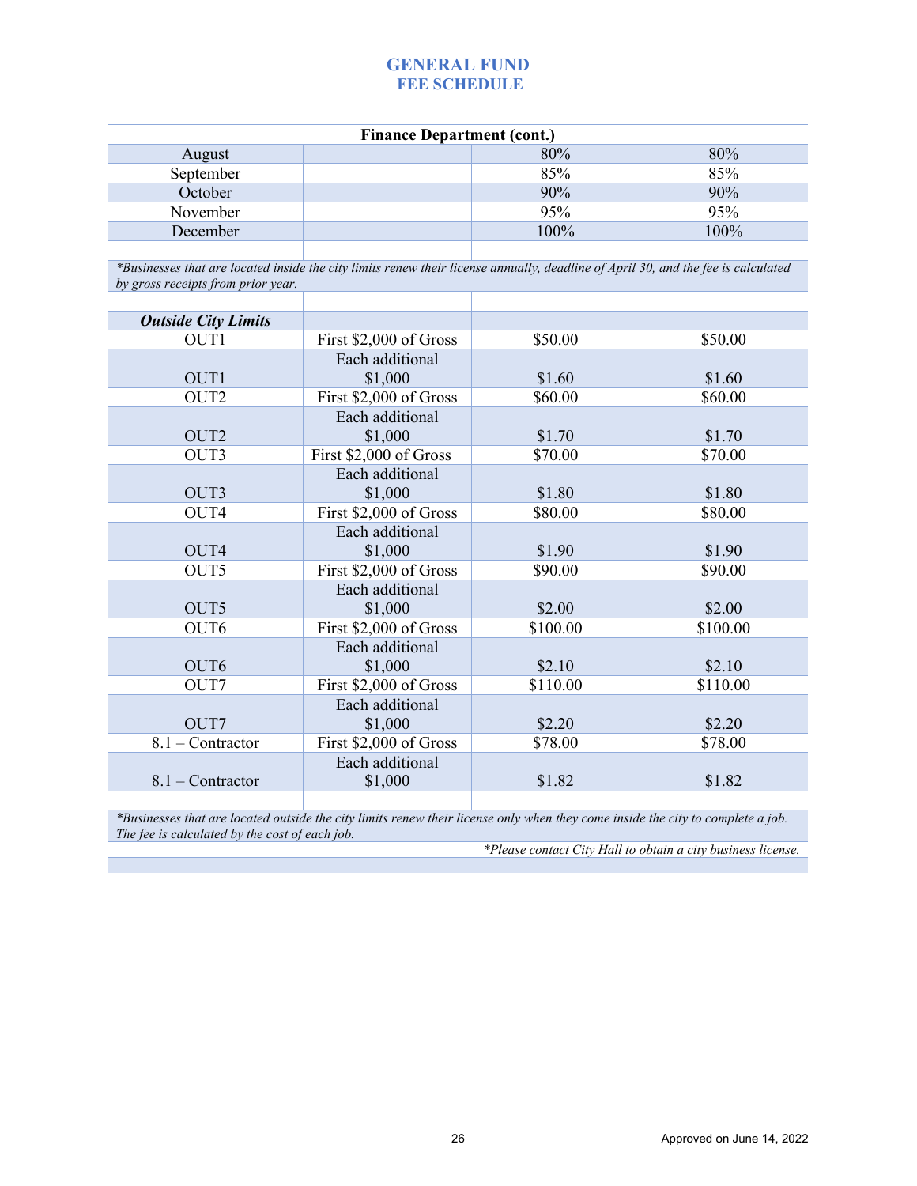# GENERAL FUND
## FEE SCHEDULE

| Finance Department (cont.) | | | |
|---|---|---|---|
| August | | 80% | 80% |
| September | | 85% | 85% |
| October | | 90% | 90% |
| November | | 95% | 95% |
| December | | 100% | 100% |
| | | | |

*Businesses that are located inside the city limits renew their license annually, deadline of April 30, and the fee is calculated by gross receipts from prior year.*

| ***Outside City Limits*** | | | |
|---|---|---|---|
| OUT1 | First $2,000 of Gross | $50.00 | $50.00 |
| OUT1 | Each additional $1,000 | $1.60 | $1.60 |
| OUT2 | First $2,000 of Gross | $60.00 | $60.00 |
| OUT2 | Each additional $1,000 | $1.70 | $1.70 |
| OUT3 | First $2,000 of Gross | $70.00 | $70.00 |
| OUT3 | Each additional $1,000 | $1.80 | $1.80 |
| OUT4 | First $2,000 of Gross | $80.00 | $80.00 |
| OUT4 | Each additional $1,000 | $1.90 | $1.90 |
| OUT5 | First $2,000 of Gross | $90.00 | $90.00 |
| OUT5 | Each additional $1,000 | $2.00 | $2.00 |
| OUT6 | First $2,000 of Gross | $100.00 | $100.00 |
| OUT6 | Each additional $1,000 | $2.10 | $2.10 |
| OUT7 | First $2,000 of Gross | $110.00 | $110.00 |
| OUT7 | Each additional $1,000 | $2.20 | $2.20 |
| 8.1 – Contractor | First $2,000 of Gross | $78.00 | $78.00 |
| 8.1 – Contractor | Each additional $1,000 | $1.82 | $1.82 |
| | | | |

*Businesses that are located outside the city limits renew their license only when they come inside the city to complete a job. The fee is calculated by the cost of each job.*

*Please contact City Hall to obtain a city business license.*

Approved on June 14, 2022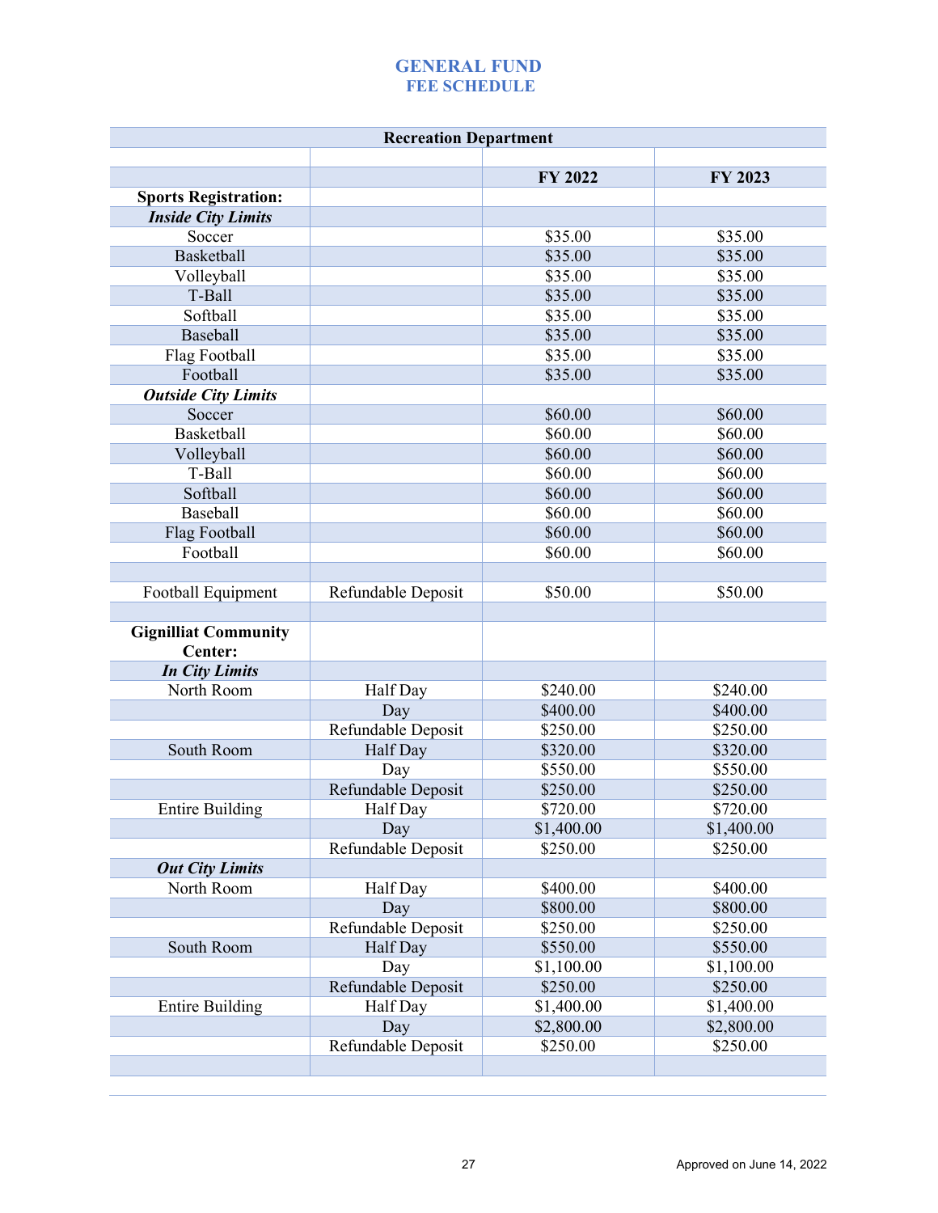# GENERAL FUND
## FEE SCHEDULE

| Recreation Department | | | |
|---|---|---|---|
| | | | |
| | | **FY 2022** | **FY 2023** |
| **Sports Registration:** | | | |
| ***Inside City Limits*** | | | |
| Soccer | | $35.00 | $35.00 |
| Basketball | | $35.00 | $35.00 |
| Volleyball | | $35.00 | $35.00 |
| T-Ball | | $35.00 | $35.00 |
| Softball | | $35.00 | $35.00 |
| Baseball | | $35.00 | $35.00 |
| Flag Football | | $35.00 | $35.00 |
| Football | | $35.00 | $35.00 |
| ***Outside City Limits*** | | | |
| Soccer | | $60.00 | $60.00 |
| Basketball | | $60.00 | $60.00 |
| Volleyball | | $60.00 | $60.00 |
| T-Ball | | $60.00 | $60.00 |
| Softball | | $60.00 | $60.00 |
| Baseball | | $60.00 | $60.00 |
| Flag Football | | $60.00 | $60.00 |
| Football | | $60.00 | $60.00 |
| | | | |
| Football Equipment | Refundable Deposit | $50.00 | $50.00 |
| | | | |
| **Gignilliat Community Center:** | | | |
| ***In City Limits*** | | | |
| North Room | Half Day | $240.00 | $240.00 |
| | Day | $400.00 | $400.00 |
| | Refundable Deposit | $250.00 | $250.00 |
| South Room | Half Day | $320.00 | $320.00 |
| | Day | $550.00 | $550.00 |
| | Refundable Deposit | $250.00 | $250.00 |
| Entire Building | Half Day | $720.00 | $720.00 |
| | Day | $1,400.00 | $1,400.00 |
| | Refundable Deposit | $250.00 | $250.00 |
| ***Out City Limits*** | | | |
| North Room | Half Day | $400.00 | $400.00 |
| | Day | $800.00 | $800.00 |
| | Refundable Deposit | $250.00 | $250.00 |
| South Room | Half Day | $550.00 | $550.00 |
| | Day | $1,100.00 | $1,100.00 |
| | Refundable Deposit | $250.00 | $250.00 |
| Entire Building | Half Day | $1,400.00 | $1,400.00 |
| | Day | $2,800.00 | $2,800.00 |
| | Refundable Deposit | $250.00 | $250.00 |
| | | | |

Approved on June 14, 2022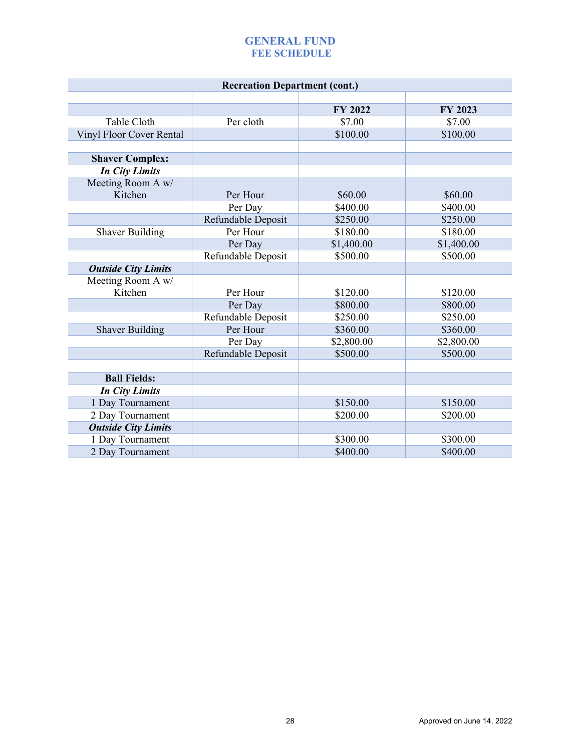# GENERAL FUND
## FEE SCHEDULE

| Recreation Department (cont.) | | | |
|---|---|---|---|
| | | | |
| | | **FY 2022** | **FY 2023** |
| Table Cloth | Per cloth | $7.00 | $7.00 |
| Vinyl Floor Cover Rental | | $100.00 | $100.00 |
| | | | |
| **Shaver Complex:** | | | |
| ***In City Limits*** | | | |
| Meeting Room A w/ Kitchen | Per Hour | $60.00 | $60.00 |
| | Per Day | $400.00 | $400.00 |
| | Refundable Deposit | $250.00 | $250.00 |
| Shaver Building | Per Hour | $180.00 | $180.00 |
| | Per Day | $1,400.00 | $1,400.00 |
| | Refundable Deposit | $500.00 | $500.00 |
| ***Outside City Limits*** | | | |
| Meeting Room A w/ Kitchen | Per Hour | $120.00 | $120.00 |
| | Per Day | $800.00 | $800.00 |
| | Refundable Deposit | $250.00 | $250.00 |
| Shaver Building | Per Hour | $360.00 | $360.00 |
| | Per Day | $2,800.00 | $2,800.00 |
| | Refundable Deposit | $500.00 | $500.00 |
| | | | |
| **Ball Fields:** | | | |
| ***In City Limits*** | | | |
| 1 Day Tournament | | $150.00 | $150.00 |
| 2 Day Tournament | | $200.00 | $200.00 |
| ***Outside City Limits*** | | | |
| 1 Day Tournament | | $300.00 | $300.00 |
| 2 Day Tournament | | $400.00 | $400.00 |

Approved on June 14, 2022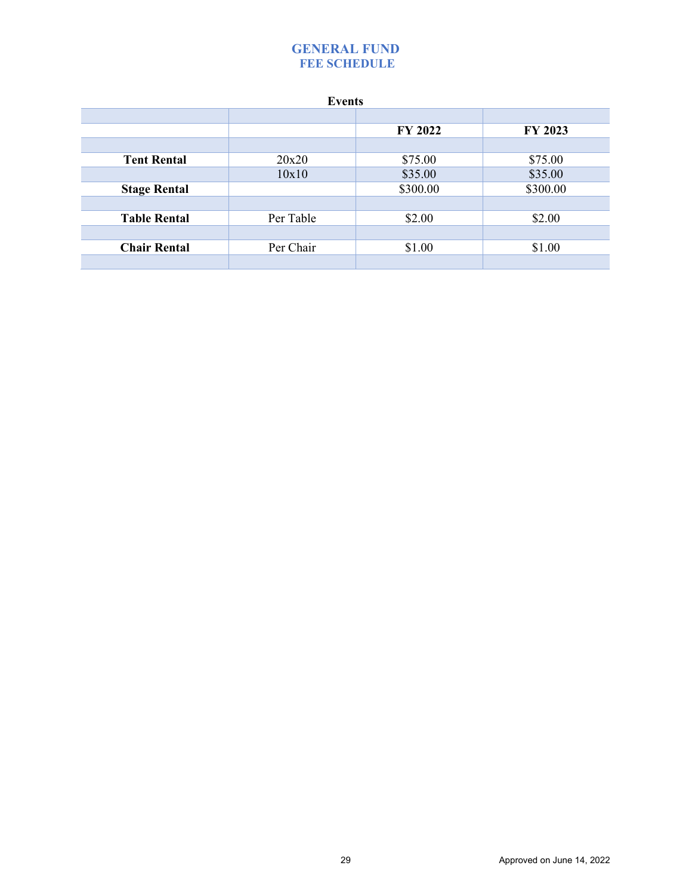# GENERAL FUND
## FEE SCHEDULE

### Events

| | | FY 2022 | FY 2023 |
|---|---|---|---|
| **Tent Rental** | 20x20 | $75.00 | $75.00 |
| | 10x10 | $35.00 | $35.00 |
| **Stage Rental** | | $300.00 | $300.00 |
| **Table Rental** | Per Table | $2.00 | $2.00 |
| **Chair Rental** | Per Chair | $1.00 | $1.00 |

Approved on June 14, 2022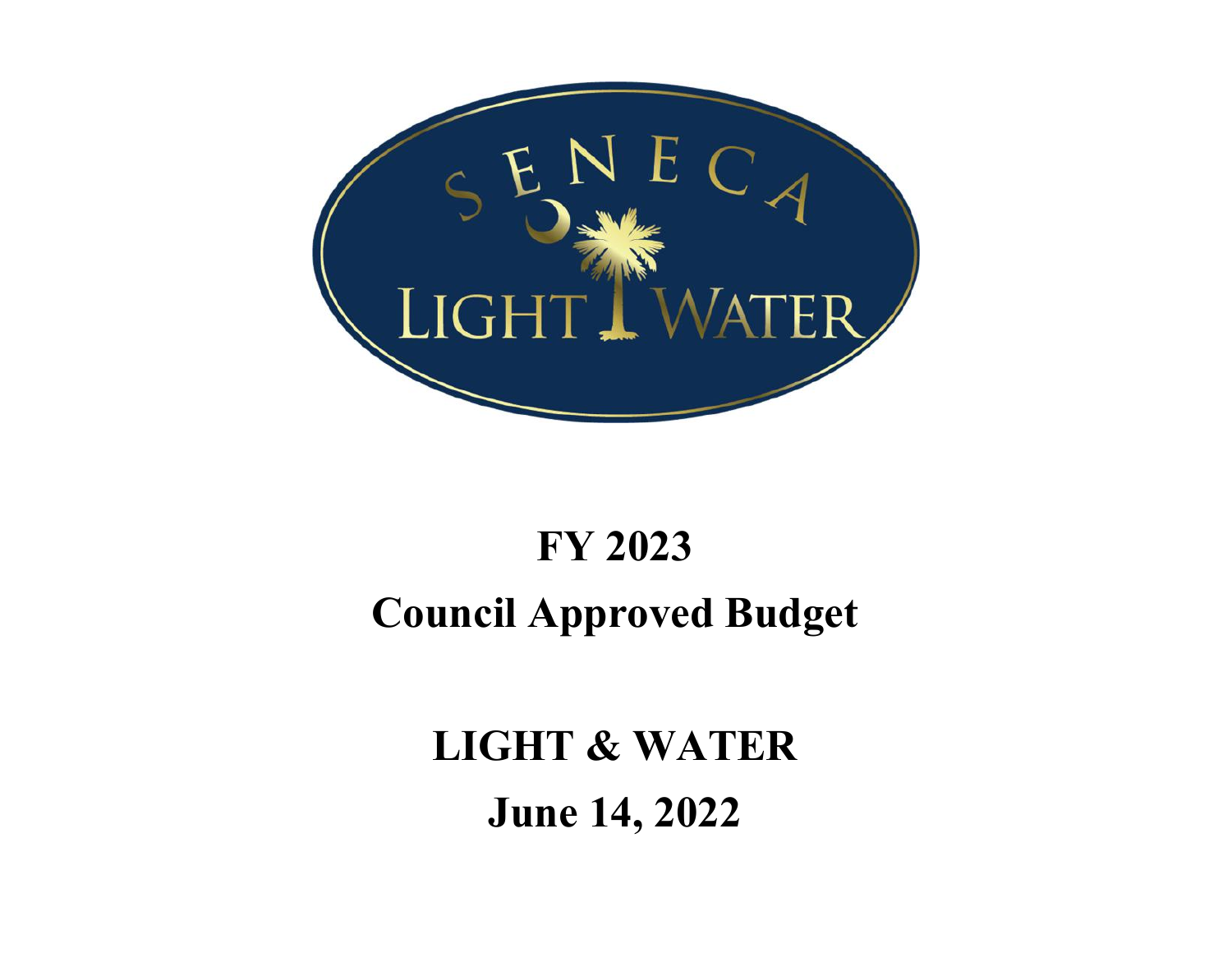# FY 2023

# Council Approved Budget

# LIGHT & WATER

# June 14, 2022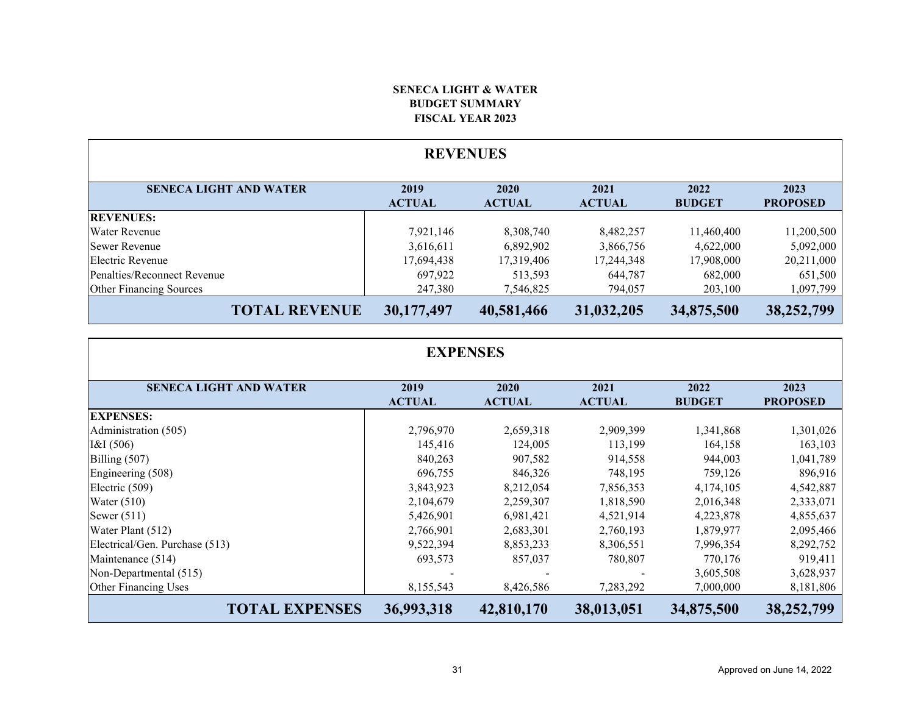**SENECA LIGHT & WATER**
**BUDGET SUMMARY**
**FISCAL YEAR 2023**

## REVENUES

| SENECA LIGHT AND WATER | 2019 ACTUAL | 2020 ACTUAL | 2021 ACTUAL | 2022 BUDGET | 2023 PROPOSED |
|---|---|---|---|---|---|
| **REVENUES:** | | | | | |
| Water Revenue | 7,921,146 | 8,308,740 | 8,482,257 | 11,460,400 | 11,200,500 |
| Sewer Revenue | 3,616,611 | 6,892,902 | 3,866,756 | 4,622,000 | 5,092,000 |
| Electric Revenue | 17,694,438 | 17,319,406 | 17,244,348 | 17,908,000 | 20,211,000 |
| Penalties/Reconnect Revenue | 697,922 | 513,593 | 644,787 | 682,000 | 651,500 |
| Other Financing Sources | 247,380 | 7,546,825 | 794,057 | 203,100 | 1,097,799 |
| **TOTAL REVENUE** | **30,177,497** | **40,581,466** | **31,032,205** | **34,875,500** | **38,252,799** |

## EXPENSES

| SENECA LIGHT AND WATER | 2019 ACTUAL | 2020 ACTUAL | 2021 ACTUAL | 2022 BUDGET | 2023 PROPOSED |
|---|---|---|---|---|---|
| **EXPENSES:** | | | | | |
| Administration (505) | 2,796,970 | 2,659,318 | 2,909,399 | 1,341,868 | 1,301,026 |
| I&I (506) | 145,416 | 124,005 | 113,199 | 164,158 | 163,103 |
| Billing (507) | 840,263 | 907,582 | 914,558 | 944,003 | 1,041,789 |
| Engineering (508) | 696,755 | 846,326 | 748,195 | 759,126 | 896,916 |
| Electric (509) | 3,843,923 | 8,212,054 | 7,856,353 | 4,174,105 | 4,542,887 |
| Water (510) | 2,104,679 | 2,259,307 | 1,818,590 | 2,016,348 | 2,333,071 |
| Sewer (511) | 5,426,901 | 6,981,421 | 4,521,914 | 4,223,878 | 4,855,637 |
| Water Plant (512) | 2,766,901 | 2,683,301 | 2,760,193 | 1,879,977 | 2,095,466 |
| Electrical/Gen. Purchase (513) | 9,522,394 | 8,853,233 | 8,306,551 | 7,996,354 | 8,292,752 |
| Maintenance (514) | 693,573 | 857,037 | 780,807 | 770,176 | 919,411 |
| Non-Departmental (515) | - | - | - | 3,605,508 | 3,628,937 |
| Other Financing Uses | 8,155,543 | 8,426,586 | 7,283,292 | 7,000,000 | 8,181,806 |
| **TOTAL EXPENSES** | **36,993,318** | **42,810,170** | **38,013,051** | **34,875,500** | **38,252,799** |

Approved on June 14, 2022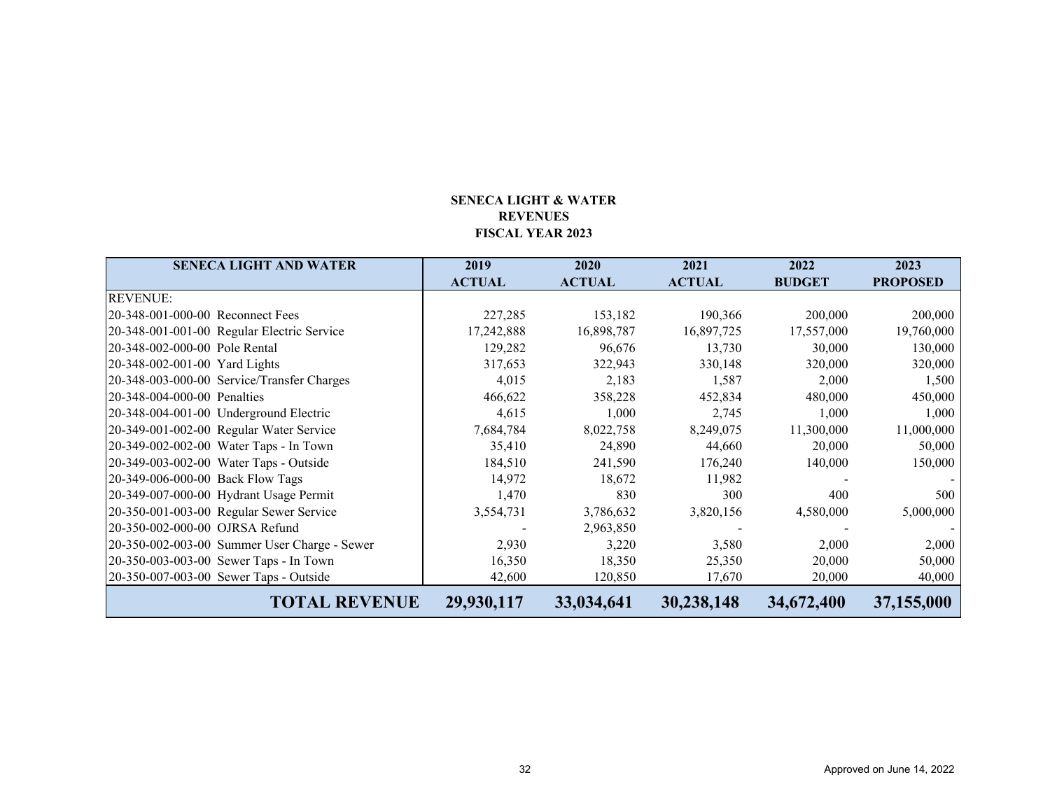**SENECA LIGHT & WATER**
**REVENUES**
**FISCAL YEAR 2023**

| SENECA LIGHT AND WATER | 2019 ACTUAL | 2020 ACTUAL | 2021 ACTUAL | 2022 BUDGET | 2023 PROPOSED |
|---|---|---|---|---|---|
| REVENUE: | | | | | |
| 20-348-001-000-00 Reconnect Fees | 227,285 | 153,182 | 190,366 | 200,000 | 200,000 |
| 20-348-001-001-00 Regular Electric Service | 17,242,888 | 16,898,787 | 16,897,725 | 17,557,000 | 19,760,000 |
| 20-348-002-000-00 Pole Rental | 129,282 | 96,676 | 13,730 | 30,000 | 130,000 |
| 20-348-002-001-00 Yard Lights | 317,653 | 322,943 | 330,148 | 320,000 | 320,000 |
| 20-348-003-000-00 Service/Transfer Charges | 4,015 | 2,183 | 1,587 | 2,000 | 1,500 |
| 20-348-004-000-00 Penalties | 466,622 | 358,228 | 452,834 | 480,000 | 450,000 |
| 20-348-004-001-00 Underground Electric | 4,615 | 1,000 | 2,745 | 1,000 | 1,000 |
| 20-349-001-002-00 Regular Water Service | 7,684,784 | 8,022,758 | 8,249,075 | 11,300,000 | 11,000,000 |
| 20-349-002-002-00 Water Taps - In Town | 35,410 | 24,890 | 44,660 | 20,000 | 50,000 |
| 20-349-003-002-00 Water Taps - Outside | 184,510 | 241,590 | 176,240 | 140,000 | 150,000 |
| 20-349-006-000-00 Back Flow Tags | 14,972 | 18,672 | 11,982 | - | - |
| 20-349-007-000-00 Hydrant Usage Permit | 1,470 | 830 | 300 | 400 | 500 |
| 20-350-001-003-00 Regular Sewer Service | 3,554,731 | 3,786,632 | 3,820,156 | 4,580,000 | 5,000,000 |
| 20-350-002-000-00 OJRSA Refund | - | 2,963,850 | - | - | - |
| 20-350-002-003-00 Summer User Charge - Sewer | 2,930 | 3,220 | 3,580 | 2,000 | 2,000 |
| 20-350-003-003-00 Sewer Taps - In Town | 16,350 | 18,350 | 25,350 | 20,000 | 50,000 |
| 20-350-007-003-00 Sewer Taps - Outside | 42,600 | 120,850 | 17,670 | 20,000 | 40,000 |
| **TOTAL REVENUE** | **29,930,117** | **33,034,641** | **30,238,148** | **34,672,400** | **37,155,000** |

Approved on June 14, 2022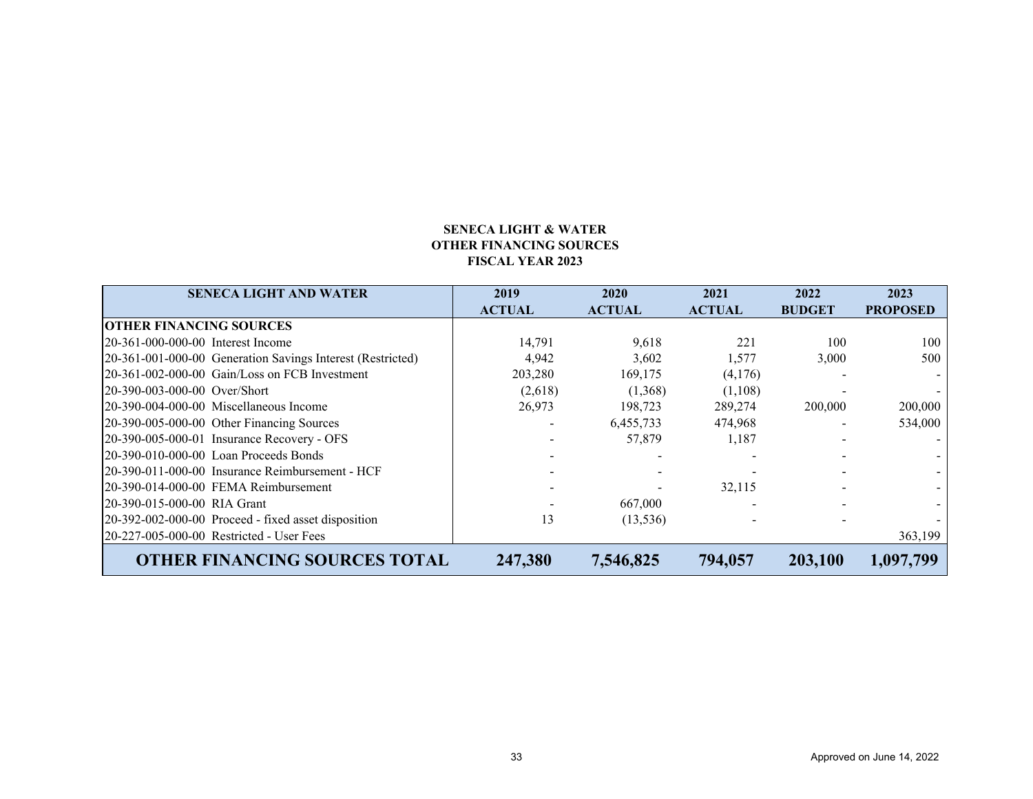# SENECA LIGHT & WATER
## OTHER FINANCING SOURCES
## FISCAL YEAR 2023

| SENECA LIGHT AND WATER | 2019 ACTUAL | 2020 ACTUAL | 2021 ACTUAL | 2022 BUDGET | 2023 PROPOSED |
|---|---|---|---|---|---|
| **OTHER FINANCING SOURCES** | | | | | |
| 20-361-000-000-00 Interest Income | 14,791 | 9,618 | 221 | 100 | 100 |
| 20-361-001-000-00 Generation Savings Interest (Restricted) | 4,942 | 3,602 | 1,577 | 3,000 | 500 |
| 20-361-002-000-00 Gain/Loss on FCB Investment | 203,280 | 169,175 | (4,176) | - | - |
| 20-390-003-000-00 Over/Short | (2,618) | (1,368) | (1,108) | - | - |
| 20-390-004-000-00 Miscellaneous Income | 26,973 | 198,723 | 289,274 | 200,000 | 200,000 |
| 20-390-005-000-00 Other Financing Sources | - | 6,455,733 | 474,968 | - | 534,000 |
| 20-390-005-000-01 Insurance Recovery - OFS | - | 57,879 | 1,187 | - | - |
| 20-390-010-000-00 Loan Proceeds Bonds | - | - | - | - | - |
| 20-390-011-000-00 Insurance Reimbursement - HCF | - | - | - | - | - |
| 20-390-014-000-00 FEMA Reimbursement | - | - | 32,115 | - | - |
| 20-390-015-000-00 RIA Grant | - | 667,000 | - | - | - |
| 20-392-002-000-00 Proceed - fixed asset disposition | 13 | (13,536) | - | - | - |
| 20-227-005-000-00 Restricted - User Fees | | | | | 363,199 |
| **OTHER FINANCING SOURCES TOTAL** | **247,380** | **7,546,825** | **794,057** | **203,100** | **1,097,799** |

Approved on June 14, 2022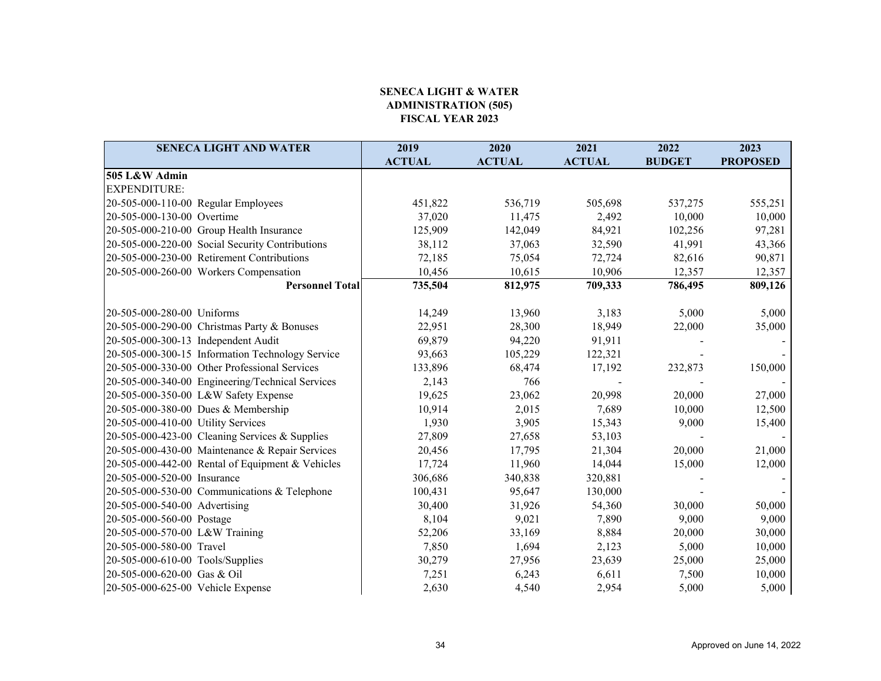**SENECA LIGHT & WATER**
**ADMINISTRATION (505)**
**FISCAL YEAR 2023**

| SENECA LIGHT AND WATER | 2019 ACTUAL | 2020 ACTUAL | 2021 ACTUAL | 2022 BUDGET | 2023 PROPOSED |
|---|---|---|---|---|---|
| **505 L&W Admin** | | | | | |
| EXPENDITURE: | | | | | |
| 20-505-000-110-00 Regular Employees | 451,822 | 536,719 | 505,698 | 537,275 | 555,251 |
| 20-505-000-130-00 Overtime | 37,020 | 11,475 | 2,492 | 10,000 | 10,000 |
| 20-505-000-210-00 Group Health Insurance | 125,909 | 142,049 | 84,921 | 102,256 | 97,281 |
| 20-505-000-220-00 Social Security Contributions | 38,112 | 37,063 | 32,590 | 41,991 | 43,366 |
| 20-505-000-230-00 Retirement Contributions | 72,185 | 75,054 | 72,724 | 82,616 | 90,871 |
| 20-505-000-260-00 Workers Compensation | 10,456 | 10,615 | 10,906 | 12,357 | 12,357 |
| **Personnel Total** | **735,504** | **812,975** | **709,333** | **786,495** | **809,126** |
| | | | | | |
| 20-505-000-280-00 Uniforms | 14,249 | 13,960 | 3,183 | 5,000 | 5,000 |
| 20-505-000-290-00 Christmas Party & Bonuses | 22,951 | 28,300 | 18,949 | 22,000 | 35,000 |
| 20-505-000-300-13 Independent Audit | 69,879 | 94,220 | 91,911 | - | - |
| 20-505-000-300-15 Information Technology Service | 93,663 | 105,229 | 122,321 | - | - |
| 20-505-000-330-00 Other Professional Services | 133,896 | 68,474 | 17,192 | 232,873 | 150,000 |
| 20-505-000-340-00 Engineering/Technical Services | 2,143 | 766 | - | - | - |
| 20-505-000-350-00 L&W Safety Expense | 19,625 | 23,062 | 20,998 | 20,000 | 27,000 |
| 20-505-000-380-00 Dues & Membership | 10,914 | 2,015 | 7,689 | 10,000 | 12,500 |
| 20-505-000-410-00 Utility Services | 1,930 | 3,905 | 15,343 | 9,000 | 15,400 |
| 20-505-000-423-00 Cleaning Services & Supplies | 27,809 | 27,658 | 53,103 | - | - |
| 20-505-000-430-00 Maintenance & Repair Services | 20,456 | 17,795 | 21,304 | 20,000 | 21,000 |
| 20-505-000-442-00 Rental of Equipment & Vehicles | 17,724 | 11,960 | 14,044 | 15,000 | 12,000 |
| 20-505-000-520-00 Insurance | 306,686 | 340,838 | 320,881 | - | - |
| 20-505-000-530-00 Communications & Telephone | 100,431 | 95,647 | 130,000 | - | - |
| 20-505-000-540-00 Advertising | 30,400 | 31,926 | 54,360 | 30,000 | 50,000 |
| 20-505-000-560-00 Postage | 8,104 | 9,021 | 7,890 | 9,000 | 9,000 |
| 20-505-000-570-00 L&W Training | 52,206 | 33,169 | 8,884 | 20,000 | 30,000 |
| 20-505-000-580-00 Travel | 7,850 | 1,694 | 2,123 | 5,000 | 10,000 |
| 20-505-000-610-00 Tools/Supplies | 30,279 | 27,956 | 23,639 | 25,000 | 25,000 |
| 20-505-000-620-00 Gas & Oil | 7,251 | 6,243 | 6,611 | 7,500 | 10,000 |
| 20-505-000-625-00 Vehicle Expense | 2,630 | 4,540 | 2,954 | 5,000 | 5,000 |

Approved on June 14, 2022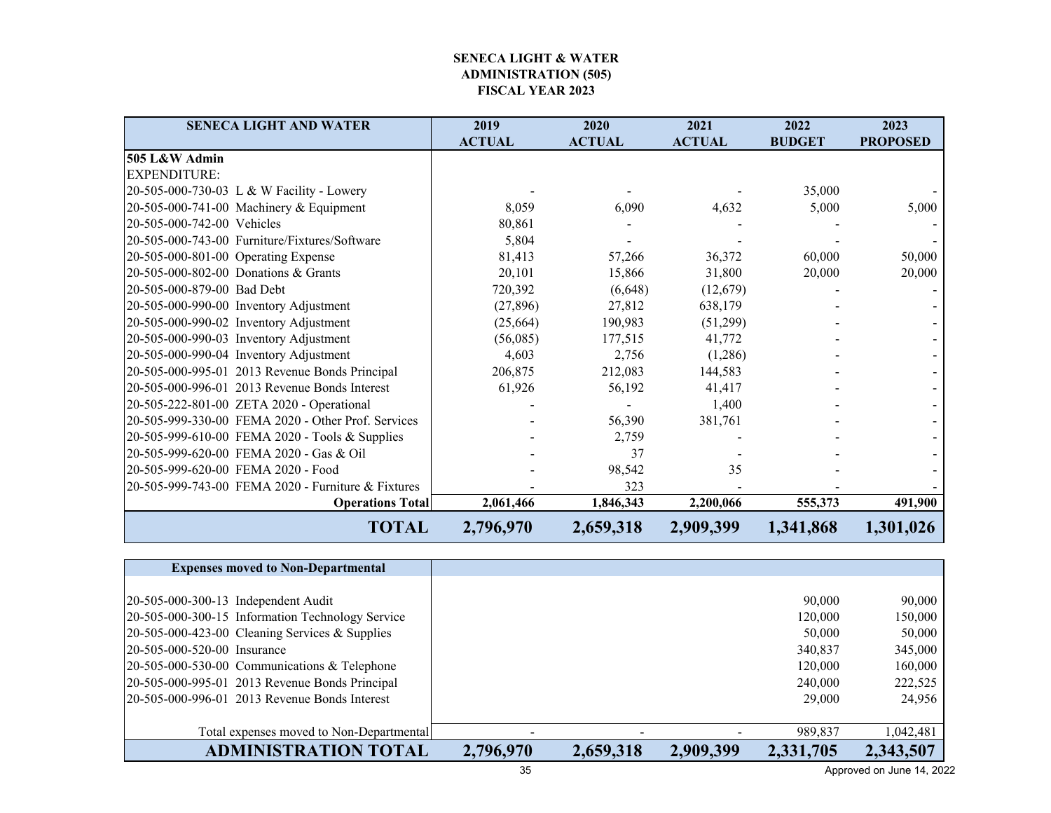**SENECA LIGHT & WATER**
**ADMINISTRATION (505)**
**FISCAL YEAR 2023**

| SENECA LIGHT AND WATER | 2019 ACTUAL | 2020 ACTUAL | 2021 ACTUAL | 2022 BUDGET | 2023 PROPOSED |
|---|---|---|---|---|---|
| **505 L&W Admin** | | | | | |
| EXPENDITURE: | | | | | |
| 20-505-000-730-03 L & W Facility - Lowery | - | - | - | 35,000 | - |
| 20-505-000-741-00 Machinery & Equipment | 8,059 | 6,090 | 4,632 | 5,000 | 5,000 |
| 20-505-000-742-00 Vehicles | 80,861 | - | - | - | - |
| 20-505-000-743-00 Furniture/Fixtures/Software | 5,804 | - | - | - | - |
| 20-505-000-801-00 Operating Expense | 81,413 | 57,266 | 36,372 | 60,000 | 50,000 |
| 20-505-000-802-00 Donations & Grants | 20,101 | 15,866 | 31,800 | 20,000 | 20,000 |
| 20-505-000-879-00 Bad Debt | 720,392 | (6,648) | (12,679) | - | - |
| 20-505-000-990-00 Inventory Adjustment | (27,896) | 27,812 | 638,179 | - | - |
| 20-505-000-990-02 Inventory Adjustment | (25,664) | 190,983 | (51,299) | - | - |
| 20-505-000-990-03 Inventory Adjustment | (56,085) | 177,515 | 41,772 | - | - |
| 20-505-000-990-04 Inventory Adjustment | 4,603 | 2,756 | (1,286) | - | - |
| 20-505-000-995-01 2013 Revenue Bonds Principal | 206,875 | 212,083 | 144,583 | - | - |
| 20-505-000-996-01 2013 Revenue Bonds Interest | 61,926 | 56,192 | 41,417 | - | - |
| 20-505-222-801-00 ZETA 2020 - Operational | - | - | 1,400 | - | - |
| 20-505-999-330-00 FEMA 2020 - Other Prof. Services | - | 56,390 | 381,761 | - | - |
| 20-505-999-610-00 FEMA 2020 - Tools & Supplies | - | 2,759 | - | - | - |
| 20-505-999-620-00 FEMA 2020 - Gas & Oil | - | 37 | - | - | - |
| 20-505-999-620-00 FEMA 2020 - Food | - | 98,542 | 35 | - | - |
| 20-505-999-743-00 FEMA 2020 - Furniture & Fixtures | - | 323 | - | - | - |
| **Operations Total** | **2,061,466** | **1,846,343** | **2,200,066** | **555,373** | **491,900** |
| **TOTAL** | **2,796,970** | **2,659,318** | **2,909,399** | **1,341,868** | **1,301,026** |

| Expenses moved to Non-Departmental | | | | | |
|---|---|---|---|---|---|
| 20-505-000-300-13 Independent Audit | | | | 90,000 | 90,000 |
| 20-505-000-300-15 Information Technology Service | | | | 120,000 | 150,000 |
| 20-505-000-423-00 Cleaning Services & Supplies | | | | 50,000 | 50,000 |
| 20-505-000-520-00 Insurance | | | | 340,837 | 345,000 |
| 20-505-000-530-00 Communications & Telephone | | | | 120,000 | 160,000 |
| 20-505-000-995-01 2013 Revenue Bonds Principal | | | | 240,000 | 222,525 |
| 20-505-000-996-01 2013 Revenue Bonds Interest | | | | 29,000 | 24,956 |
| Total expenses moved to Non-Departmental | - | - | - | 989,837 | 1,042,481 |
| **ADMINISTRATION TOTAL** | **2,796,970** | **2,659,318** | **2,909,399** | **2,331,705** | **2,343,507** |

Approved on June 14, 2022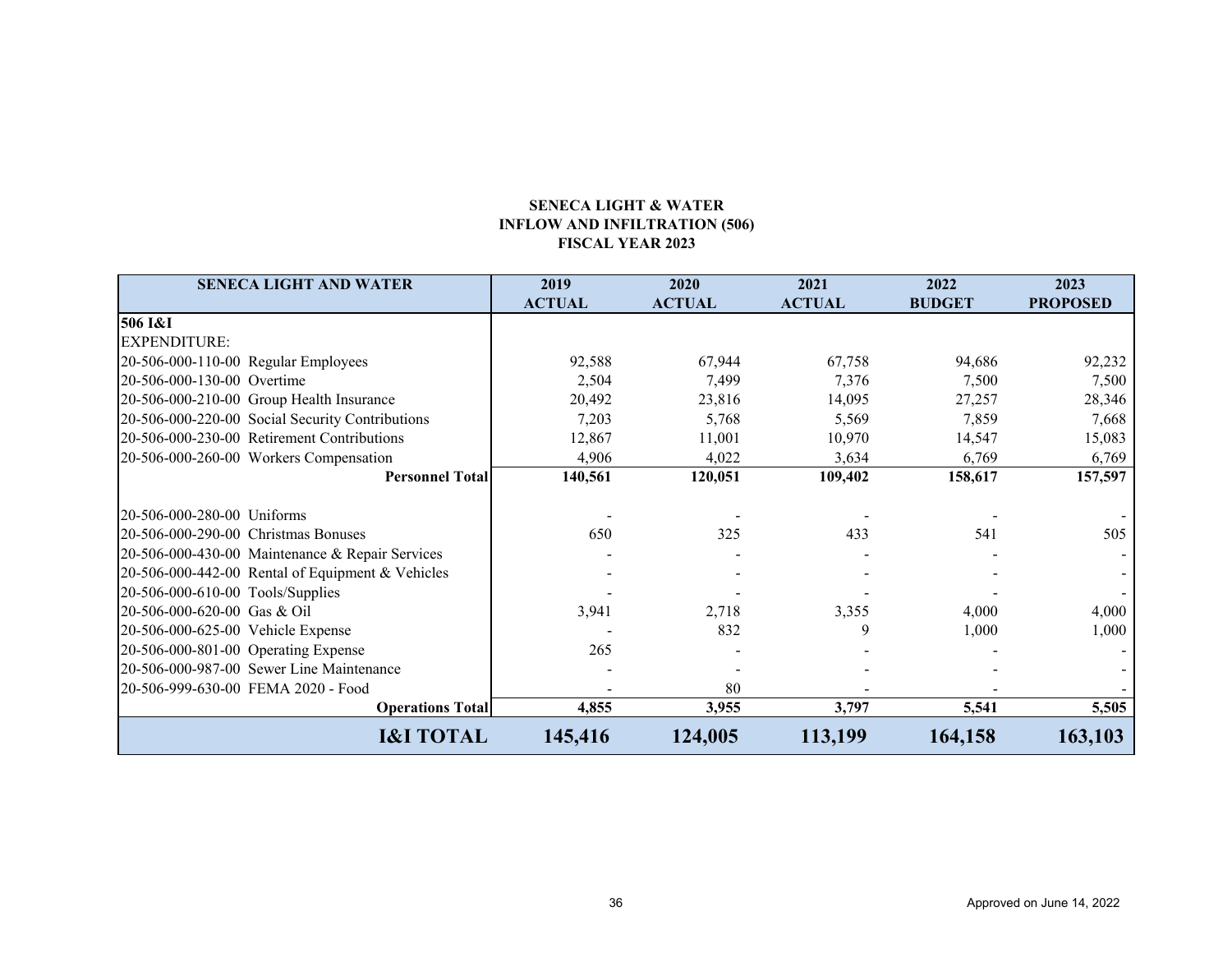**SENECA LIGHT & WATER**
**INFLOW AND INFILTRATION (506)**
**FISCAL YEAR 2023**

| SENECA LIGHT AND WATER | 2019 ACTUAL | 2020 ACTUAL | 2021 ACTUAL | 2022 BUDGET | 2023 PROPOSED |
|---|---|---|---|---|---|
| **506 I&I** | | | | | |
| EXPENDITURE: | | | | | |
| 20-506-000-110-00 Regular Employees | 92,588 | 67,944 | 67,758 | 94,686 | 92,232 |
| 20-506-000-130-00 Overtime | 2,504 | 7,499 | 7,376 | 7,500 | 7,500 |
| 20-506-000-210-00 Group Health Insurance | 20,492 | 23,816 | 14,095 | 27,257 | 28,346 |
| 20-506-000-220-00 Social Security Contributions | 7,203 | 5,768 | 5,569 | 7,859 | 7,668 |
| 20-506-000-230-00 Retirement Contributions | 12,867 | 11,001 | 10,970 | 14,547 | 15,083 |
| 20-506-000-260-00 Workers Compensation | 4,906 | 4,022 | 3,634 | 6,769 | 6,769 |
| **Personnel Total** | **140,561** | **120,051** | **109,402** | **158,617** | **157,597** |
| | | | | | |
| 20-506-000-280-00 Uniforms | - | - | - | - | - |
| 20-506-000-290-00 Christmas Bonuses | 650 | 325 | 433 | 541 | 505 |
| 20-506-000-430-00 Maintenance & Repair Services | - | - | - | - | - |
| 20-506-000-442-00 Rental of Equipment & Vehicles | - | - | - | - | - |
| 20-506-000-610-00 Tools/Supplies | - | - | - | - | - |
| 20-506-000-620-00 Gas & Oil | 3,941 | 2,718 | 3,355 | 4,000 | 4,000 |
| 20-506-000-625-00 Vehicle Expense | - | 832 | 9 | 1,000 | 1,000 |
| 20-506-000-801-00 Operating Expense | 265 | - | - | - | - |
| 20-506-000-987-00 Sewer Line Maintenance | - | - | - | - | - |
| 20-506-999-630-00 FEMA 2020 - Food | - | 80 | - | - | - |
| **Operations Total** | **4,855** | **3,955** | **3,797** | **5,541** | **5,505** |
| **I&I TOTAL** | **145,416** | **124,005** | **113,199** | **164,158** | **163,103** |

Approved on June 14, 2022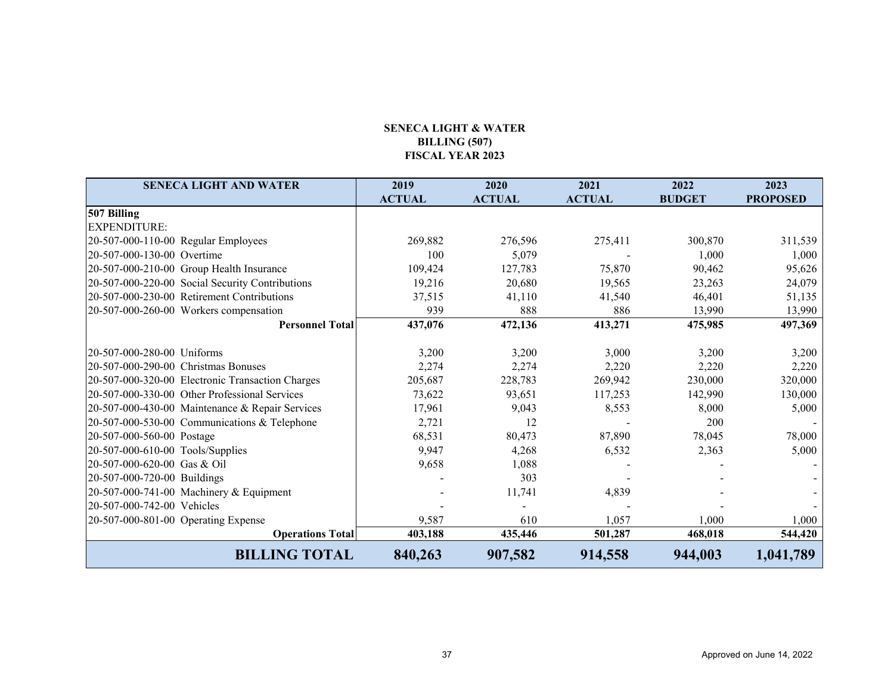**SENECA LIGHT & WATER**
**BILLING (507)**
**FISCAL YEAR 2023**

| SENECA LIGHT AND WATER | 2019 ACTUAL | 2020 ACTUAL | 2021 ACTUAL | 2022 BUDGET | 2023 PROPOSED |
|---|---|---|---|---|---|
| **507 Billing** | | | | | |
| EXPENDITURE: | | | | | |
| 20-507-000-110-00 Regular Employees | 269,882 | 276,596 | 275,411 | 300,870 | 311,539 |
| 20-507-000-130-00 Overtime | 100 | 5,079 | - | 1,000 | 1,000 |
| 20-507-000-210-00 Group Health Insurance | 109,424 | 127,783 | 75,870 | 90,462 | 95,626 |
| 20-507-000-220-00 Social Security Contributions | 19,216 | 20,680 | 19,565 | 23,263 | 24,079 |
| 20-507-000-230-00 Retirement Contributions | 37,515 | 41,110 | 41,540 | 46,401 | 51,135 |
| 20-507-000-260-00 Workers compensation | 939 | 888 | 886 | 13,990 | 13,990 |
| **Personnel Total** | **437,076** | **472,136** | **413,271** | **475,985** | **497,369** |
| | | | | | |
| 20-507-000-280-00 Uniforms | 3,200 | 3,200 | 3,000 | 3,200 | 3,200 |
| 20-507-000-290-00 Christmas Bonuses | 2,274 | 2,274 | 2,220 | 2,220 | 2,220 |
| 20-507-000-320-00 Electronic Transaction Charges | 205,687 | 228,783 | 269,942 | 230,000 | 320,000 |
| 20-507-000-330-00 Other Professional Services | 73,622 | 93,651 | 117,253 | 142,990 | 130,000 |
| 20-507-000-430-00 Maintenance & Repair Services | 17,961 | 9,043 | 8,553 | 8,000 | 5,000 |
| 20-507-000-530-00 Communications & Telephone | 2,721 | 12 | - | 200 | - |
| 20-507-000-560-00 Postage | 68,531 | 80,473 | 87,890 | 78,045 | 78,000 |
| 20-507-000-610-00 Tools/Supplies | 9,947 | 4,268 | 6,532 | 2,363 | 5,000 |
| 20-507-000-620-00 Gas & Oil | 9,658 | 1,088 | - | - | - |
| 20-507-000-720-00 Buildings | - | 303 | - | - | - |
| 20-507-000-741-00 Machinery & Equipment | - | 11,741 | 4,839 | - | - |
| 20-507-000-742-00 Vehicles | - | - | - | - | - |
| 20-507-000-801-00 Operating Expense | 9,587 | 610 | 1,057 | 1,000 | 1,000 |
| **Operations Total** | **403,188** | **435,446** | **501,287** | **468,018** | **544,420** |
| **BILLING TOTAL** | **840,263** | **907,582** | **914,558** | **944,003** | **1,041,789** |

Approved on June 14, 2022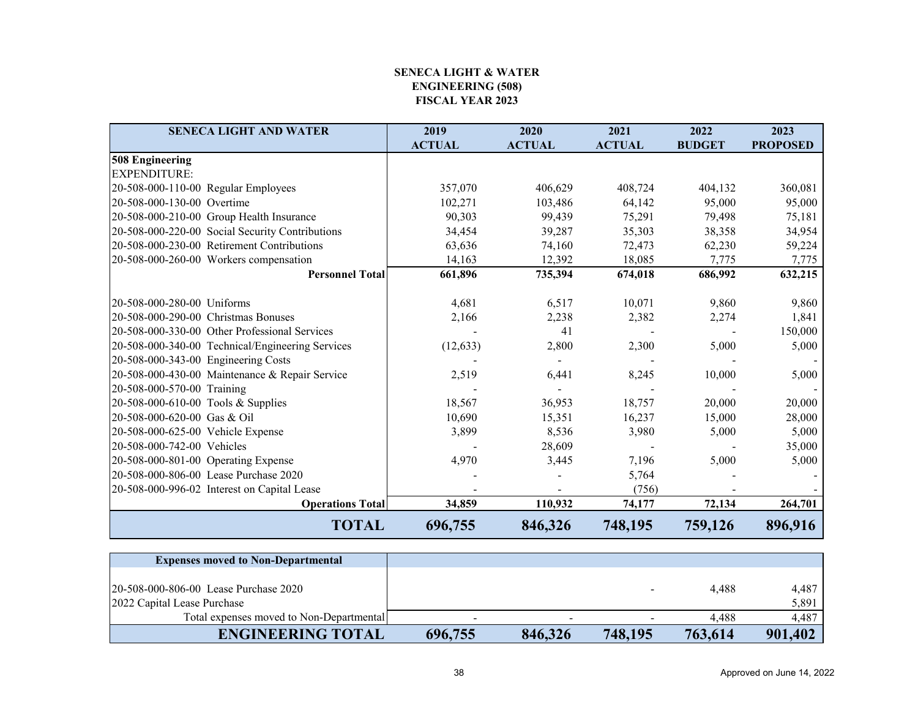**SENECA LIGHT & WATER**
**ENGINEERING (508)**
**FISCAL YEAR 2023**

| SENECA LIGHT AND WATER | 2019 ACTUAL | 2020 ACTUAL | 2021 ACTUAL | 2022 BUDGET | 2023 PROPOSED |
|---|---|---|---|---|---|
| **508 Engineering** | | | | | |
| EXPENDITURE: | | | | | |
| 20-508-000-110-00 Regular Employees | 357,070 | 406,629 | 408,724 | 404,132 | 360,081 |
| 20-508-000-130-00 Overtime | 102,271 | 103,486 | 64,142 | 95,000 | 95,000 |
| 20-508-000-210-00 Group Health Insurance | 90,303 | 99,439 | 75,291 | 79,498 | 75,181 |
| 20-508-000-220-00 Social Security Contributions | 34,454 | 39,287 | 35,303 | 38,358 | 34,954 |
| 20-508-000-230-00 Retirement Contributions | 63,636 | 74,160 | 72,473 | 62,230 | 59,224 |
| 20-508-000-260-00 Workers compensation | 14,163 | 12,392 | 18,085 | 7,775 | 7,775 |
| **Personnel Total** | **661,896** | **735,394** | **674,018** | **686,992** | **632,215** |
| | | | | | |
| 20-508-000-280-00 Uniforms | 4,681 | 6,517 | 10,071 | 9,860 | 9,860 |
| 20-508-000-290-00 Christmas Bonuses | 2,166 | 2,238 | 2,382 | 2,274 | 1,841 |
| 20-508-000-330-00 Other Professional Services | - | 41 | - | - | 150,000 |
| 20-508-000-340-00 Technical/Engineering Services | (12,633) | 2,800 | 2,300 | 5,000 | 5,000 |
| 20-508-000-343-00 Engineering Costs | - | - | - | - | - |
| 20-508-000-430-00 Maintenance & Repair Service | 2,519 | 6,441 | 8,245 | 10,000 | 5,000 |
| 20-508-000-570-00 Training | - | - | - | - | - |
| 20-508-000-610-00 Tools & Supplies | 18,567 | 36,953 | 18,757 | 20,000 | 20,000 |
| 20-508-000-620-00 Gas & Oil | 10,690 | 15,351 | 16,237 | 15,000 | 28,000 |
| 20-508-000-625-00 Vehicle Expense | 3,899 | 8,536 | 3,980 | 5,000 | 5,000 |
| 20-508-000-742-00 Vehicles | - | 28,609 | - | - | 35,000 |
| 20-508-000-801-00 Operating Expense | 4,970 | 3,445 | 7,196 | 5,000 | 5,000 |
| 20-508-000-806-00 Lease Purchase 2020 | - | - | 5,764 | - | - |
| 20-508-000-996-02 Interest on Capital Lease | - | - | (756) | - | - |
| **Operations Total** | **34,859** | **110,932** | **74,177** | **72,134** | **264,701** |
| **TOTAL** | **696,755** | **846,326** | **748,195** | **759,126** | **896,916** |

| Expenses moved to Non-Departmental | | | | | |
|---|---|---|---|---|---|
| 20-508-000-806-00 Lease Purchase 2020 | | | - | 4,488 | 4,487 |
| 2022 Capital Lease Purchase | | | | | 5,891 |
| Total expenses moved to Non-Departmental | - | - | - | 4,488 | 4,487 |
| **ENGINEERING TOTAL** | **696,755** | **846,326** | **748,195** | **763,614** | **901,402** |

Approved on June 14, 2022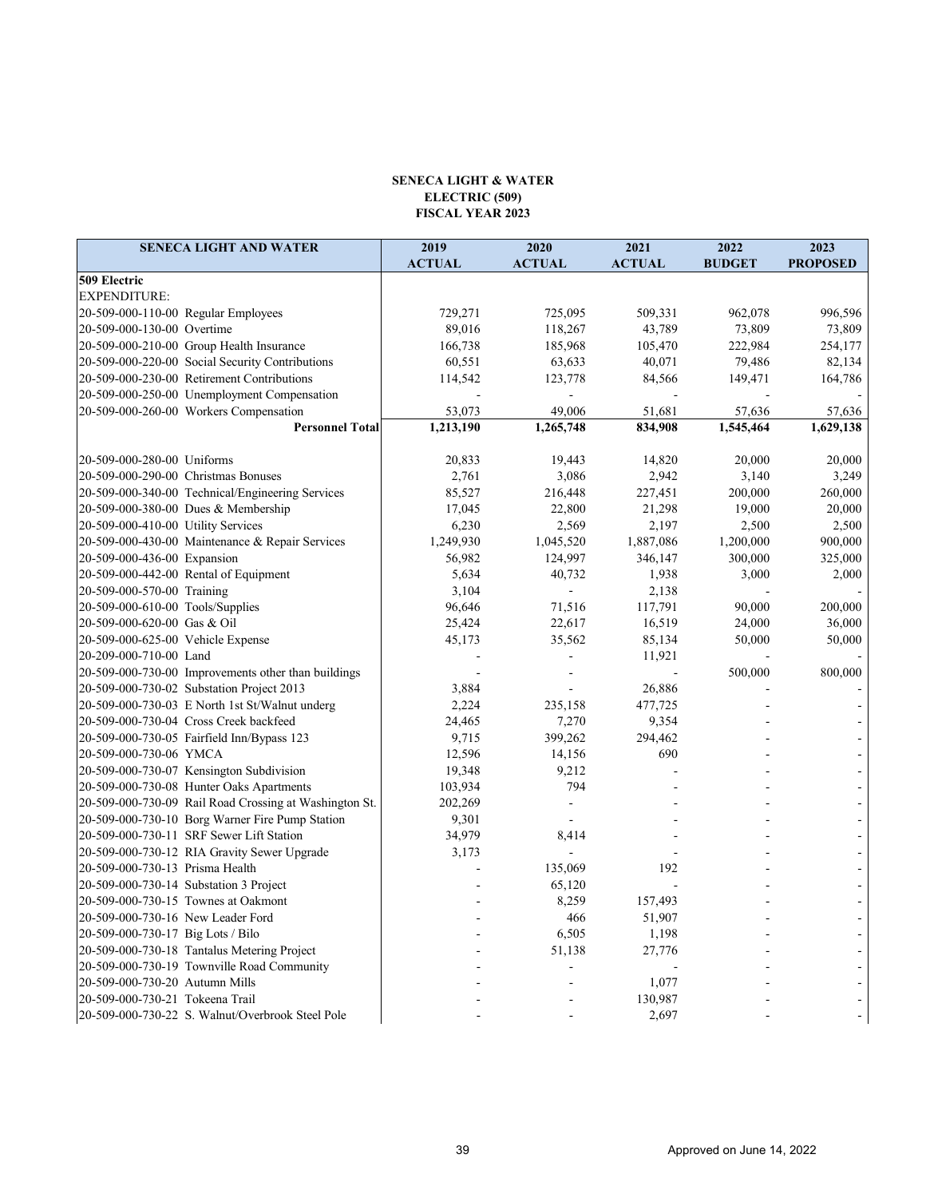# SENECA LIGHT & WATER
## ELECTRIC (509)
## FISCAL YEAR 2023

| SENECA LIGHT AND WATER | 2019 ACTUAL | 2020 ACTUAL | 2021 ACTUAL | 2022 BUDGET | 2023 PROPOSED |
|---|---|---|---|---|---|
| **509 Electric** | | | | | |
| EXPENDITURE: | | | | | |
| 20-509-000-110-00 Regular Employees | 729,271 | 725,095 | 509,331 | 962,078 | 996,596 |
| 20-509-000-130-00 Overtime | 89,016 | 118,267 | 43,789 | 73,809 | 73,809 |
| 20-509-000-210-00 Group Health Insurance | 166,738 | 185,968 | 105,470 | 222,984 | 254,177 |
| 20-509-000-220-00 Social Security Contributions | 60,551 | 63,633 | 40,071 | 79,486 | 82,134 |
| 20-509-000-230-00 Retirement Contributions | 114,542 | 123,778 | 84,566 | 149,471 | 164,786 |
| 20-509-000-250-00 Unemployment Compensation | - | - | - | - | - |
| 20-509-000-260-00 Workers Compensation | 53,073 | 49,006 | 51,681 | 57,636 | 57,636 |
| **Personnel Total** | **1,213,190** | **1,265,748** | **834,908** | **1,545,464** | **1,629,138** |
| | | | | | |
| 20-509-000-280-00 Uniforms | 20,833 | 19,443 | 14,820 | 20,000 | 20,000 |
| 20-509-000-290-00 Christmas Bonuses | 2,761 | 3,086 | 2,942 | 3,140 | 3,249 |
| 20-509-000-340-00 Technical/Engineering Services | 85,527 | 216,448 | 227,451 | 200,000 | 260,000 |
| 20-509-000-380-00 Dues & Membership | 17,045 | 22,800 | 21,298 | 19,000 | 20,000 |
| 20-509-000-410-00 Utility Services | 6,230 | 2,569 | 2,197 | 2,500 | 2,500 |
| 20-509-000-430-00 Maintenance & Repair Services | 1,249,930 | 1,045,520 | 1,887,086 | 1,200,000 | 900,000 |
| 20-509-000-436-00 Expansion | 56,982 | 124,997 | 346,147 | 300,000 | 325,000 |
| 20-509-000-442-00 Rental of Equipment | 5,634 | 40,732 | 1,938 | 3,000 | 2,000 |
| 20-509-000-570-00 Training | 3,104 | - | 2,138 | - | - |
| 20-509-000-610-00 Tools/Supplies | 96,646 | 71,516 | 117,791 | 90,000 | 200,000 |
| 20-509-000-620-00 Gas & Oil | 25,424 | 22,617 | 16,519 | 24,000 | 36,000 |
| 20-509-000-625-00 Vehicle Expense | 45,173 | 35,562 | 85,134 | 50,000 | 50,000 |
| 20-209-000-710-00 Land | - | - | 11,921 | - | - |
| 20-509-000-730-00 Improvements other than buildings | - | - | - | 500,000 | 800,000 |
| 20-509-000-730-02 Substation Project 2013 | 3,884 | - | 26,886 | - | - |
| 20-509-000-730-03 E North 1st St/Walnut underg | 2,224 | 235,158 | 477,725 | - | - |
| 20-509-000-730-04 Cross Creek backfeed | 24,465 | 7,270 | 9,354 | - | - |
| 20-509-000-730-05 Fairfield Inn/Bypass 123 | 9,715 | 399,262 | 294,462 | - | - |
| 20-509-000-730-06 YMCA | 12,596 | 14,156 | 690 | - | - |
| 20-509-000-730-07 Kensington Subdivision | 19,348 | 9,212 | - | - | - |
| 20-509-000-730-08 Hunter Oaks Apartments | 103,934 | 794 | - | - | - |
| 20-509-000-730-09 Rail Road Crossing at Washington St. | 202,269 | - | - | - | - |
| 20-509-000-730-10 Borg Warner Fire Pump Station | 9,301 | - | - | - | - |
| 20-509-000-730-11 SRF Sewer Lift Station | 34,979 | 8,414 | - | - | - |
| 20-509-000-730-12 RIA Gravity Sewer Upgrade | 3,173 | - | - | - | - |
| 20-509-000-730-13 Prisma Health | - | 135,069 | 192 | - | - |
| 20-509-000-730-14 Substation 3 Project | - | 65,120 | - | - | - |
| 20-509-000-730-15 Townes at Oakmont | - | 8,259 | 157,493 | - | - |
| 20-509-000-730-16 New Leader Ford | - | 466 | 51,907 | - | - |
| 20-509-000-730-17 Big Lots / Bilo | - | 6,505 | 1,198 | - | - |
| 20-509-000-730-18 Tantalus Metering Project | - | 51,138 | 27,776 | - | - |
| 20-509-000-730-19 Townville Road Community | - | - | - | - | - |
| 20-509-000-730-20 Autumn Mills | - | - | 1,077 | - | - |
| 20-509-000-730-21 Tokeena Trail | - | - | 130,987 | - | - |
| 20-509-000-730-22 S. Walnut/Overbrook Steel Pole | - | - | 2,697 | - | - |

Approved on June 14, 2022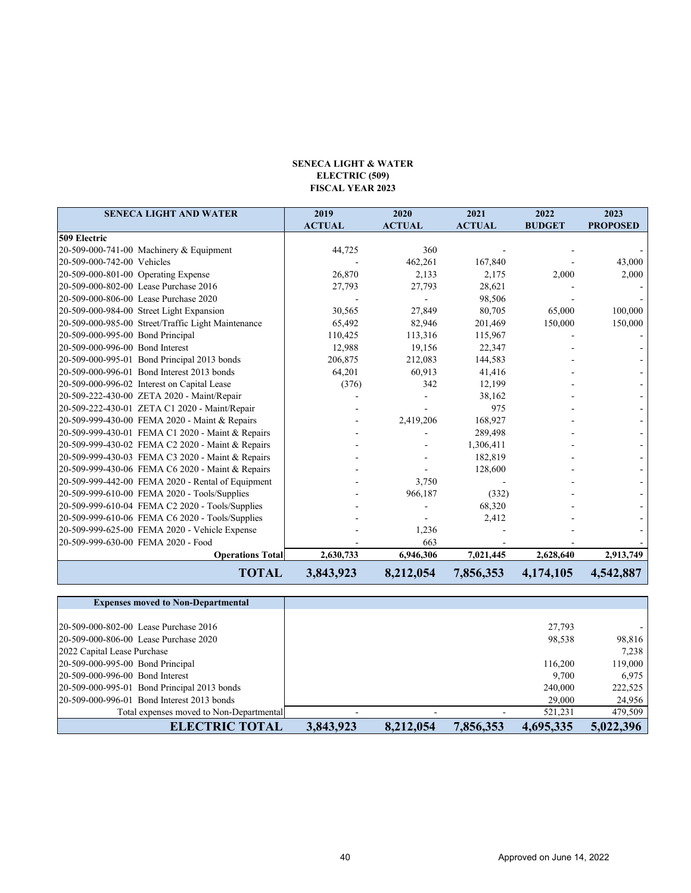**SENECA LIGHT & WATER**
**ELECTRIC (509)**
**FISCAL YEAR 2023**

| SENECA LIGHT AND WATER | 2019 ACTUAL | 2020 ACTUAL | 2021 ACTUAL | 2022 BUDGET | 2023 PROPOSED |
|---|---|---|---|---|---|
| **509 Electric** | | | | | |
| 20-509-000-741-00 Machinery & Equipment | 44,725 | 360 | - | - | - |
| 20-509-000-742-00 Vehicles | - | 462,261 | 167,840 | - | 43,000 |
| 20-509-000-801-00 Operating Expense | 26,870 | 2,133 | 2,175 | 2,000 | 2,000 |
| 20-509-000-802-00 Lease Purchase 2016 | 27,793 | 27,793 | 28,621 | - | - |
| 20-509-000-806-00 Lease Purchase 2020 | - | - | 98,506 | - | - |
| 20-509-000-984-00 Street Light Expansion | 30,565 | 27,849 | 80,705 | 65,000 | 100,000 |
| 20-509-000-985-00 Street/Traffic Light Maintenance | 65,492 | 82,946 | 201,469 | 150,000 | 150,000 |
| 20-509-000-995-00 Bond Principal | 110,425 | 113,316 | 115,967 | - | - |
| 20-509-000-996-00 Bond Interest | 12,988 | 19,156 | 22,347 | - | - |
| 20-509-000-995-01 Bond Principal 2013 bonds | 206,875 | 212,083 | 144,583 | - | - |
| 20-509-000-996-01 Bond Interest 2013 bonds | 64,201 | 60,913 | 41,416 | - | - |
| 20-509-000-996-02 Interest on Capital Lease | (376) | 342 | 12,199 | - | - |
| 20-509-222-430-00 ZETA 2020 - Maint/Repair | - | - | 38,162 | - | - |
| 20-509-222-430-01 ZETA C1 2020 - Maint/Repair | - | - | 975 | - | - |
| 20-509-999-430-00 FEMA 2020 - Maint & Repairs | - | 2,419,206 | 168,927 | - | - |
| 20-509-999-430-01 FEMA C1 2020 - Maint & Repairs | - | - | 289,498 | - | - |
| 20-509-999-430-02 FEMA C2 2020 - Maint & Repairs | - | - | 1,306,411 | - | - |
| 20-509-999-430-03 FEMA C3 2020 - Maint & Repairs | - | - | 182,819 | - | - |
| 20-509-999-430-06 FEMA C6 2020 - Maint & Repairs | - | - | 128,600 | - | - |
| 20-509-999-442-00 FEMA 2020 - Rental of Equipment | - | 3,750 | - | - | - |
| 20-509-999-610-00 FEMA 2020 - Tools/Supplies | - | 966,187 | (332) | - | - |
| 20-509-999-610-04 FEMA C2 2020 - Tools/Supplies | - | - | 68,320 | - | - |
| 20-509-999-610-06 FEMA C6 2020 - Tools/Supplies | - | - | 2,412 | - | - |
| 20-509-999-625-00 FEMA 2020 - Vehicle Expense | - | 1,236 | - | - | - |
| 20-509-999-630-00 FEMA 2020 - Food | - | 663 | - | - | - |
| **Operations Total** | **2,630,733** | **6,946,306** | **7,021,445** | **2,628,640** | **2,913,749** |
| **TOTAL** | **3,843,923** | **8,212,054** | **7,856,353** | **4,174,105** | **4,542,887** |

| Expenses moved to Non-Departmental | | | | | |
|---|---|---|---|---|---|
| 20-509-000-802-00 Lease Purchase 2016 | | | | 27,793 | - |
| 20-509-000-806-00 Lease Purchase 2020 | | | | 98,538 | 98,816 |
| 2022 Capital Lease Purchase | | | | | 7,238 |
| 20-509-000-995-00 Bond Principal | | | | 116,200 | 119,000 |
| 20-509-000-996-00 Bond Interest | | | | 9,700 | 6,975 |
| 20-509-000-995-01 Bond Principal 2013 bonds | | | | 240,000 | 222,525 |
| 20-509-000-996-01 Bond Interest 2013 bonds | | | | 29,000 | 24,956 |
| Total expenses moved to Non-Departmental | - | - | - | 521,231 | 479,509 |
| **ELECTRIC TOTAL** | **3,843,923** | **8,212,054** | **7,856,353** | **4,695,335** | **5,022,396** |

Approved on June 14, 2022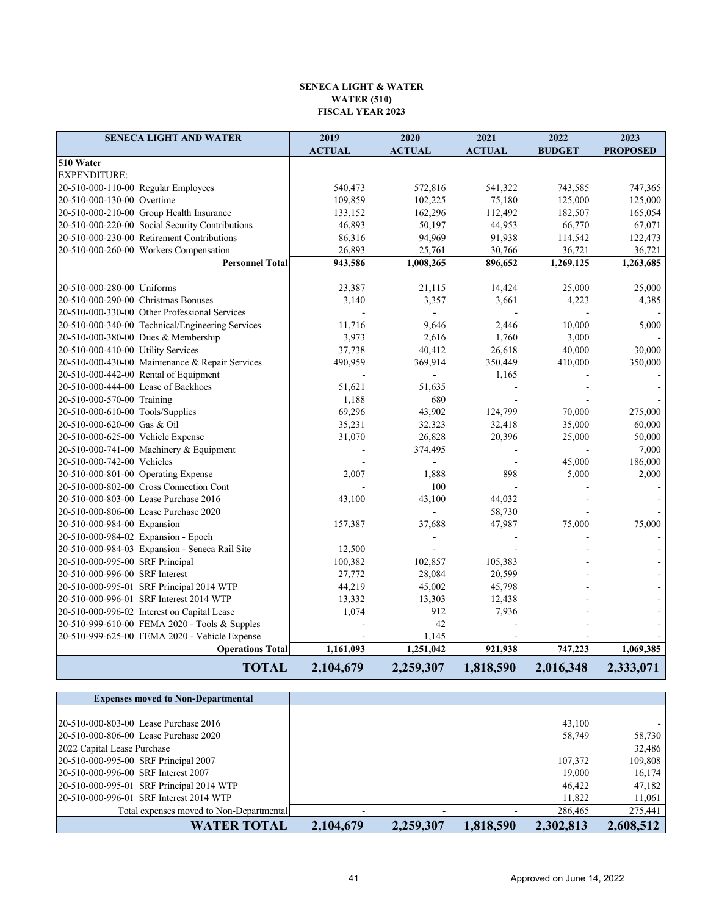**SENECA LIGHT & WATER**
**WATER (510)**
**FISCAL YEAR 2023**

| SENECA LIGHT AND WATER | 2019 ACTUAL | 2020 ACTUAL | 2021 ACTUAL | 2022 BUDGET | 2023 PROPOSED |
|---|---|---|---|---|---|
| **510 Water** | | | | | |
| EXPENDITURE: | | | | | |
| 20-510-000-110-00 Regular Employees | 540,473 | 572,816 | 541,322 | 743,585 | 747,365 |
| 20-510-000-130-00 Overtime | 109,859 | 102,225 | 75,180 | 125,000 | 125,000 |
| 20-510-000-210-00 Group Health Insurance | 133,152 | 162,296 | 112,492 | 182,507 | 165,054 |
| 20-510-000-220-00 Social Security Contributions | 46,893 | 50,197 | 44,953 | 66,770 | 67,071 |
| 20-510-000-230-00 Retirement Contributions | 86,316 | 94,969 | 91,938 | 114,542 | 122,473 |
| 20-510-000-260-00 Workers Compensation | 26,893 | 25,761 | 30,766 | 36,721 | 36,721 |
| **Personnel Total** | **943,586** | **1,008,265** | **896,652** | **1,269,125** | **1,263,685** |
| | | | | | |
| 20-510-000-280-00 Uniforms | 23,387 | 21,115 | 14,424 | 25,000 | 25,000 |
| 20-510-000-290-00 Christmas Bonuses | 3,140 | 3,357 | 3,661 | 4,223 | 4,385 |
| 20-510-000-330-00 Other Professional Services | - | - | - | - | - |
| 20-510-000-340-00 Technical/Engineering Services | 11,716 | 9,646 | 2,446 | 10,000 | 5,000 |
| 20-510-000-380-00 Dues & Membership | 3,973 | 2,616 | 1,760 | 3,000 | - |
| 20-510-000-410-00 Utility Services | 37,738 | 40,412 | 26,618 | 40,000 | 30,000 |
| 20-510-000-430-00 Maintenance & Repair Services | 490,959 | 369,914 | 350,449 | 410,000 | 350,000 |
| 20-510-000-442-00 Rental of Equipment | - | - | 1,165 | - | - |
| 20-510-000-444-00 Lease of Backhoes | 51,621 | 51,635 | - | - | - |
| 20-510-000-570-00 Training | 1,188 | 680 | - | - | - |
| 20-510-000-610-00 Tools/Supplies | 69,296 | 43,902 | 124,799 | 70,000 | 275,000 |
| 20-510-000-620-00 Gas & Oil | 35,231 | 32,323 | 32,418 | 35,000 | 60,000 |
| 20-510-000-625-00 Vehicle Expense | 31,070 | 26,828 | 20,396 | 25,000 | 50,000 |
| 20-510-000-741-00 Machinery & Equipment | - | 374,495 | - | - | 7,000 |
| 20-510-000-742-00 Vehicles | - | - | - | 45,000 | 186,000 |
| 20-510-000-801-00 Operating Expense | 2,007 | 1,888 | 898 | 5,000 | 2,000 |
| 20-510-000-802-00 Cross Connection Cont | - | 100 | - | - | - |
| 20-510-000-803-00 Lease Purchase 2016 | 43,100 | 43,100 | 44,032 | - | - |
| 20-510-000-806-00 Lease Purchase 2020 | | - | 58,730 | - | - |
| 20-510-000-984-00 Expansion | 157,387 | 37,688 | 47,987 | 75,000 | 75,000 |
| 20-510-000-984-02 Expansion - Epoch | | - | - | - | - |
| 20-510-000-984-03 Expansion - Seneca Rail Site | 12,500 | - | - | - | - |
| 20-510-000-995-00 SRF Principal | 100,382 | 102,857 | 105,383 | - | - |
| 20-510-000-996-00 SRF Interest | 27,772 | 28,084 | 20,599 | - | - |
| 20-510-000-995-01 SRF Principal 2014 WTP | 44,219 | 45,002 | 45,798 | - | - |
| 20-510-000-996-01 SRF Interest 2014 WTP | 13,332 | 13,303 | 12,438 | - | - |
| 20-510-000-996-02 Interest on Capital Lease | 1,074 | 912 | 7,936 | - | - |
| 20-510-999-610-00 FEMA 2020 - Tools & Supples | - | 42 | - | - | - |
| 20-510-999-625-00 FEMA 2020 - Vehicle Expense | - | 1,145 | - | - | - |
| **Operations Total** | **1,161,093** | **1,251,042** | **921,938** | **747,223** | **1,069,385** |
| **TOTAL** | **2,104,679** | **2,259,307** | **1,818,590** | **2,016,348** | **2,333,071** |

| Expenses moved to Non-Departmental | | | | | |
|---|---|---|---|---|---|
| 20-510-000-803-00 Lease Purchase 2016 | | | | 43,100 | - |
| 20-510-000-806-00 Lease Purchase 2020 | | | | 58,749 | 58,730 |
| 2022 Capital Lease Purchase | | | | | 32,486 |
| 20-510-000-995-00 SRF Principal 2007 | | | | 107,372 | 109,808 |
| 20-510-000-996-00 SRF Interest 2007 | | | | 19,000 | 16,174 |
| 20-510-000-995-01 SRF Principal 2014 WTP | | | | 46,422 | 47,182 |
| 20-510-000-996-01 SRF Interest 2014 WTP | | | | 11,822 | 11,061 |
| Total expenses moved to Non-Departmental | - | - | - | 286,465 | 275,441 |
| **WATER TOTAL** | **2,104,679** | **2,259,307** | **1,818,590** | **2,302,813** | **2,608,512** |

Approved on June 14, 2022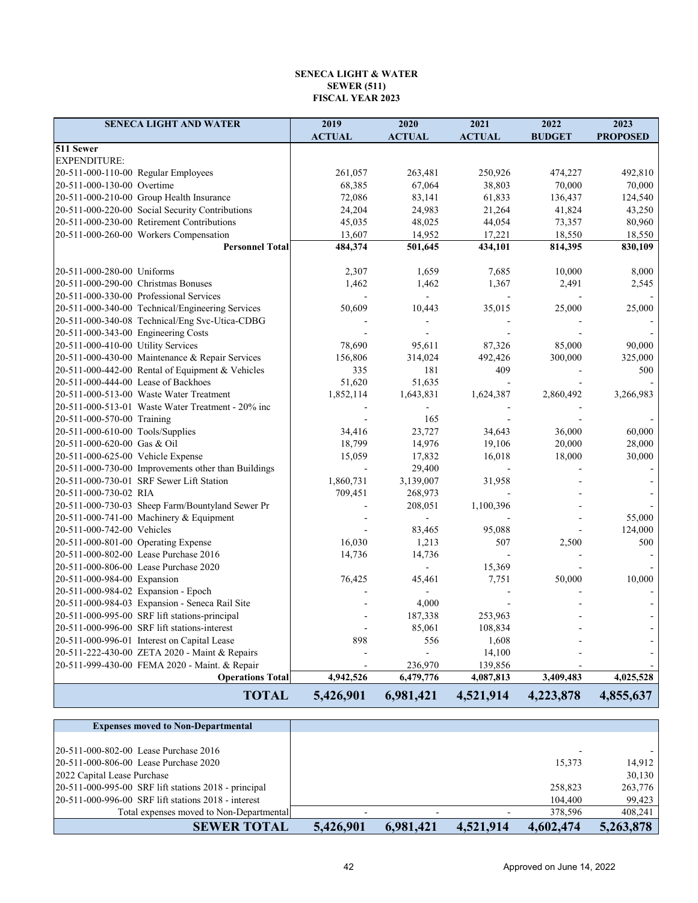**SENECA LIGHT & WATER**
**SEWER (511)**
**FISCAL YEAR 2023**

| SENECA LIGHT AND WATER | 2019 ACTUAL | 2020 ACTUAL | 2021 ACTUAL | 2022 BUDGET | 2023 PROPOSED |
|---|---|---|---|---|---|
| **511 Sewer** | | | | | |
| EXPENDITURE: | | | | | |
| 20-511-000-110-00 Regular Employees | 261,057 | 263,481 | 250,926 | 474,227 | 492,810 |
| 20-511-000-130-00 Overtime | 68,385 | 67,064 | 38,803 | 70,000 | 70,000 |
| 20-511-000-210-00 Group Health Insurance | 72,086 | 83,141 | 61,833 | 136,437 | 124,540 |
| 20-511-000-220-00 Social Security Contributions | 24,204 | 24,983 | 21,264 | 41,824 | 43,250 |
| 20-511-000-230-00 Retirement Contributions | 45,035 | 48,025 | 44,054 | 73,357 | 80,960 |
| 20-511-000-260-00 Workers Compensation | 13,607 | 14,952 | 17,221 | 18,550 | 18,550 |
| **Personnel Total** | **484,374** | **501,645** | **434,101** | **814,395** | **830,109** |
| 20-511-000-280-00 Uniforms | 2,307 | 1,659 | 7,685 | 10,000 | 8,000 |
| 20-511-000-290-00 Christmas Bonuses | 1,462 | 1,462 | 1,367 | 2,491 | 2,545 |
| 20-511-000-330-00 Professional Services | - | - | - | - | - |
| 20-511-000-340-00 Technical/Engineering Services | 50,609 | 10,443 | 35,015 | 25,000 | 25,000 |
| 20-511-000-340-08 Technical/Eng Svc-Utica-CDBG | - | - | - | - | - |
| 20-511-000-343-00 Engineering Costs | - | - | - | - | - |
| 20-511-000-410-00 Utility Services | 78,690 | 95,611 | 87,326 | 85,000 | 90,000 |
| 20-511-000-430-00 Maintenance & Repair Services | 156,806 | 314,024 | 492,426 | 300,000 | 325,000 |
| 20-511-000-442-00 Rental of Equipment & Vehicles | 335 | 181 | 409 | - | 500 |
| 20-511-000-444-00 Lease of Backhoes | 51,620 | 51,635 | - | - | - |
| 20-511-000-513-00 Waste Water Treatment | 1,852,114 | 1,643,831 | 1,624,387 | 2,860,492 | 3,266,983 |
| 20-511-000-513-01 Waste Water Treatment - 20% inc | - | - | - | - | |
| 20-511-000-570-00 Training | - | 165 | - | - | - |
| 20-511-000-610-00 Tools/Supplies | 34,416 | 23,727 | 34,643 | 36,000 | 60,000 |
| 20-511-000-620-00 Gas & Oil | 18,799 | 14,976 | 19,106 | 20,000 | 28,000 |
| 20-511-000-625-00 Vehicle Expense | 15,059 | 17,832 | 16,018 | 18,000 | 30,000 |
| 20-511-000-730-00 Improvements other than Buildings | - | 29,400 | - | - | - |
| 20-511-000-730-01 SRF Sewer Lift Station | 1,860,731 | 3,139,007 | 31,958 | - | - |
| 20-511-000-730-02 RIA | 709,451 | 268,973 | - | - | - |
| 20-511-000-730-03 Sheep Farm/Bountyland Sewer Pr | - | 208,051 | 1,100,396 | - | - |
| 20-511-000-741-00 Machinery & Equipment | - | - | - | - | 55,000 |
| 20-511-000-742-00 Vehicles | - | 83,465 | 95,088 | - | 124,000 |
| 20-511-000-801-00 Operating Expense | 16,030 | 1,213 | 507 | 2,500 | 500 |
| 20-511-000-802-00 Lease Purchase 2016 | 14,736 | 14,736 | - | - | - |
| 20-511-000-806-00 Lease Purchase 2020 | | - | 15,369 | - | - |
| 20-511-000-984-00 Expansion | 76,425 | 45,461 | 7,751 | 50,000 | 10,000 |
| 20-511-000-984-02 Expansion - Epoch | - | - | - | - | - |
| 20-511-000-984-03 Expansion - Seneca Rail Site | - | 4,000 | - | - | - |
| 20-511-000-995-00 SRF lift stations-principal | - | 187,338 | 253,963 | - | - |
| 20-511-000-996-00 SRF lift stations-interest | - | 85,061 | 108,834 | - | - |
| 20-511-000-996-01 Interest on Capital Lease | 898 | 556 | 1,608 | - | - |
| 20-511-222-430-00 ZETA 2020 - Maint & Repairs | - | - | 14,100 | - | - |
| 20-511-999-430-00 FEMA 2020 - Maint. & Repair | - | 236,970 | 139,856 | - | - |
| **Operations Total** | **4,942,526** | **6,479,776** | **4,087,813** | **3,409,483** | **4,025,528** |
| **TOTAL** | **5,426,901** | **6,981,421** | **4,521,914** | **4,223,878** | **4,855,637** |

| Expenses moved to Non-Departmental | | | | | |
|---|---|---|---|---|---|
| 20-511-000-802-00 Lease Purchase 2016 | | | | - | - |
| 20-511-000-806-00 Lease Purchase 2020 | | | | 15,373 | 14,912 |
| 2022 Capital Lease Purchase | | | | | 30,130 |
| 20-511-000-995-00 SRF lift stations 2018 - principal | | | | 258,823 | 263,776 |
| 20-511-000-996-00 SRF lift stations 2018 - interest | | | | 104,400 | 99,423 |
| Total expenses moved to Non-Departmental | - | - | - | 378,596 | 408,241 |
| **SEWER TOTAL** | **5,426,901** | **6,981,421** | **4,521,914** | **4,602,474** | **5,263,878** |

Approved on June 14, 2022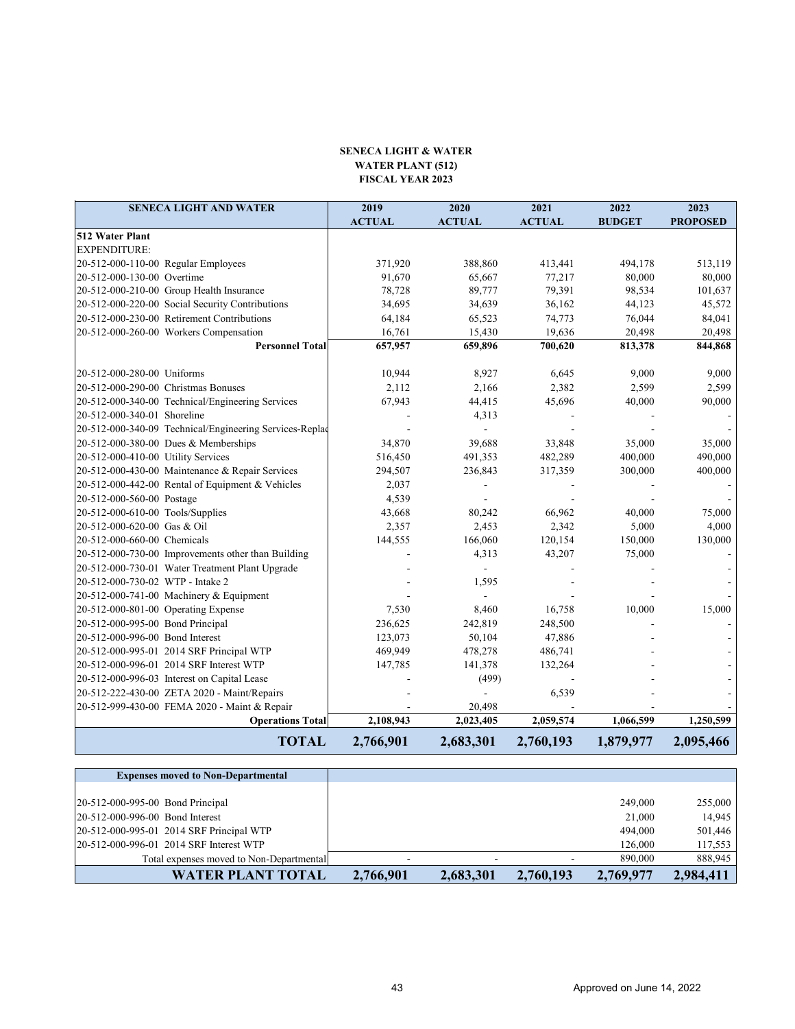**SENECA LIGHT & WATER**
**WATER PLANT (512)**
**FISCAL YEAR 2023**

| SENECA LIGHT AND WATER | 2019 ACTUAL | 2020 ACTUAL | 2021 ACTUAL | 2022 BUDGET | 2023 PROPOSED |
|---|---|---|---|---|---|
| **512 Water Plant** | | | | | |
| EXPENDITURE: | | | | | |
| 20-512-000-110-00 Regular Employees | 371,920 | 388,860 | 413,441 | 494,178 | 513,119 |
| 20-512-000-130-00 Overtime | 91,670 | 65,667 | 77,217 | 80,000 | 80,000 |
| 20-512-000-210-00 Group Health Insurance | 78,728 | 89,777 | 79,391 | 98,534 | 101,637 |
| 20-512-000-220-00 Social Security Contributions | 34,695 | 34,639 | 36,162 | 44,123 | 45,572 |
| 20-512-000-230-00 Retirement Contributions | 64,184 | 65,523 | 74,773 | 76,044 | 84,041 |
| 20-512-000-260-00 Workers Compensation | 16,761 | 15,430 | 19,636 | 20,498 | 20,498 |
| **Personnel Total** | **657,957** | **659,896** | **700,620** | **813,378** | **844,868** |
| 20-512-000-280-00 Uniforms | 10,944 | 8,927 | 6,645 | 9,000 | 9,000 |
| 20-512-000-290-00 Christmas Bonuses | 2,112 | 2,166 | 2,382 | 2,599 | 2,599 |
| 20-512-000-340-00 Technical/Engineering Services | 67,943 | 44,415 | 45,696 | 40,000 | 90,000 |
| 20-512-000-340-01 Shoreline | - | 4,313 | - | - | - |
| 20-512-000-340-09 Technical/Engineering Services-Replac | - | - | - | - | - |
| 20-512-000-380-00 Dues & Memberships | 34,870 | 39,688 | 33,848 | 35,000 | 35,000 |
| 20-512-000-410-00 Utility Services | 516,450 | 491,353 | 482,289 | 400,000 | 490,000 |
| 20-512-000-430-00 Maintenance & Repair Services | 294,507 | 236,843 | 317,359 | 300,000 | 400,000 |
| 20-512-000-442-00 Rental of Equipment & Vehicles | 2,037 | - | - | - | - |
| 20-512-000-560-00 Postage | 4,539 | - | - | - | - |
| 20-512-000-610-00 Tools/Supplies | 43,668 | 80,242 | 66,962 | 40,000 | 75,000 |
| 20-512-000-620-00 Gas & Oil | 2,357 | 2,453 | 2,342 | 5,000 | 4,000 |
| 20-512-000-660-00 Chemicals | 144,555 | 166,060 | 120,154 | 150,000 | 130,000 |
| 20-512-000-730-00 Improvements other than Building | - | 4,313 | 43,207 | 75,000 | - |
| 20-512-000-730-01 Water Treatment Plant Upgrade | - | - | - | - | - |
| 20-512-000-730-02 WTP - Intake 2 | - | 1,595 | - | - | - |
| 20-512-000-741-00 Machinery & Equipment | - | - | - | - | - |
| 20-512-000-801-00 Operating Expense | 7,530 | 8,460 | 16,758 | 10,000 | 15,000 |
| 20-512-000-995-00 Bond Principal | 236,625 | 242,819 | 248,500 | - | - |
| 20-512-000-996-00 Bond Interest | 123,073 | 50,104 | 47,886 | - | - |
| 20-512-000-995-01 2014 SRF Principal WTP | 469,949 | 478,278 | 486,741 | - | - |
| 20-512-000-996-01 2014 SRF Interest WTP | 147,785 | 141,378 | 132,264 | - | - |
| 20-512-000-996-03 Interest on Capital Lease | - | (499) | - | - | - |
| 20-512-222-430-00 ZETA 2020 - Maint/Repairs | - | - | 6,539 | - | - |
| 20-512-999-430-00 FEMA 2020 - Maint & Repair | - | 20,498 | - | - | - |
| **Operations Total** | **2,108,943** | **2,023,405** | **2,059,574** | **1,066,599** | **1,250,599** |
| **TOTAL** | **2,766,901** | **2,683,301** | **2,760,193** | **1,879,977** | **2,095,466** |

| Expenses moved to Non-Departmental | | | | | |
|---|---|---|---|---|---|
| 20-512-000-995-00 Bond Principal | | | | 249,000 | 255,000 |
| 20-512-000-996-00 Bond Interest | | | | 21,000 | 14,945 |
| 20-512-000-995-01 2014 SRF Principal WTP | | | | 494,000 | 501,446 |
| 20-512-000-996-01 2014 SRF Interest WTP | | | | 126,000 | 117,553 |
| Total expenses moved to Non-Departmental | - | - | - | 890,000 | 888,945 |
| **WATER PLANT TOTAL** | **2,766,901** | **2,683,301** | **2,760,193** | **2,769,977** | **2,984,411** |

Approved on June 14, 2022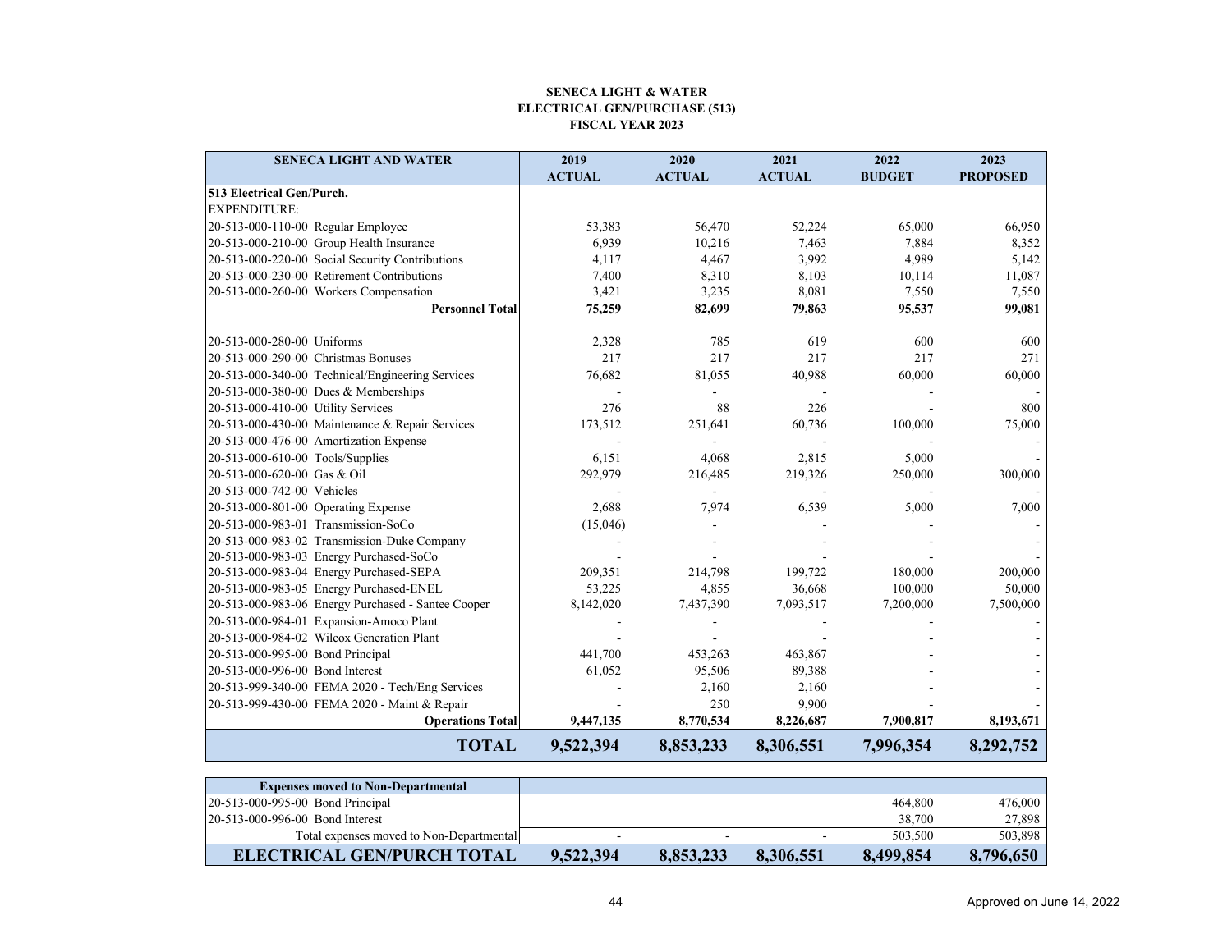**SENECA LIGHT & WATER**
**ELECTRICAL GEN/PURCHASE (513)**
**FISCAL YEAR 2023**

| SENECA LIGHT AND WATER | 2019 ACTUAL | 2020 ACTUAL | 2021 ACTUAL | 2022 BUDGET | 2023 PROPOSED |
|---|---|---|---|---|---|
| **513 Electrical Gen/Purch.** | | | | | |
| EXPENDITURE: | | | | | |
| 20-513-000-110-00 Regular Employee | 53,383 | 56,470 | 52,224 | 65,000 | 66,950 |
| 20-513-000-210-00 Group Health Insurance | 6,939 | 10,216 | 7,463 | 7,884 | 8,352 |
| 20-513-000-220-00 Social Security Contributions | 4,117 | 4,467 | 3,992 | 4,989 | 5,142 |
| 20-513-000-230-00 Retirement Contributions | 7,400 | 8,310 | 8,103 | 10,114 | 11,087 |
| 20-513-000-260-00 Workers Compensation | 3,421 | 3,235 | 8,081 | 7,550 | 7,550 |
| **Personnel Total** | **75,259** | **82,699** | **79,863** | **95,537** | **99,081** |
| 20-513-000-280-00 Uniforms | 2,328 | 785 | 619 | 600 | 600 |
| 20-513-000-290-00 Christmas Bonuses | 217 | 217 | 217 | 217 | 271 |
| 20-513-000-340-00 Technical/Engineering Services | 76,682 | 81,055 | 40,988 | 60,000 | 60,000 |
| 20-513-000-380-00 Dues & Memberships | - | - | - | - | - |
| 20-513-000-410-00 Utility Services | 276 | 88 | 226 | - | 800 |
| 20-513-000-430-00 Maintenance & Repair Services | 173,512 | 251,641 | 60,736 | 100,000 | 75,000 |
| 20-513-000-476-00 Amortization Expense | - | - | - | - | - |
| 20-513-000-610-00 Tools/Supplies | 6,151 | 4,068 | 2,815 | 5,000 | - |
| 20-513-000-620-00 Gas & Oil | 292,979 | 216,485 | 219,326 | 250,000 | 300,000 |
| 20-513-000-742-00 Vehicles | - | - | - | - | - |
| 20-513-000-801-00 Operating Expense | 2,688 | 7,974 | 6,539 | 5,000 | 7,000 |
| 20-513-000-983-01 Transmission-SoCo | (15,046) | - | - | - | - |
| 20-513-000-983-02 Transmission-Duke Company | - | - | - | - | - |
| 20-513-000-983-03 Energy Purchased-SoCo | - | - | - | - | - |
| 20-513-000-983-04 Energy Purchased-SEPA | 209,351 | 214,798 | 199,722 | 180,000 | 200,000 |
| 20-513-000-983-05 Energy Purchased-ENEL | 53,225 | 4,855 | 36,668 | 100,000 | 50,000 |
| 20-513-000-983-06 Energy Purchased - Santee Cooper | 8,142,020 | 7,437,390 | 7,093,517 | 7,200,000 | 7,500,000 |
| 20-513-000-984-01 Expansion-Amoco Plant | - | - | - | - | - |
| 20-513-000-984-02 Wilcox Generation Plant | - | - | - | - | - |
| 20-513-000-995-00 Bond Principal | 441,700 | 453,263 | 463,867 | - | - |
| 20-513-000-996-00 Bond Interest | 61,052 | 95,506 | 89,388 | - | - |
| 20-513-999-340-00 FEMA 2020 - Tech/Eng Services | - | 2,160 | 2,160 | - | - |
| 20-513-999-430-00 FEMA 2020 - Maint & Repair | - | 250 | 9,900 | - | - |
| **Operations Total** | **9,447,135** | **8,770,534** | **8,226,687** | **7,900,817** | **8,193,671** |
| **TOTAL** | **9,522,394** | **8,853,233** | **8,306,551** | **7,996,354** | **8,292,752** |
| **Expenses moved to Non-Departmental** | | | | | |
| 20-513-000-995-00 Bond Principal | | | | 464,800 | 476,000 |
| 20-513-000-996-00 Bond Interest | | | | 38,700 | 27,898 |
| Total expenses moved to Non-Departmental | - | - | - | 503,500 | 503,898 |
| **ELECTRICAL GEN/PURCH TOTAL** | **9,522,394** | **8,853,233** | **8,306,551** | **8,499,854** | **8,796,650** |

Approved on June 14, 2022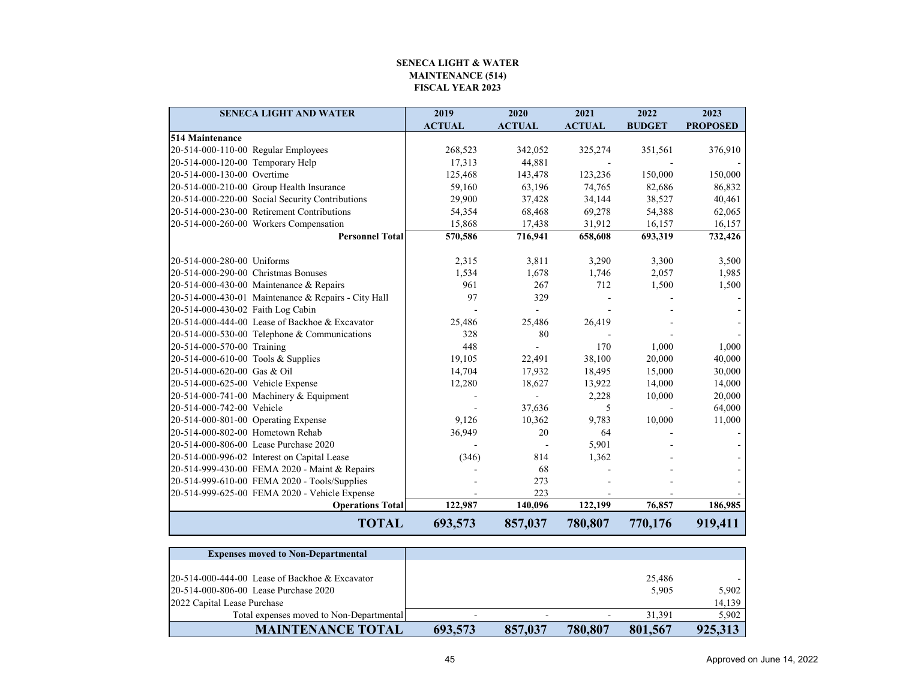**SENECA LIGHT & WATER**
**MAINTENANCE (514)**
**FISCAL YEAR 2023**

| SENECA LIGHT AND WATER | 2019 ACTUAL | 2020 ACTUAL | 2021 ACTUAL | 2022 BUDGET | 2023 PROPOSED |
|---|---|---|---|---|---|
| **514 Maintenance** | | | | | |
| 20-514-000-110-00 Regular Employees | 268,523 | 342,052 | 325,274 | 351,561 | 376,910 |
| 20-514-000-120-00 Temporary Help | 17,313 | 44,881 | - | - | - |
| 20-514-000-130-00 Overtime | 125,468 | 143,478 | 123,236 | 150,000 | 150,000 |
| 20-514-000-210-00 Group Health Insurance | 59,160 | 63,196 | 74,765 | 82,686 | 86,832 |
| 20-514-000-220-00 Social Security Contributions | 29,900 | 37,428 | 34,144 | 38,527 | 40,461 |
| 20-514-000-230-00 Retirement Contributions | 54,354 | 68,468 | 69,278 | 54,388 | 62,065 |
| 20-514-000-260-00 Workers Compensation | 15,868 | 17,438 | 31,912 | 16,157 | 16,157 |
| **Personnel Total** | **570,586** | **716,941** | **658,608** | **693,319** | **732,426** |
| | | | | | |
| 20-514-000-280-00 Uniforms | 2,315 | 3,811 | 3,290 | 3,300 | 3,500 |
| 20-514-000-290-00 Christmas Bonuses | 1,534 | 1,678 | 1,746 | 2,057 | 1,985 |
| 20-514-000-430-00 Maintenance & Repairs | 961 | 267 | 712 | 1,500 | 1,500 |
| 20-514-000-430-01 Maintenance & Repairs - City Hall | 97 | 329 | - | - | - |
| 20-514-000-430-02 Faith Log Cabin | - | - | - | - | - |
| 20-514-000-444-00 Lease of Backhoe & Excavator | 25,486 | 25,486 | 26,419 | - | - |
| 20-514-000-530-00 Telephone & Communications | 328 | 80 | - | - | - |
| 20-514-000-570-00 Training | 448 | - | 170 | 1,000 | 1,000 |
| 20-514-000-610-00 Tools & Supplies | 19,105 | 22,491 | 38,100 | 20,000 | 40,000 |
| 20-514-000-620-00 Gas & Oil | 14,704 | 17,932 | 18,495 | 15,000 | 30,000 |
| 20-514-000-625-00 Vehicle Expense | 12,280 | 18,627 | 13,922 | 14,000 | 14,000 |
| 20-514-000-741-00 Machinery & Equipment | - | - | 2,228 | 10,000 | 20,000 |
| 20-514-000-742-00 Vehicle | - | 37,636 | 5 | - | 64,000 |
| 20-514-000-801-00 Operating Expense | 9,126 | 10,362 | 9,783 | 10,000 | 11,000 |
| 20-514-000-802-00 Hometown Rehab | 36,949 | 20 | 64 | - | - |
| 20-514-000-806-00 Lease Purchase 2020 | - | - | 5,901 | - | - |
| 20-514-000-996-02 Interest on Capital Lease | (346) | 814 | 1,362 | - | - |
| 20-514-999-430-00 FEMA 2020 - Maint & Repairs | - | 68 | - | - | - |
| 20-514-999-610-00 FEMA 2020 - Tools/Supplies | - | 273 | - | - | - |
| 20-514-999-625-00 FEMA 2020 - Vehicle Expense | - | 223 | - | - | - |
| **Operations Total** | **122,987** | **140,096** | **122,199** | **76,857** | **186,985** |
| **TOTAL** | **693,573** | **857,037** | **780,807** | **770,176** | **919,411** |

| Expenses moved to Non-Departmental | | | | | |
|---|---|---|---|---|---|
| 20-514-000-444-00 Lease of Backhoe & Excavator | | | | 25,486 | - |
| 20-514-000-806-00 Lease Purchase 2020 | | | | 5,905 | 5,902 |
| 2022 Capital Lease Purchase | | | | | 14,139 |
| Total expenses moved to Non-Departmental | - | - | - | 31,391 | 5,902 |
| **MAINTENANCE TOTAL** | **693,573** | **857,037** | **780,807** | **801,567** | **925,313** |

Approved on June 14, 2022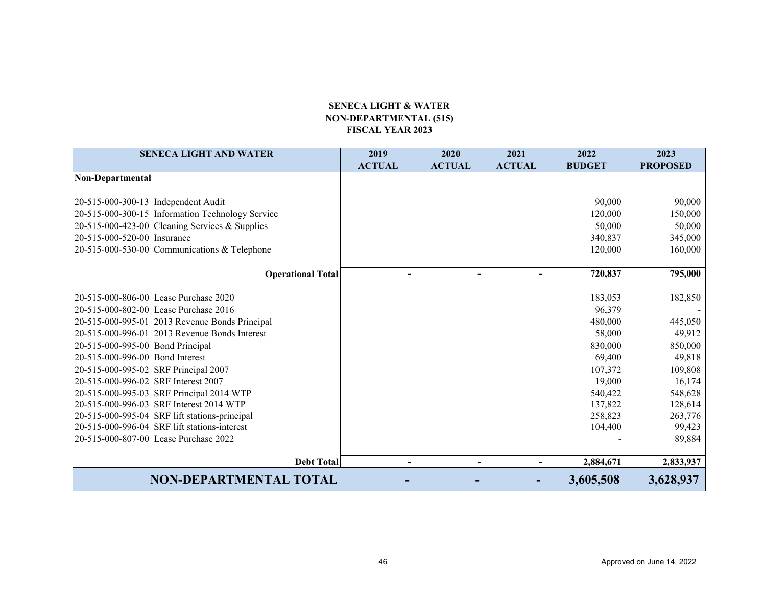**SENECA LIGHT & WATER**
**NON-DEPARTMENTAL (515)**
**FISCAL YEAR 2023**

| SENECA LIGHT AND WATER | 2019 ACTUAL | 2020 ACTUAL | 2021 ACTUAL | 2022 BUDGET | 2023 PROPOSED |
|---|---|---|---|---|---|
| **Non-Departmental** | | | | | |
| 20-515-000-300-13 Independent Audit | | | | 90,000 | 90,000 |
| 20-515-000-300-15 Information Technology Service | | | | 120,000 | 150,000 |
| 20-515-000-423-00 Cleaning Services & Supplies | | | | 50,000 | 50,000 |
| 20-515-000-520-00 Insurance | | | | 340,837 | 345,000 |
| 20-515-000-530-00 Communications & Telephone | | | | 120,000 | 160,000 |
| **Operational Total** | **-** | **-** | **-** | **720,837** | **795,000** |
| 20-515-000-806-00 Lease Purchase 2020 | | | | 183,053 | 182,850 |
| 20-515-000-802-00 Lease Purchase 2016 | | | | 96,379 | - |
| 20-515-000-995-01 2013 Revenue Bonds Principal | | | | 480,000 | 445,050 |
| 20-515-000-996-01 2013 Revenue Bonds Interest | | | | 58,000 | 49,912 |
| 20-515-000-995-00 Bond Principal | | | | 830,000 | 850,000 |
| 20-515-000-996-00 Bond Interest | | | | 69,400 | 49,818 |
| 20-515-000-995-02 SRF Principal 2007 | | | | 107,372 | 109,808 |
| 20-515-000-996-02 SRF Interest 2007 | | | | 19,000 | 16,174 |
| 20-515-000-995-03 SRF Principal 2014 WTP | | | | 540,422 | 548,628 |
| 20-515-000-996-03 SRF Interest 2014 WTP | | | | 137,822 | 128,614 |
| 20-515-000-995-04 SRF lift stations-principal | | | | 258,823 | 263,776 |
| 20-515-000-996-04 SRF lift stations-interest | | | | 104,400 | 99,423 |
| 20-515-000-807-00 Lease Purchase 2022 | | | | - | 89,884 |
| **Debt Total** | **-** | **-** | **-** | **2,884,671** | **2,833,937** |
| **NON-DEPARTMENTAL TOTAL** | **-** | **-** | **-** | **3,605,508** | **3,628,937** |

Approved on June 14, 2022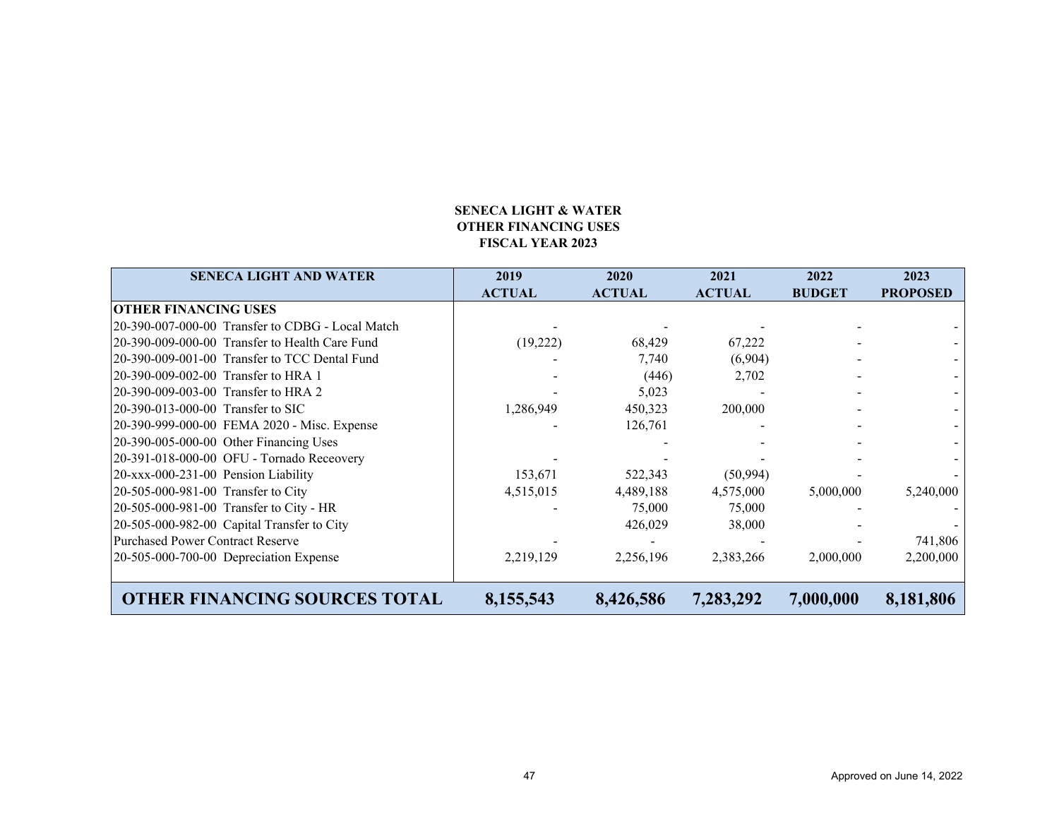**SENECA LIGHT & WATER**
**OTHER FINANCING USES**
**FISCAL YEAR 2023**

| SENECA LIGHT AND WATER | 2019 ACTUAL | 2020 ACTUAL | 2021 ACTUAL | 2022 BUDGET | 2023 PROPOSED |
|---|---|---|---|---|---|
| **OTHER FINANCING USES** | | | | | |
| 20-390-007-000-00 Transfer to CDBG - Local Match | - | - | - | - | - |
| 20-390-009-000-00 Transfer to Health Care Fund | (19,222) | 68,429 | 67,222 | - | - |
| 20-390-009-001-00 Transfer to TCC Dental Fund | - | 7,740 | (6,904) | - | - |
| 20-390-009-002-00 Transfer to HRA 1 | - | (446) | 2,702 | - | - |
| 20-390-009-003-00 Transfer to HRA 2 | - | 5,023 | - | - | - |
| 20-390-013-000-00 Transfer to SIC | 1,286,949 | 450,323 | 200,000 | - | - |
| 20-390-999-000-00 FEMA 2020 - Misc. Expense | - | 126,761 | - | - | - |
| 20-390-005-000-00 Other Financing Uses | | - | - | - | - |
| 20-391-018-000-00 OFU - Tornado Receovery | - | - | - | - | - |
| 20-xxx-000-231-00 Pension Liability | 153,671 | 522,343 | (50,994) | - | - |
| 20-505-000-981-00 Transfer to City | 4,515,015 | 4,489,188 | 4,575,000 | 5,000,000 | 5,240,000 |
| 20-505-000-981-00 Transfer to City - HR | - | 75,000 | 75,000 | - | - |
| 20-505-000-982-00 Capital Transfer to City | | 426,029 | 38,000 | - | - |
| Purchased Power Contract Reserve | - | - | - | - | 741,806 |
| 20-505-000-700-00 Depreciation Expense | 2,219,129 | 2,256,196 | 2,383,266 | 2,000,000 | 2,200,000 |
| **OTHER FINANCING SOURCES TOTAL** | **8,155,543** | **8,426,586** | **7,283,292** | **7,000,000** | **8,181,806** |

Approved on June 14, 2022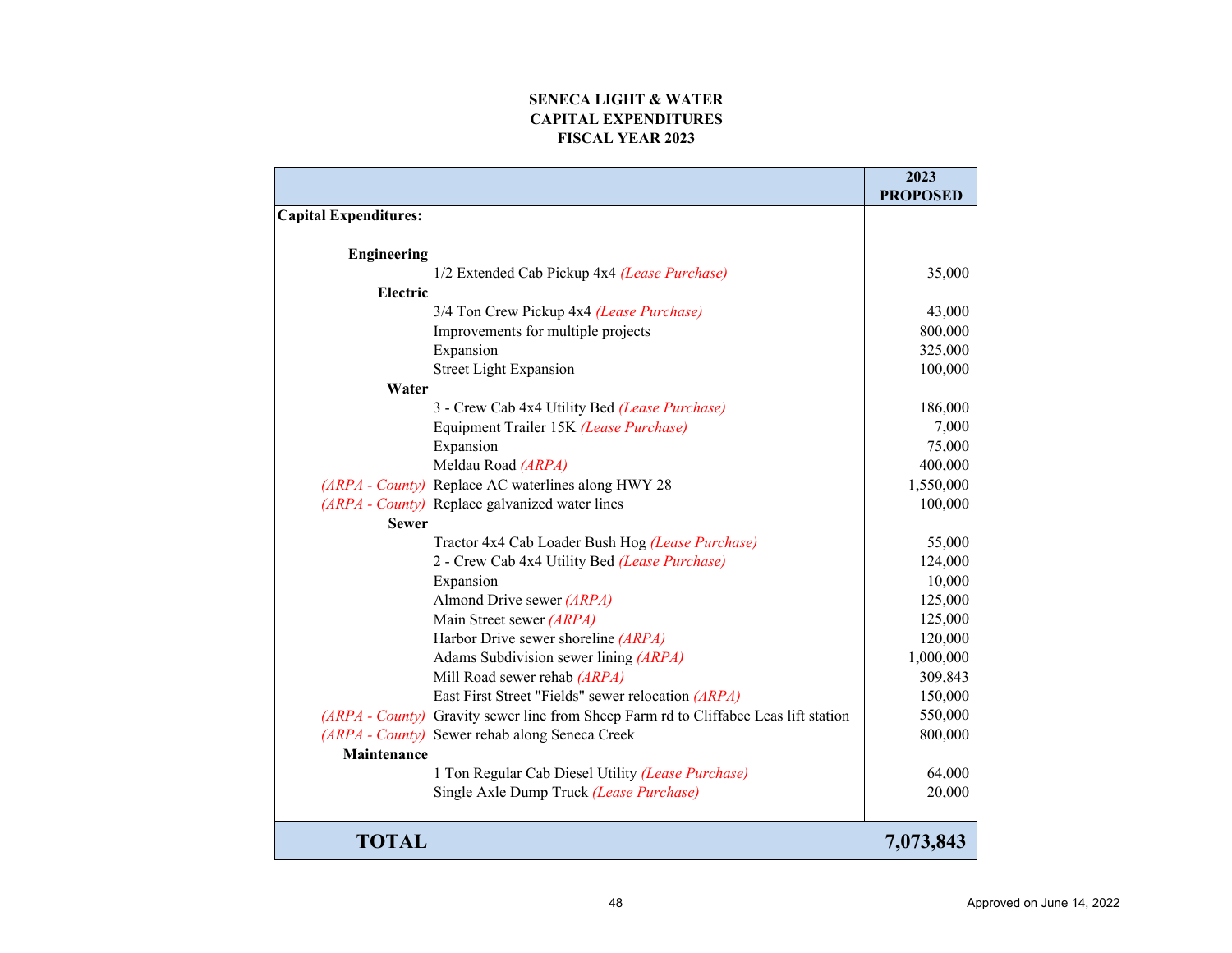**SENECA LIGHT & WATER**
**CAPITAL EXPENDITURES**
**FISCAL YEAR 2023**

| | | 2023 PROPOSED |
|---|---|---|
| **Capital Expenditures:** | | |
| **Engineering** | | |
| | 1/2 Extended Cab Pickup 4x4 *(Lease Purchase)* | 35,000 |
| **Electric** | | |
| | 3/4 Ton Crew Pickup 4x4 *(Lease Purchase)* | 43,000 |
| | Improvements for multiple projects | 800,000 |
| | Expansion | 325,000 |
| | Street Light Expansion | 100,000 |
| **Water** | | |
| | 3 - Crew Cab 4x4 Utility Bed *(Lease Purchase)* | 186,000 |
| | Equipment Trailer 15K *(Lease Purchase)* | 7,000 |
| | Expansion | 75,000 |
| | Meldau Road *(ARPA)* | 400,000 |
| *(ARPA - County)* | Replace AC waterlines along HWY 28 | 1,550,000 |
| *(ARPA - County)* | Replace galvanized water lines | 100,000 |
| **Sewer** | | |
| | Tractor 4x4 Cab Loader Bush Hog *(Lease Purchase)* | 55,000 |
| | 2 - Crew Cab 4x4 Utility Bed *(Lease Purchase)* | 124,000 |
| | Expansion | 10,000 |
| | Almond Drive sewer *(ARPA)* | 125,000 |
| | Main Street sewer *(ARPA)* | 125,000 |
| | Harbor Drive sewer shoreline *(ARPA)* | 120,000 |
| | Adams Subdivision sewer lining *(ARPA)* | 1,000,000 |
| | Mill Road sewer rehab *(ARPA)* | 309,843 |
| | East First Street "Fields" sewer relocation *(ARPA)* | 150,000 |
| *(ARPA - County)* | Gravity sewer line from Sheep Farm rd to Cliffabee Leas lift station | 550,000 |
| *(ARPA - County)* | Sewer rehab along Seneca Creek | 800,000 |
| **Maintenance** | | |
| | 1 Ton Regular Cab Diesel Utility *(Lease Purchase)* | 64,000 |
| | Single Axle Dump Truck *(Lease Purchase)* | 20,000 |
| **TOTAL** | | **7,073,843** |

Approved on June 14, 2022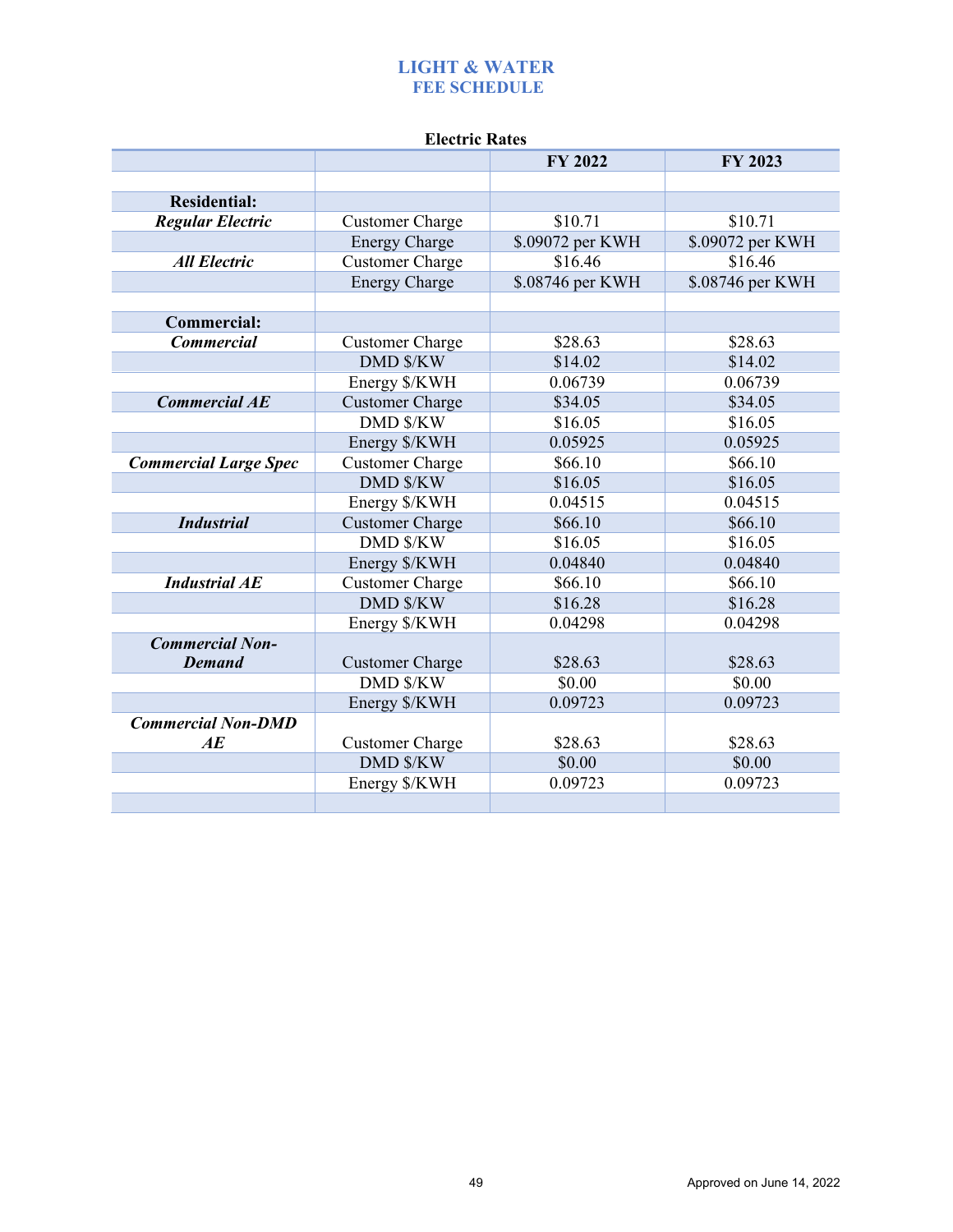# LIGHT & WATER
## FEE SCHEDULE

### Electric Rates

| | | FY 2022 | FY 2023 |
|---|---|---|---|
| | | | |
| **Residential:** | | | |
| ***Regular Electric*** | Customer Charge | $10.71 | $10.71 |
| | Energy Charge | $.09072 per KWH | $.09072 per KWH |
| ***All Electric*** | Customer Charge | $16.46 | $16.46 |
| | Energy Charge | $.08746 per KWH | $.08746 per KWH |
| | | | |
| **Commercial:** | | | |
| ***Commercial*** | Customer Charge | $28.63 | $28.63 |
| | DMD $/KW | $14.02 | $14.02 |
| | Energy $/KWH | 0.06739 | 0.06739 |
| ***Commercial AE*** | Customer Charge | $34.05 | $34.05 |
| | DMD $/KW | $16.05 | $16.05 |
| | Energy $/KWH | 0.05925 | 0.05925 |
| ***Commercial Large Spec*** | Customer Charge | $66.10 | $66.10 |
| | DMD $/KW | $16.05 | $16.05 |
| | Energy $/KWH | 0.04515 | 0.04515 |
| ***Industrial*** | Customer Charge | $66.10 | $66.10 |
| | DMD $/KW | $16.05 | $16.05 |
| | Energy $/KWH | 0.04840 | 0.04840 |
| ***Industrial AE*** | Customer Charge | $66.10 | $66.10 |
| | DMD $/KW | $16.28 | $16.28 |
| | Energy $/KWH | 0.04298 | 0.04298 |
| ***Commercial Non-Demand*** | Customer Charge | $28.63 | $28.63 |
| | DMD $/KW | $0.00 | $0.00 |
| | Energy $/KWH | 0.09723 | 0.09723 |
| ***Commercial Non-DMD AE*** | Customer Charge | $28.63 | $28.63 |
| | DMD $/KW | $0.00 | $0.00 |
| | Energy $/KWH | 0.09723 | 0.09723 |
| | | | |

Approved on June 14, 2022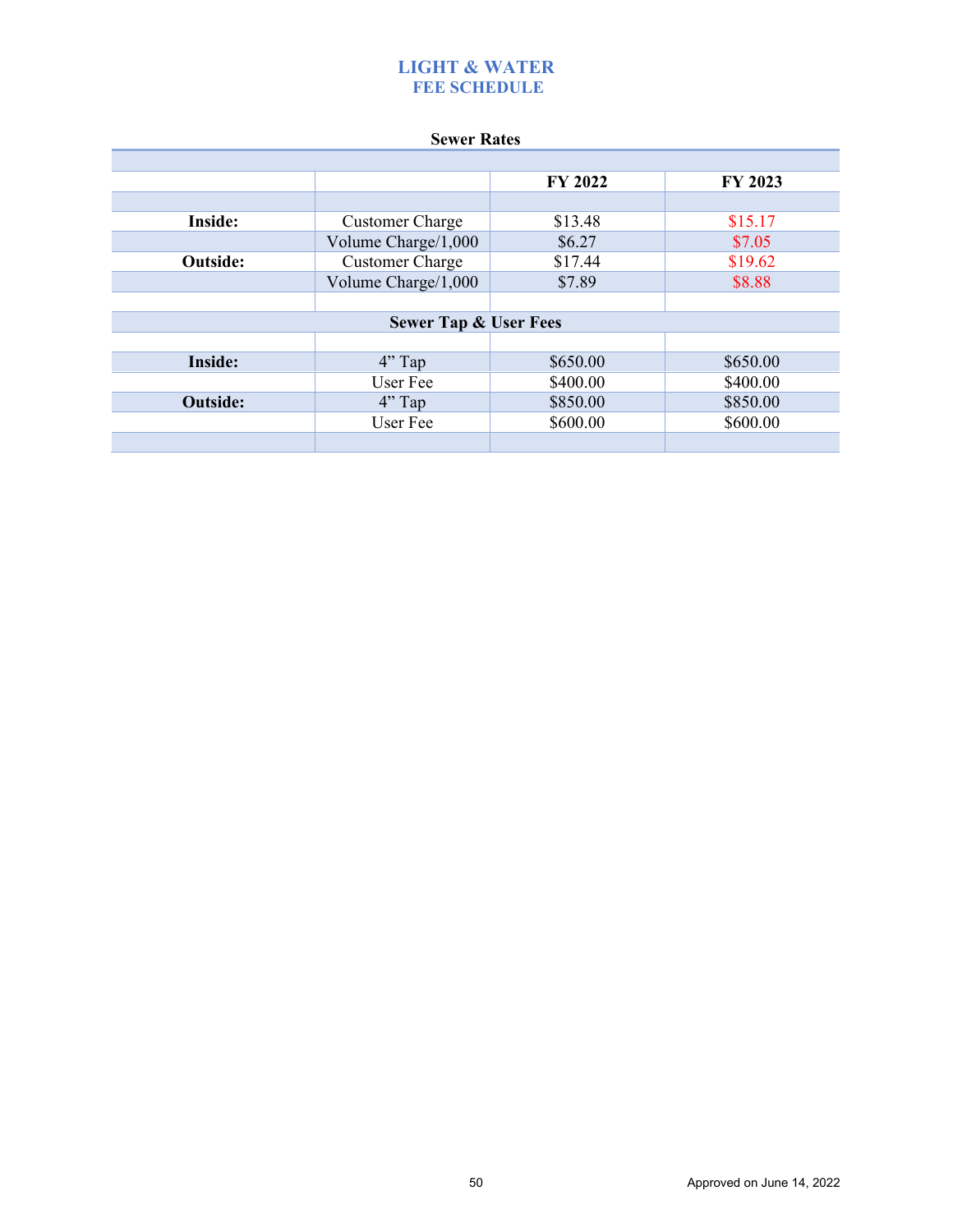# LIGHT & WATER
## FEE SCHEDULE

### Sewer Rates

| | | FY 2022 | FY 2023 |
|---|---|---|---|
| **Inside:** | Customer Charge | $13.48 | $15.17 |
| | Volume Charge/1,000 | $6.27 | $7.05 |
| **Outside:** | Customer Charge | $17.44 | $19.62 |
| | Volume Charge/1,000 | $7.89 | $8.88 |
| | **Sewer Tap & User Fees** | | |
| **Inside:** | 4" Tap | $650.00 | $650.00 |
| | User Fee | $400.00 | $400.00 |
| **Outside:** | 4" Tap | $850.00 | $850.00 |
| | User Fee | $600.00 | $600.00 |

Approved on June 14, 2022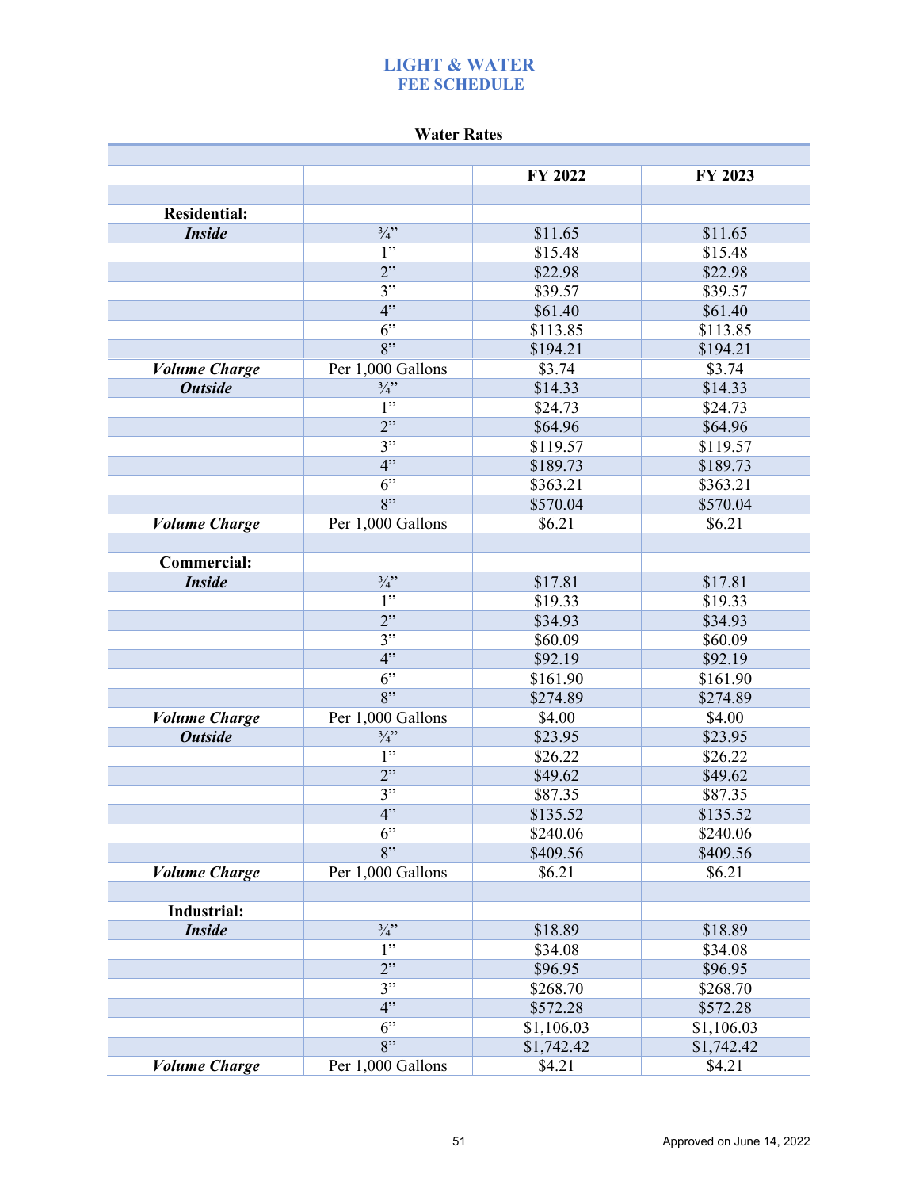# LIGHT & WATER
## FEE SCHEDULE

**Water Rates**

| | | FY 2022 | FY 2023 |
|---|---|---|---|
| | | | |
| **Residential:** | | | |
| ***Inside*** | ¾" | $11.65 | $11.65 |
| | 1" | $15.48 | $15.48 |
| | 2" | $22.98 | $22.98 |
| | 3" | $39.57 | $39.57 |
| | 4" | $61.40 | $61.40 |
| | 6" | $113.85 | $113.85 |
| | 8" | $194.21 | $194.21 |
| ***Volume Charge*** | Per 1,000 Gallons | $3.74 | $3.74 |
| ***Outside*** | ¾" | $14.33 | $14.33 |
| | 1" | $24.73 | $24.73 |
| | 2" | $64.96 | $64.96 |
| | 3" | $119.57 | $119.57 |
| | 4" | $189.73 | $189.73 |
| | 6" | $363.21 | $363.21 |
| | 8" | $570.04 | $570.04 |
| ***Volume Charge*** | Per 1,000 Gallons | $6.21 | $6.21 |
| | | | |
| **Commercial:** | | | |
| ***Inside*** | ¾" | $17.81 | $17.81 |
| | 1" | $19.33 | $19.33 |
| | 2" | $34.93 | $34.93 |
| | 3" | $60.09 | $60.09 |
| | 4" | $92.19 | $92.19 |
| | 6" | $161.90 | $161.90 |
| | 8" | $274.89 | $274.89 |
| ***Volume Charge*** | Per 1,000 Gallons | $4.00 | $4.00 |
| ***Outside*** | ¾" | $23.95 | $23.95 |
| | 1" | $26.22 | $26.22 |
| | 2" | $49.62 | $49.62 |
| | 3" | $87.35 | $87.35 |
| | 4" | $135.52 | $135.52 |
| | 6" | $240.06 | $240.06 |
| | 8" | $409.56 | $409.56 |
| ***Volume Charge*** | Per 1,000 Gallons | $6.21 | $6.21 |
| | | | |
| **Industrial:** | | | |
| ***Inside*** | ¾" | $18.89 | $18.89 |
| | 1" | $34.08 | $34.08 |
| | 2" | $96.95 | $96.95 |
| | 3" | $268.70 | $268.70 |
| | 4" | $572.28 | $572.28 |
| | 6" | $1,106.03 | $1,106.03 |
| | 8" | $1,742.42 | $1,742.42 |
| ***Volume Charge*** | Per 1,000 Gallons | $4.21 | $4.21 |

Approved on June 14, 2022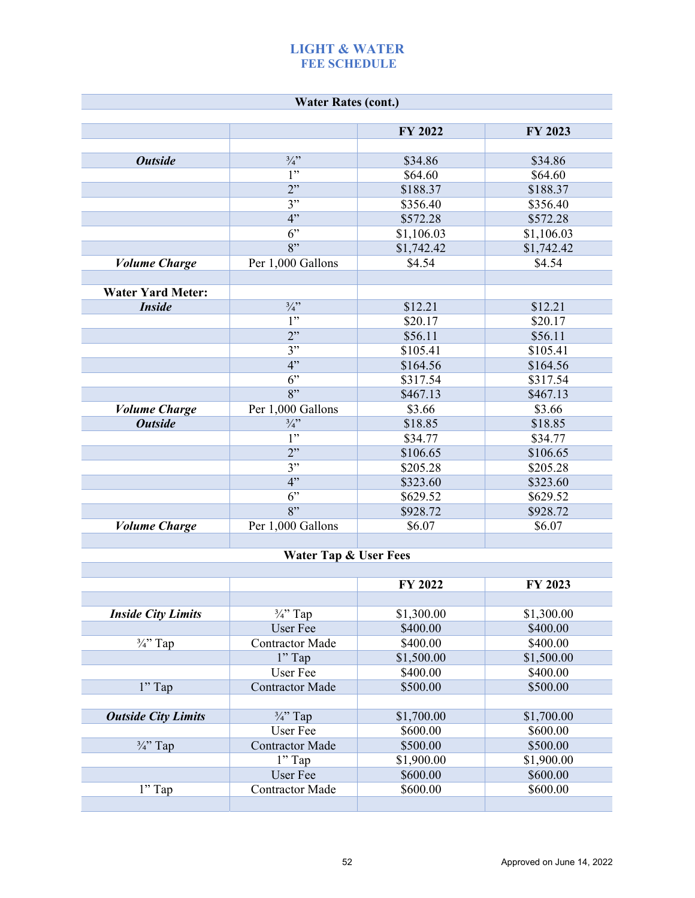# LIGHT & WATER
## FEE SCHEDULE

| Water Rates (cont.) | | | |
|---|---|---|---|
| | | **FY 2022** | **FY 2023** |
| | | | |
| ***Outside*** | ¾” | $34.86 | $34.86 |
| | 1” | $64.60 | $64.60 |
| | 2” | $188.37 | $188.37 |
| | 3” | $356.40 | $356.40 |
| | 4” | $572.28 | $572.28 |
| | 6” | $1,106.03 | $1,106.03 |
| | 8” | $1,742.42 | $1,742.42 |
| ***Volume Charge*** | Per 1,000 Gallons | $4.54 | $4.54 |
| | | | |
| **Water Yard Meter:** | | | |
| ***Inside*** | ¾” | $12.21 | $12.21 |
| | 1” | $20.17 | $20.17 |
| | 2” | $56.11 | $56.11 |
| | 3” | $105.41 | $105.41 |
| | 4” | $164.56 | $164.56 |
| | 6” | $317.54 | $317.54 |
| | 8” | $467.13 | $467.13 |
| ***Volume Charge*** | Per 1,000 Gallons | $3.66 | $3.66 |
| ***Outside*** | ¾” | $18.85 | $18.85 |
| | 1” | $34.77 | $34.77 |
| | 2” | $106.65 | $106.65 |
| | 3” | $205.28 | $205.28 |
| | 4” | $323.60 | $323.60 |
| | 6” | $629.52 | $629.52 |
| | 8” | $928.72 | $928.72 |
| ***Volume Charge*** | Per 1,000 Gallons | $6.07 | $6.07 |

| Water Tap & User Fees | | | |
|---|---|---|---|
| | | **FY 2022** | **FY 2023** |
| | | | |
| ***Inside City Limits*** | ¾” Tap | $1,300.00 | $1,300.00 |
| | User Fee | $400.00 | $400.00 |
| ¾” Tap | Contractor Made | $400.00 | $400.00 |
| | 1” Tap | $1,500.00 | $1,500.00 |
| | User Fee | $400.00 | $400.00 |
| 1” Tap | Contractor Made | $500.00 | $500.00 |
| | | | |
| ***Outside City Limits*** | ¾” Tap | $1,700.00 | $1,700.00 |
| | User Fee | $600.00 | $600.00 |
| ¾” Tap | Contractor Made | $500.00 | $500.00 |
| | 1” Tap | $1,900.00 | $1,900.00 |
| | User Fee | $600.00 | $600.00 |
| 1” Tap | Contractor Made | $600.00 | $600.00 |

Approved on June 14, 2022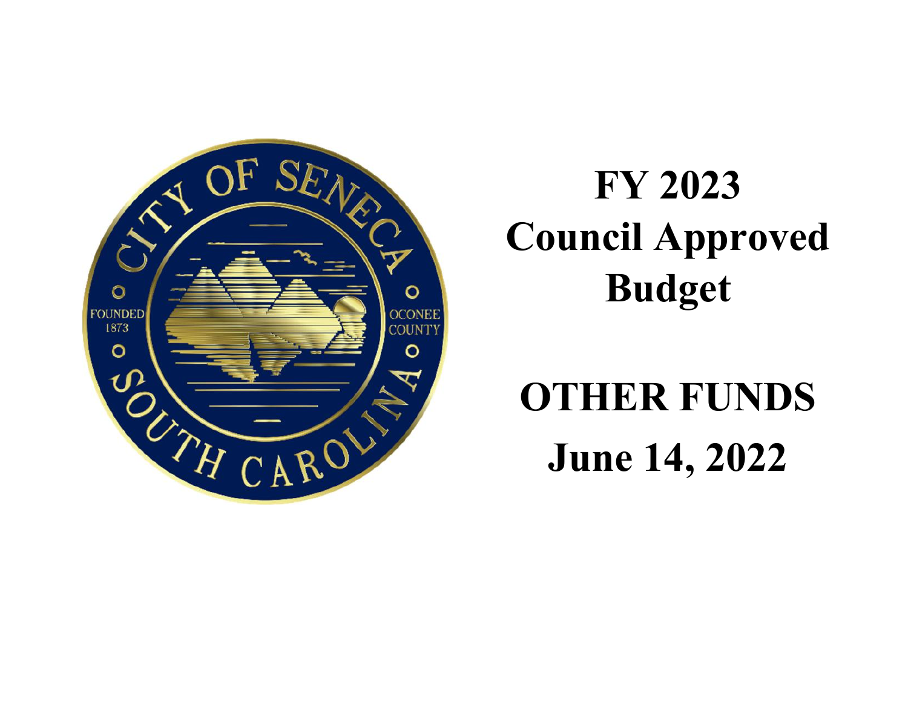# FY 2023 Council Approved Budget

# OTHER FUNDS

## June 14, 2022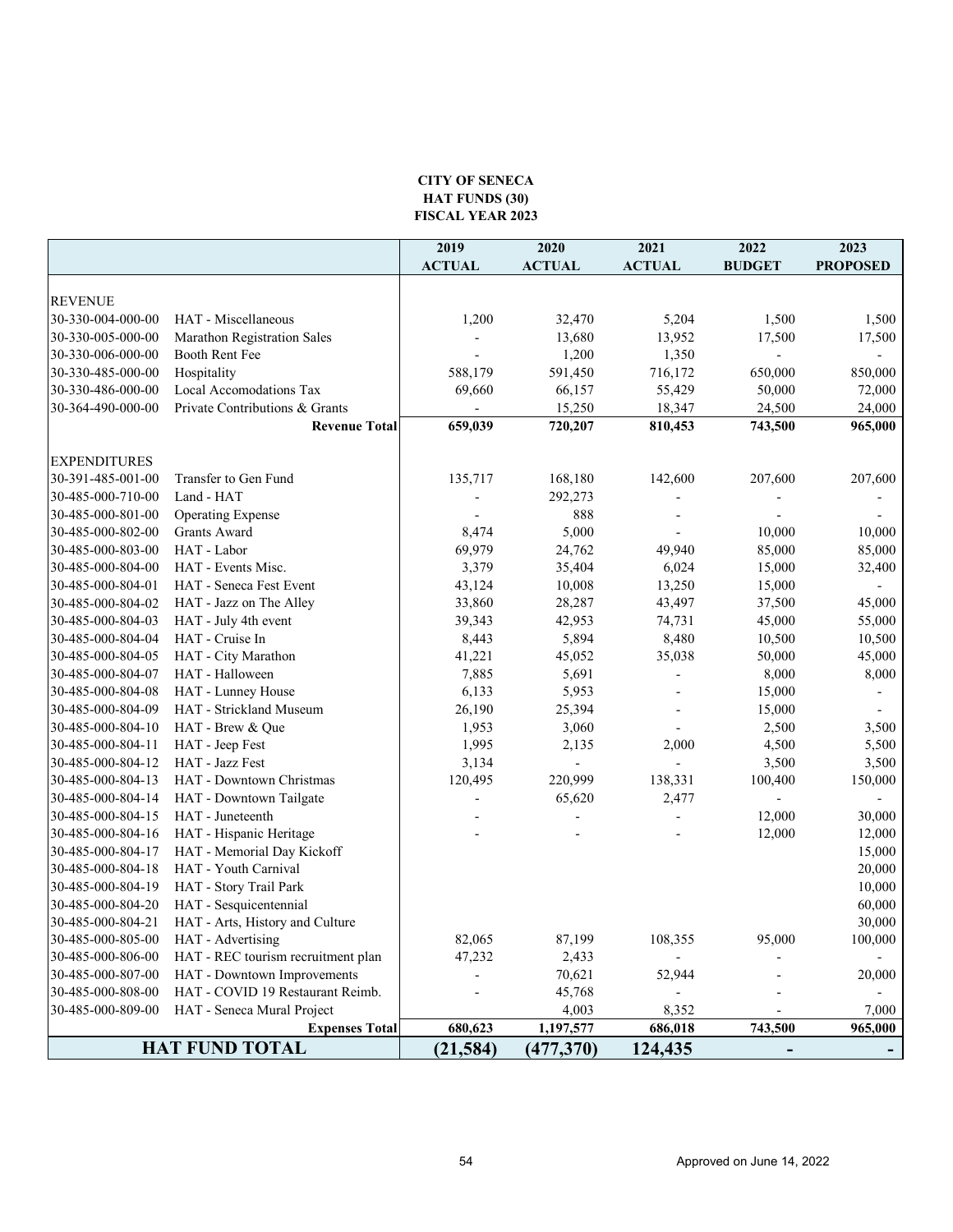**CITY OF SENECA**
**HAT FUNDS (30)**
**FISCAL YEAR 2023**

| | | 2019 ACTUAL | 2020 ACTUAL | 2021 ACTUAL | 2022 BUDGET | 2023 PROPOSED |
|---|---|---|---|---|---|---|
| REVENUE | | | | | | |
| 30-330-004-000-00 | HAT - Miscellaneous | 1,200 | 32,470 | 5,204 | 1,500 | 1,500 |
| 30-330-005-000-00 | Marathon Registration Sales | - | 13,680 | 13,952 | 17,500 | 17,500 |
| 30-330-006-000-00 | Booth Rent Fee | - | 1,200 | 1,350 | - | - |
| 30-330-485-000-00 | Hospitality | 588,179 | 591,450 | 716,172 | 650,000 | 850,000 |
| 30-330-486-000-00 | Local Accomodations Tax | 69,660 | 66,157 | 55,429 | 50,000 | 72,000 |
| 30-364-490-000-00 | Private Contributions & Grants | - | 15,250 | 18,347 | 24,500 | 24,000 |
| | **Revenue Total** | **659,039** | **720,207** | **810,453** | **743,500** | **965,000** |
| EXPENDITURES | | | | | | |
| 30-391-485-001-00 | Transfer to Gen Fund | 135,717 | 168,180 | 142,600 | 207,600 | 207,600 |
| 30-485-000-710-00 | Land - HAT | - | 292,273 | - | - | - |
| 30-485-000-801-00 | Operating Expense | - | 888 | - | - | - |
| 30-485-000-802-00 | Grants Award | 8,474 | 5,000 | - | 10,000 | 10,000 |
| 30-485-000-803-00 | HAT - Labor | 69,979 | 24,762 | 49,940 | 85,000 | 85,000 |
| 30-485-000-804-00 | HAT - Events Misc. | 3,379 | 35,404 | 6,024 | 15,000 | 32,400 |
| 30-485-000-804-01 | HAT - Seneca Fest Event | 43,124 | 10,008 | 13,250 | 15,000 | - |
| 30-485-000-804-02 | HAT - Jazz on The Alley | 33,860 | 28,287 | 43,497 | 37,500 | 45,000 |
| 30-485-000-804-03 | HAT - July 4th event | 39,343 | 42,953 | 74,731 | 45,000 | 55,000 |
| 30-485-000-804-04 | HAT - Cruise In | 8,443 | 5,894 | 8,480 | 10,500 | 10,500 |
| 30-485-000-804-05 | HAT - City Marathon | 41,221 | 45,052 | 35,038 | 50,000 | 45,000 |
| 30-485-000-804-07 | HAT - Halloween | 7,885 | 5,691 | - | 8,000 | 8,000 |
| 30-485-000-804-08 | HAT - Lunney House | 6,133 | 5,953 | - | 15,000 | - |
| 30-485-000-804-09 | HAT - Strickland Museum | 26,190 | 25,394 | - | 15,000 | - |
| 30-485-000-804-10 | HAT - Brew & Que | 1,953 | 3,060 | - | 2,500 | 3,500 |
| 30-485-000-804-11 | HAT - Jeep Fest | 1,995 | 2,135 | 2,000 | 4,500 | 5,500 |
| 30-485-000-804-12 | HAT - Jazz Fest | 3,134 | - | - | 3,500 | 3,500 |
| 30-485-000-804-13 | HAT - Downtown Christmas | 120,495 | 220,999 | 138,331 | 100,400 | 150,000 |
| 30-485-000-804-14 | HAT - Downtown Tailgate | - | 65,620 | 2,477 | - | - |
| 30-485-000-804-15 | HAT - Juneteenth | - | - | - | 12,000 | 30,000 |
| 30-485-000-804-16 | HAT - Hispanic Heritage | - | - | - | 12,000 | 12,000 |
| 30-485-000-804-17 | HAT - Memorial Day Kickoff | | | | | 15,000 |
| 30-485-000-804-18 | HAT - Youth Carnival | | | | | 20,000 |
| 30-485-000-804-19 | HAT - Story Trail Park | | | | | 10,000 |
| 30-485-000-804-20 | HAT - Sesquicentennial | | | | | 60,000 |
| 30-485-000-804-21 | HAT - Arts, History and Culture | | | | | 30,000 |
| 30-485-000-805-00 | HAT - Advertising | 82,065 | 87,199 | 108,355 | 95,000 | 100,000 |
| 30-485-000-806-00 | HAT - REC tourism recruitment plan | 47,232 | 2,433 | - | - | - |
| 30-485-000-807-00 | HAT - Downtown Improvements | - | 70,621 | 52,944 | - | 20,000 |
| 30-485-000-808-00 | HAT - COVID 19 Restaurant Reimb. | - | 45,768 | - | - | - |
| 30-485-000-809-00 | HAT - Seneca Mural Project | | 4,003 | 8,352 | - | 7,000 |
| | **Expenses Total** | **680,623** | **1,197,577** | **686,018** | **743,500** | **965,000** |
| **HAT FUND TOTAL** | | **(21,584)** | **(477,370)** | **124,435** | **-** | **-** |

Approved on June 14, 2022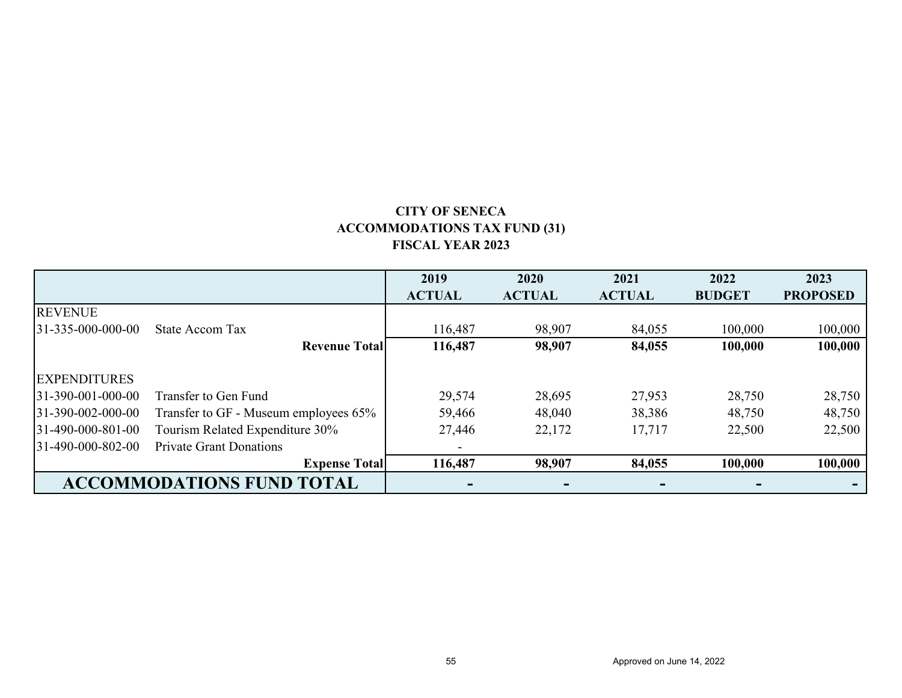**CITY OF SENECA**
**ACCOMMODATIONS TAX FUND (31)**
**FISCAL YEAR 2023**

| | | 2019 ACTUAL | 2020 ACTUAL | 2021 ACTUAL | 2022 BUDGET | 2023 PROPOSED |
|---|---|---|---|---|---|---|
| REVENUE | | | | | | |
| 31-335-000-000-00 | State Accom Tax | 116,487 | 98,907 | 84,055 | 100,000 | 100,000 |
| | **Revenue Total** | **116,487** | **98,907** | **84,055** | **100,000** | **100,000** |
| | | | | | | |
| EXPENDITURES | | | | | | |
| 31-390-001-000-00 | Transfer to Gen Fund | 29,574 | 28,695 | 27,953 | 28,750 | 28,750 |
| 31-390-002-000-00 | Transfer to GF - Museum employees 65% | 59,466 | 48,040 | 38,386 | 48,750 | 48,750 |
| 31-490-000-801-00 | Tourism Related Expenditure 30% | 27,446 | 22,172 | 17,717 | 22,500 | 22,500 |
| 31-490-000-802-00 | Private Grant Donations | - | | | | |
| | **Expense Total** | **116,487** | **98,907** | **84,055** | **100,000** | **100,000** |
| **ACCOMMODATIONS FUND TOTAL** | | **-** | **-** | **-** | **-** | **-** |

Approved on June 14, 2022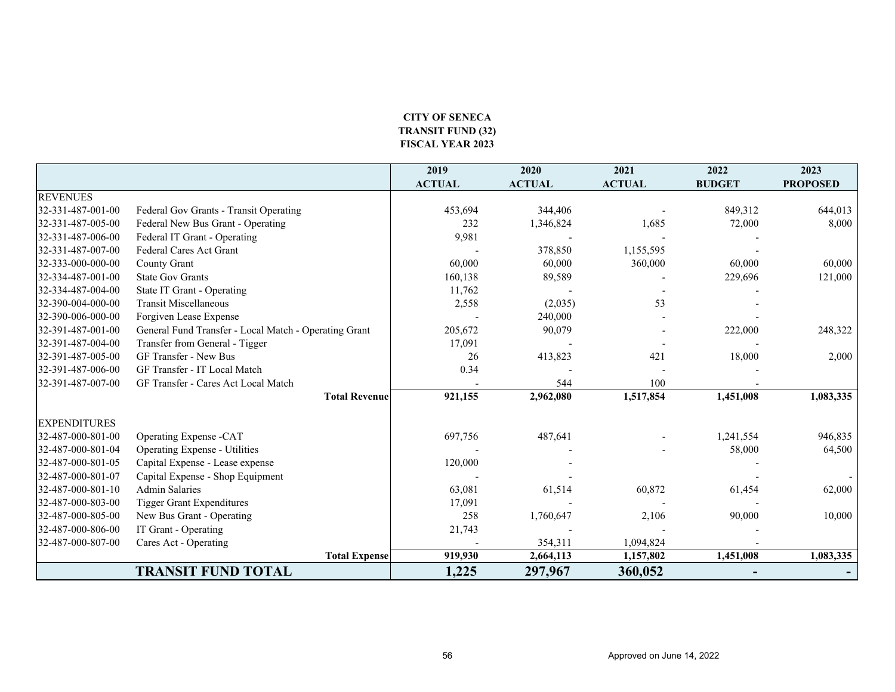**CITY OF SENECA**
**TRANSIT FUND (32)**
**FISCAL YEAR 2023**

| | | 2019 ACTUAL | 2020 ACTUAL | 2021 ACTUAL | 2022 BUDGET | 2023 PROPOSED |
|---|---|---|---|---|---|---|
| REVENUES | | | | | | |
| 32-331-487-001-00 | Federal Gov Grants - Transit Operating | 453,694 | 344,406 | - | 849,312 | 644,013 |
| 32-331-487-005-00 | Federal New Bus Grant - Operating | 232 | 1,346,824 | 1,685 | 72,000 | 8,000 |
| 32-331-487-006-00 | Federal IT Grant - Operating | 9,981 | - | - | - | |
| 32-331-487-007-00 | Federal Cares Act Grant | - | 378,850 | 1,155,595 | - | |
| 32-333-000-000-00 | County Grant | 60,000 | 60,000 | 360,000 | 60,000 | 60,000 |
| 32-334-487-001-00 | State Gov Grants | 160,138 | 89,589 | - | 229,696 | 121,000 |
| 32-334-487-004-00 | State IT Grant - Operating | 11,762 | - | - | - | |
| 32-390-004-000-00 | Transit Miscellaneous | 2,558 | (2,035) | 53 | - | |
| 32-390-006-000-00 | Forgiven Lease Expense | - | 240,000 | - | - | |
| 32-391-487-001-00 | General Fund Transfer - Local Match - Operating Grant | 205,672 | 90,079 | - | 222,000 | 248,322 |
| 32-391-487-004-00 | Transfer from General - Tigger | 17,091 | - | - | - | |
| 32-391-487-005-00 | GF Transfer - New Bus | 26 | 413,823 | 421 | 18,000 | 2,000 |
| 32-391-487-006-00 | GF Transfer - IT Local Match | 0.34 | - | - | - | |
| 32-391-487-007-00 | GF Transfer - Cares Act Local Match | - | 544 | 100 | - | |
| | **Total Revenue** | **921,155** | **2,962,080** | **1,517,854** | **1,451,008** | **1,083,335** |
| EXPENDITURES | | | | | | |
| 32-487-000-801-00 | Operating Expense -CAT | 697,756 | 487,641 | - | 1,241,554 | 946,835 |
| 32-487-000-801-04 | Operating Expense - Utilities | - | - | - | 58,000 | 64,500 |
| 32-487-000-801-05 | Capital Expense - Lease expense | 120,000 | - | | - | |
| 32-487-000-801-07 | Capital Expense - Shop Equipment | - | - | | - | - |
| 32-487-000-801-10 | Admin Salaries | 63,081 | 61,514 | 60,872 | 61,454 | 62,000 |
| 32-487-000-803-00 | Tigger Grant Expenditures | 17,091 | - | - | - | |
| 32-487-000-805-00 | New Bus Grant - Operating | 258 | 1,760,647 | 2,106 | 90,000 | 10,000 |
| 32-487-000-806-00 | IT Grant - Operating | 21,743 | - | - | - | |
| 32-487-000-807-00 | Cares Act - Operating | - | 354,311 | 1,094,824 | - | |
| | **Total Expense** | **919,930** | **2,664,113** | **1,157,802** | **1,451,008** | **1,083,335** |
| | **TRANSIT FUND TOTAL** | **1,225** | **297,967** | **360,052** | **-** | **-** |

Approved on June 14, 2022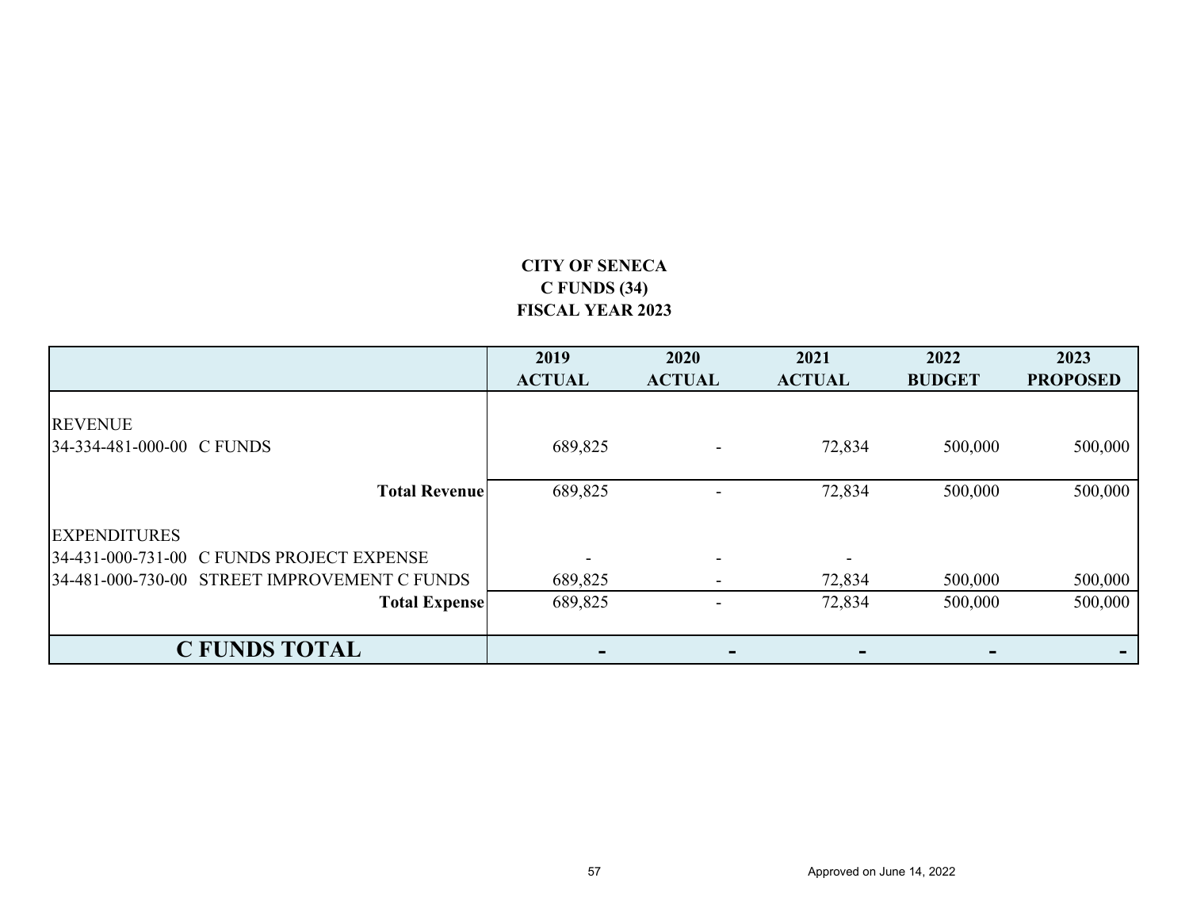**CITY OF SENECA**
**C FUNDS (34)**
**FISCAL YEAR 2023**

| | 2019 ACTUAL | 2020 ACTUAL | 2021 ACTUAL | 2022 BUDGET | 2023 PROPOSED |
|---|---|---|---|---|---|
| REVENUE | | | | | |
| 34-334-481-000-00 C FUNDS | 689,825 | - | 72,834 | 500,000 | 500,000 |
| **Total Revenue** | 689,825 | - | 72,834 | 500,000 | 500,000 |
| EXPENDITURES | | | | | |
| 34-431-000-731-00 C FUNDS PROJECT EXPENSE | - | - | - | | |
| 34-481-000-730-00 STREET IMPROVEMENT C FUNDS | 689,825 | - | 72,834 | 500,000 | 500,000 |
| **Total Expense** | 689,825 | - | 72,834 | 500,000 | 500,000 |
| **C FUNDS TOTAL** | **-** | **-** | **-** | **-** | **-** |

Approved on June 14, 2022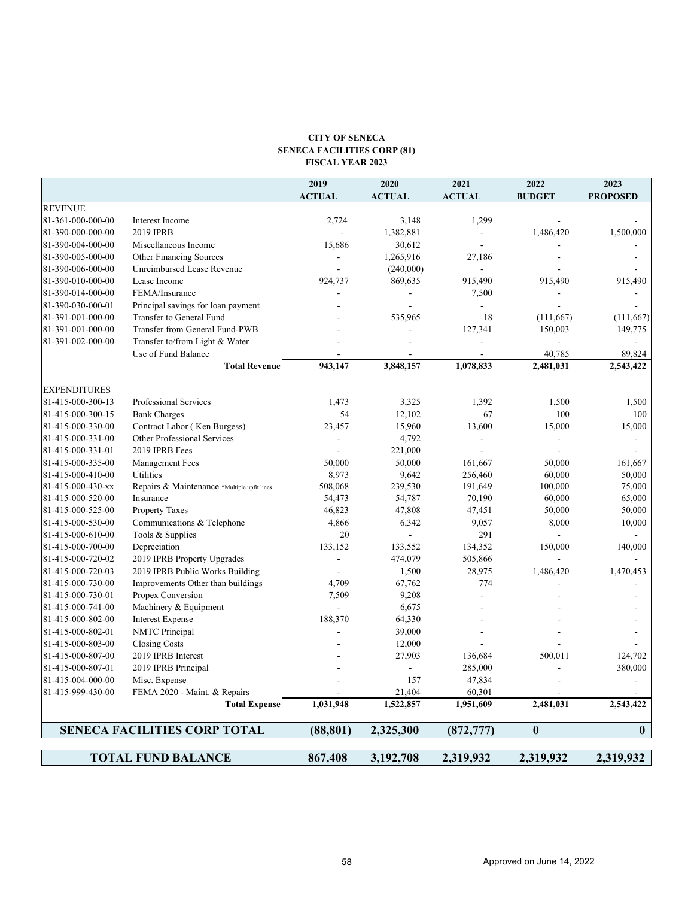**CITY OF SENECA**
**SENECA FACILITIES CORP (81)**
**FISCAL YEAR 2023**

| | | 2019 ACTUAL | 2020 ACTUAL | 2021 ACTUAL | 2022 BUDGET | 2023 PROPOSED |
|---|---|---|---|---|---|---|
| REVENUE | | | | | | |
| 81-361-000-000-00 | Interest Income | 2,724 | 3,148 | 1,299 | - | - |
| 81-390-000-000-00 | 2019 IPRB | - | 1,382,881 | - | 1,486,420 | 1,500,000 |
| 81-390-004-000-00 | Miscellaneous Income | 15,686 | 30,612 | - | - | - |
| 81-390-005-000-00 | Other Financing Sources | - | 1,265,916 | 27,186 | - | - |
| 81-390-006-000-00 | Unreimbursed Lease Revenue | - | (240,000) | - | - | - |
| 81-390-010-000-00 | Lease Income | 924,737 | 869,635 | 915,490 | 915,490 | 915,490 |
| 81-390-014-000-00 | FEMA/Insurance | - | - | 7,500 | - | - |
| 81-390-030-000-01 | Principal savings for loan payment | - | - | - | - | - |
| 81-391-001-000-00 | Transfer to General Fund | - | 535,965 | 18 | (111,667) | (111,667) |
| 81-391-001-000-00 | Transfer from General Fund-PWB | - | - | 127,341 | 150,003 | 149,775 |
| 81-391-002-000-00 | Transfer to/from Light & Water | - | - | - | - | - |
| | Use of Fund Balance | - | - | - | 40,785 | 89,824 |
| | **Total Revenue** | **943,147** | **3,848,157** | **1,078,833** | **2,481,031** | **2,543,422** |
| EXPENDITURES | | | | | | |
| 81-415-000-300-13 | Professional Services | 1,473 | 3,325 | 1,392 | 1,500 | 1,500 |
| 81-415-000-300-15 | Bank Charges | 54 | 12,102 | 67 | 100 | 100 |
| 81-415-000-330-00 | Contract Labor ( Ken Burgess) | 23,457 | 15,960 | 13,600 | 15,000 | 15,000 |
| 81-415-000-331-00 | Other Professional Services | - | 4,792 | - | - | - |
| 81-415-000-331-01 | 2019 IPRB Fees | - | 221,000 | - | - | - |
| 81-415-000-335-00 | Management Fees | 50,000 | 50,000 | 161,667 | 50,000 | 161,667 |
| 81-415-000-410-00 | Utilities | 8,973 | 9,642 | 256,460 | 60,000 | 50,000 |
| 81-415-000-430-xx | Repairs & Maintenance *Multiple upfit lines | 508,068 | 239,530 | 191,649 | 100,000 | 75,000 |
| 81-415-000-520-00 | Insurance | 54,473 | 54,787 | 70,190 | 60,000 | 65,000 |
| 81-415-000-525-00 | Property Taxes | 46,823 | 47,808 | 47,451 | 50,000 | 50,000 |
| 81-415-000-530-00 | Communications & Telephone | 4,866 | 6,342 | 9,057 | 8,000 | 10,000 |
| 81-415-000-610-00 | Tools & Supplies | 20 | - | 291 | - | - |
| 81-415-000-700-00 | Depreciation | 133,152 | 133,552 | 134,352 | 150,000 | 140,000 |
| 81-415-000-720-02 | 2019 IPRB Property Upgrades | - | 474,079 | 505,866 | - | - |
| 81-415-000-720-03 | 2019 IPRB Public Works Building | - | 1,500 | 28,975 | 1,486,420 | 1,470,453 |
| 81-415-000-730-00 | Improvements Other than buildings | 4,709 | 67,762 | 774 | - | - |
| 81-415-000-730-01 | Propex Conversion | 7,509 | 9,208 | - | - | - |
| 81-415-000-741-00 | Machinery & Equipment | - | 6,675 | - | - | - |
| 81-415-000-802-00 | Interest Expense | 188,370 | 64,330 | - | - | - |
| 81-415-000-802-01 | NMTC Principal | - | 39,000 | - | - | - |
| 81-415-000-803-00 | Closing Costs | - | 12,000 | - | - | - |
| 81-415-000-807-00 | 2019 IPRB Interest | - | 27,903 | 136,684 | 500,011 | 124,702 |
| 81-415-000-807-01 | 2019 IPRB Principal | - | - | 285,000 | - | 380,000 |
| 81-415-004-000-00 | Misc. Expense | - | 157 | 47,834 | - | - |
| 81-415-999-430-00 | FEMA 2020 - Maint. & Repairs | - | 21,404 | 60,301 | - | - |
| | **Total Expense** | **1,031,948** | **1,522,857** | **1,951,609** | **2,481,031** | **2,543,422** |
| **SENECA FACILITIES CORP TOTAL** | | **(88,801)** | **2,325,300** | **(872,777)** | **0** | **0** |
| **TOTAL FUND BALANCE** | | **867,408** | **3,192,708** | **2,319,932** | **2,319,932** | **2,319,932** |

Approved on June 14, 2022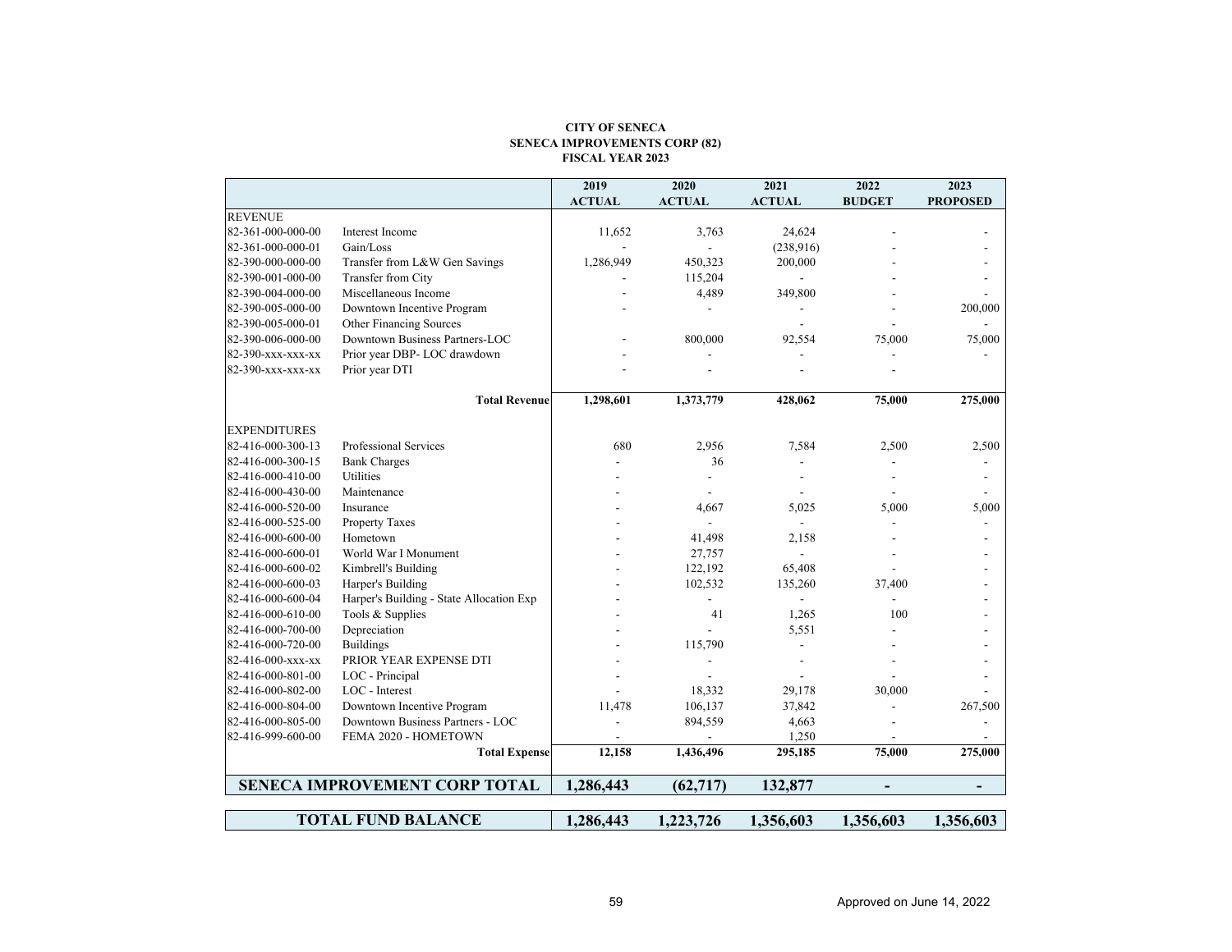**CITY OF SENECA**
**SENECA IMPROVEMENTS CORP (82)**
**FISCAL YEAR 2023**

| | | 2019 ACTUAL | 2020 ACTUAL | 2021 ACTUAL | 2022 BUDGET | 2023 PROPOSED |
|---|---|---|---|---|---|---|
| REVENUE | | | | | | |
| 82-361-000-000-00 | Interest Income | 11,652 | 3,763 | 24,624 | - | - |
| 82-361-000-000-01 | Gain/Loss | - | - | (238,916) | - | - |
| 82-390-000-000-00 | Transfer from L&W Gen Savings | 1,286,949 | 450,323 | 200,000 | - | - |
| 82-390-001-000-00 | Transfer from City | - | 115,204 | - | - | - |
| 82-390-004-000-00 | Miscellaneous Income | - | 4,489 | 349,800 | - | - |
| 82-390-005-000-00 | Downtown Incentive Program | - | - | - | - | 200,000 |
| 82-390-005-000-01 | Other Financing Sources | | | - | - | - |
| 82-390-006-000-00 | Downtown Business Partners-LOC | - | 800,000 | 92,554 | 75,000 | 75,000 |
| 82-390-xxx-xxx-xx | Prior year DBP- LOC drawdown | - | - | - | - | - |
| 82-390-xxx-xxx-xx | Prior year DTI | - | - | - | - | |
| | **Total Revenue** | **1,298,601** | **1,373,779** | **428,062** | **75,000** | **275,000** |
| EXPENDITURES | | | | | | |
| 82-416-000-300-13 | Professional Services | 680 | 2,956 | 7,584 | 2,500 | 2,500 |
| 82-416-000-300-15 | Bank Charges | - | 36 | - | - | - |
| 82-416-000-410-00 | Utilities | - | - | - | - | - |
| 82-416-000-430-00 | Maintenance | - | - | - | - | - |
| 82-416-000-520-00 | Insurance | - | 4,667 | 5,025 | 5,000 | 5,000 |
| 82-416-000-525-00 | Property Taxes | - | - | - | - | - |
| 82-416-000-600-00 | Hometown | - | 41,498 | 2,158 | - | - |
| 82-416-000-600-01 | World War I Monument | - | 27,757 | - | - | - |
| 82-416-000-600-02 | Kimbrell's Building | - | 122,192 | 65,408 | - | - |
| 82-416-000-600-03 | Harper's Building | - | 102,532 | 135,260 | 37,400 | - |
| 82-416-000-600-04 | Harper's Building - State Allocation Exp | - | - | - | - | - |
| 82-416-000-610-00 | Tools & Supplies | - | 41 | 1,265 | 100 | - |
| 82-416-000-700-00 | Depreciation | - | - | 5,551 | - | - |
| 82-416-000-720-00 | Buildings | - | 115,790 | - | - | - |
| 82-416-000-xxx-xx | PRIOR YEAR EXPENSE DTI | - | - | - | - | - |
| 82-416-000-801-00 | LOC - Principal | - | - | - | - | - |
| 82-416-000-802-00 | LOC - Interest | - | 18,332 | 29,178 | 30,000 | - |
| 82-416-000-804-00 | Downtown Incentive Program | 11,478 | 106,137 | 37,842 | - | 267,500 |
| 82-416-000-805-00 | Downtown Business Partners - LOC | - | 894,559 | 4,663 | - | - |
| 82-416-999-600-00 | FEMA 2020 - HOMETOWN | - | - | 1,250 | - | - |
| | **Total Expense** | **12,158** | **1,436,496** | **295,185** | **75,000** | **275,000** |
| **SENECA IMPROVEMENT CORP TOTAL** | | **1,286,443** | **(62,717)** | **132,877** | **-** | **-** |
| **TOTAL FUND BALANCE** | | **1,286,443** | **1,223,726** | **1,356,603** | **1,356,603** | **1,356,603** |

Approved on June 14, 2022